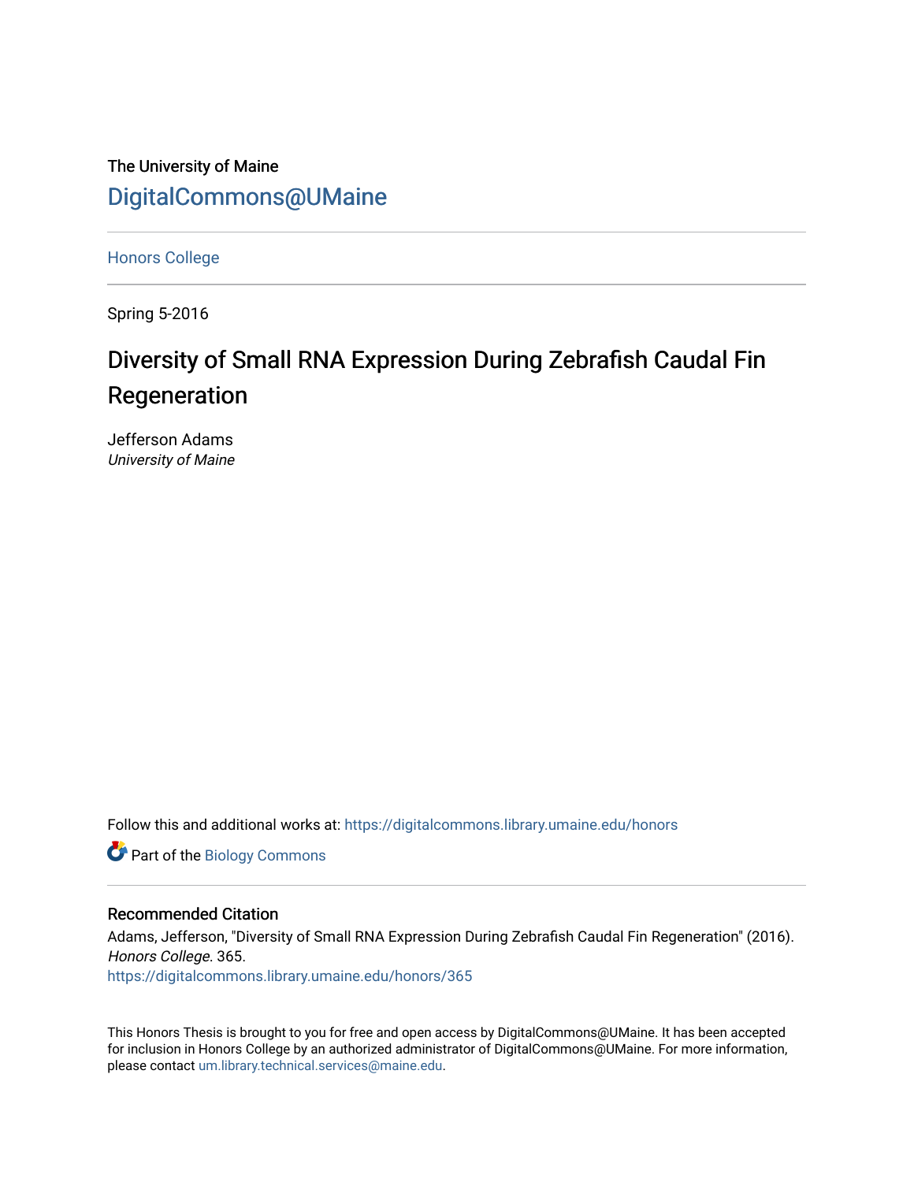The University of Maine

DigitalCommons@UMaine

Honors College

Spring 5-2016

# Diversity of Small RNA Expression During Zebrafish Caudal Fin Regeneration

Jefferson Adams
*University of Maine*

Follow this and additional works at: https://digitalcommons.library.umaine.edu/honors

Part of the Biology Commons

## Recommended Citation

Adams, Jefferson, "Diversity of Small RNA Expression During Zebrafish Caudal Fin Regeneration" (2016). *Honors College*. 365.
https://digitalcommons.library.umaine.edu/honors/365

This Honors Thesis is brought to you for free and open access by DigitalCommons@UMaine. It has been accepted for inclusion in Honors College by an authorized administrator of DigitalCommons@UMaine. For more information, please contact um.library.technical.services@maine.edu.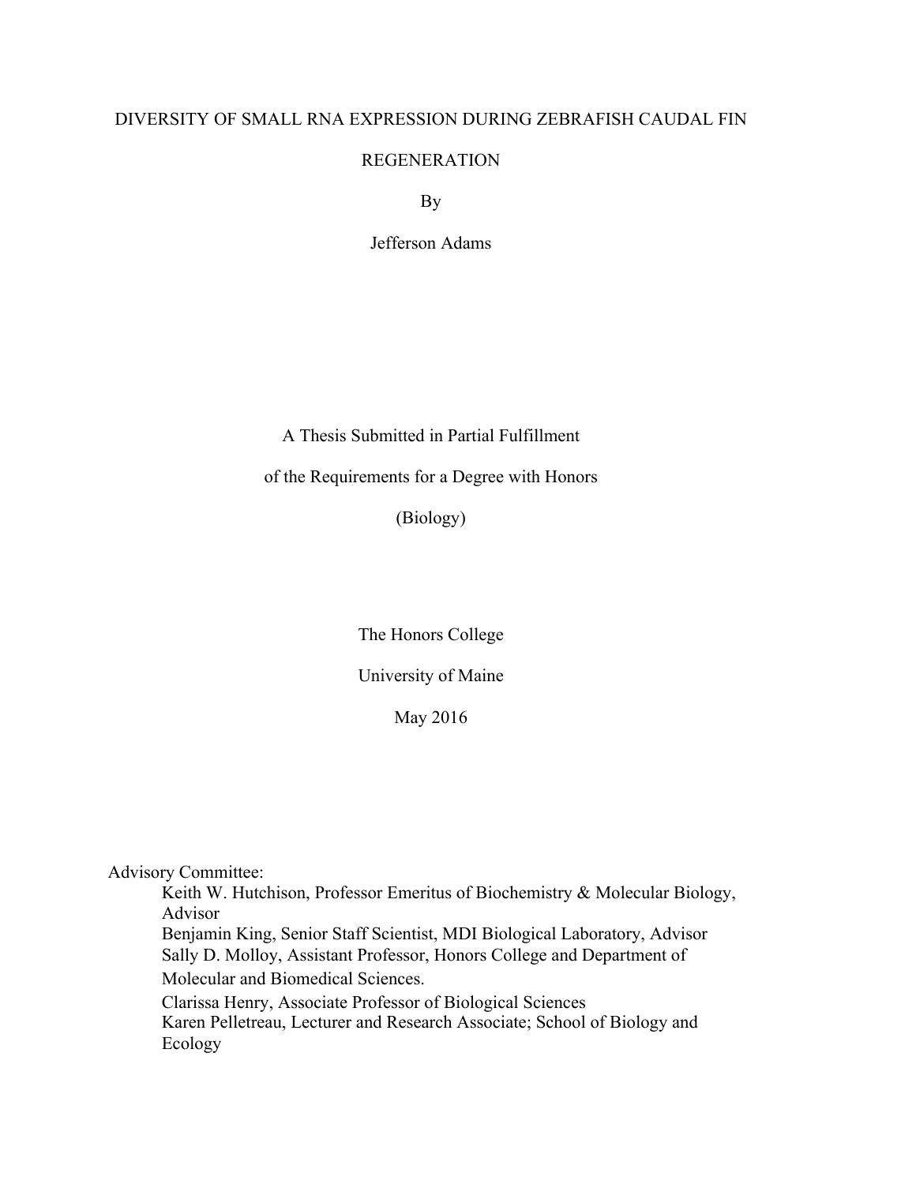DIVERSITY OF SMALL RNA EXPRESSION DURING ZEBRAFISH CAUDAL FIN REGENERATION

By

Jefferson Adams

A Thesis Submitted in Partial Fulfillment

of the Requirements for a Degree with Honors

(Biology)

The Honors College

University of Maine

May 2016

Advisory Committee:

Keith W. Hutchison, Professor Emeritus of Biochemistry & Molecular Biology, Advisor

Benjamin King, Senior Staff Scientist, MDI Biological Laboratory, Advisor

Sally D. Molloy, Assistant Professor, Honors College and Department of Molecular and Biomedical Sciences.

Clarissa Henry, Associate Professor of Biological Sciences

Karen Pelletreau, Lecturer and Research Associate; School of Biology and Ecology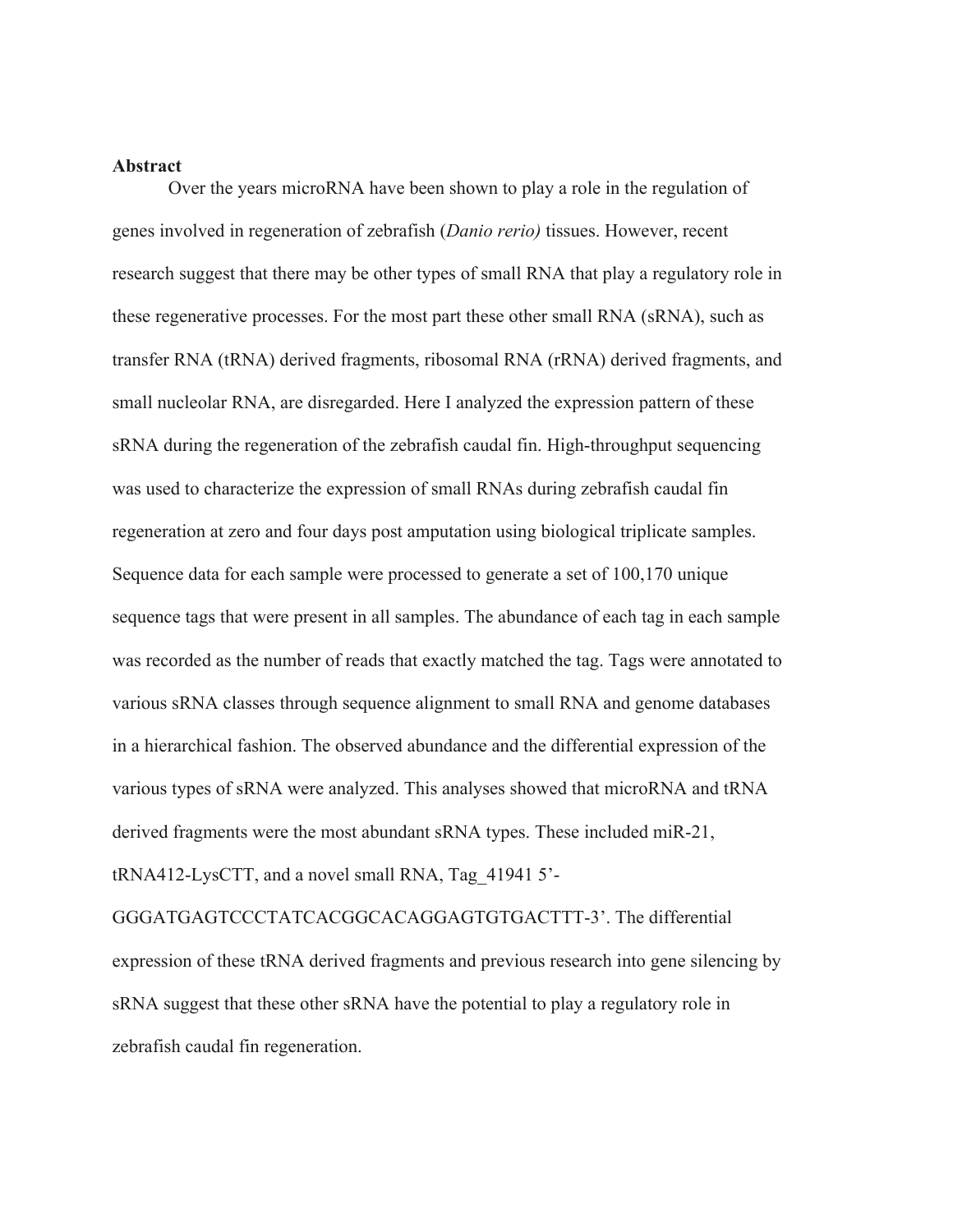## Abstract

Over the years microRNA have been shown to play a role in the regulation of genes involved in regeneration of zebrafish (*Danio rerio)* tissues. However, recent research suggest that there may be other types of small RNA that play a regulatory role in these regenerative processes. For the most part these other small RNA (sRNA), such as transfer RNA (tRNA) derived fragments, ribosomal RNA (rRNA) derived fragments, and small nucleolar RNA, are disregarded. Here I analyzed the expression pattern of these sRNA during the regeneration of the zebrafish caudal fin. High-throughput sequencing was used to characterize the expression of small RNAs during zebrafish caudal fin regeneration at zero and four days post amputation using biological triplicate samples. Sequence data for each sample were processed to generate a set of 100,170 unique sequence tags that were present in all samples. The abundance of each tag in each sample was recorded as the number of reads that exactly matched the tag. Tags were annotated to various sRNA classes through sequence alignment to small RNA and genome databases in a hierarchical fashion. The observed abundance and the differential expression of the various types of sRNA were analyzed. This analyses showed that microRNA and tRNA derived fragments were the most abundant sRNA types. These included miR-21, tRNA412-LysCTT, and a novel small RNA, Tag_41941 5'-GGGATGAGTCCCTATCACGGCACAGGAGTGTGACTTT-3'. The differential expression of these tRNA derived fragments and previous research into gene silencing by sRNA suggest that these other sRNA have the potential to play a regulatory role in zebrafish caudal fin regeneration.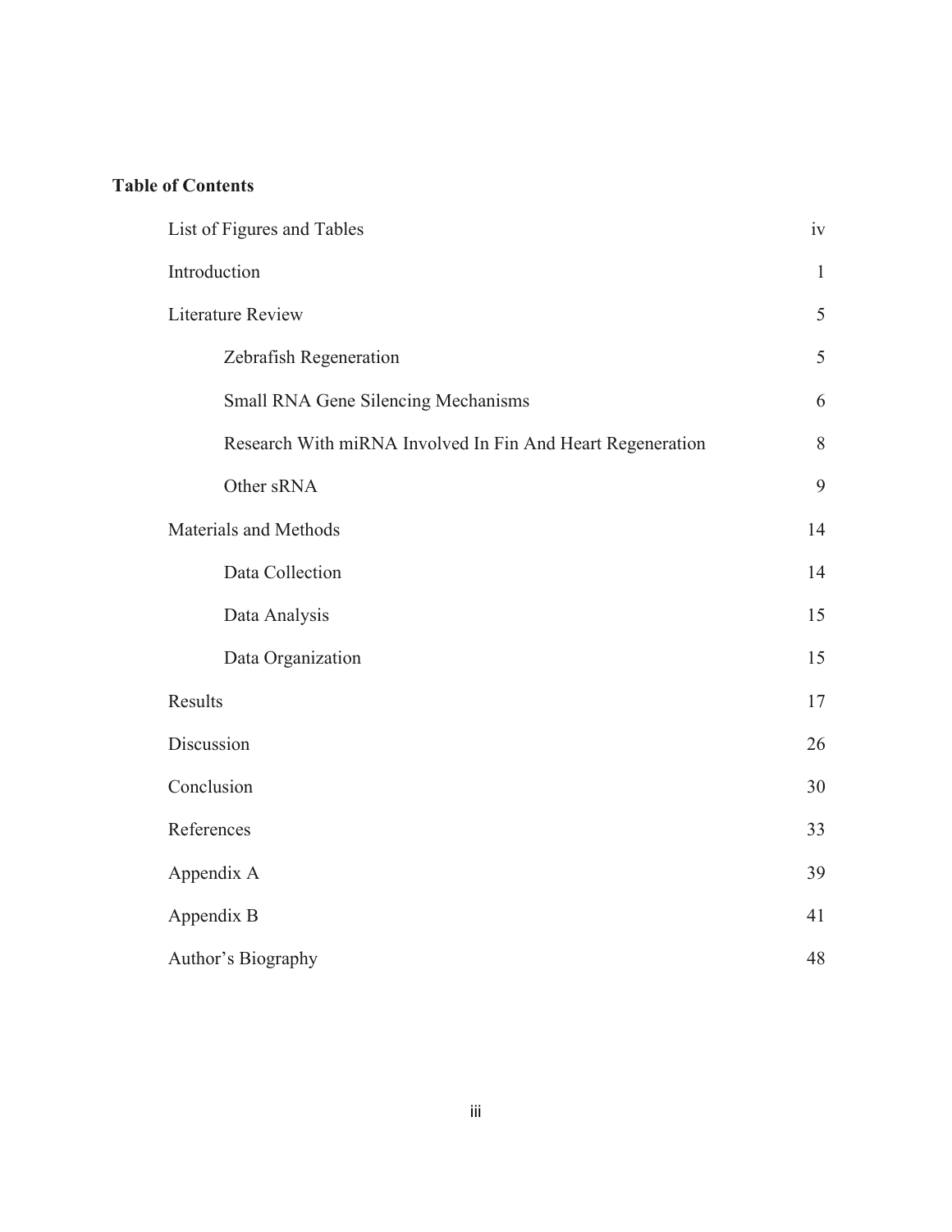**Table of Contents**

| | |
|---|---|
| List of Figures and Tables | iv |
| Introduction | 1 |
| Literature Review | 5 |
| &nbsp;&nbsp;&nbsp;&nbsp;Zebrafish Regeneration | 5 |
| &nbsp;&nbsp;&nbsp;&nbsp;Small RNA Gene Silencing Mechanisms | 6 |
| &nbsp;&nbsp;&nbsp;&nbsp;Research With miRNA Involved In Fin And Heart Regeneration | 8 |
| &nbsp;&nbsp;&nbsp;&nbsp;Other sRNA | 9 |
| Materials and Methods | 14 |
| &nbsp;&nbsp;&nbsp;&nbsp;Data Collection | 14 |
| &nbsp;&nbsp;&nbsp;&nbsp;Data Analysis | 15 |
| &nbsp;&nbsp;&nbsp;&nbsp;Data Organization | 15 |
| Results | 17 |
| Discussion | 26 |
| Conclusion | 30 |
| References | 33 |
| Appendix A | 39 |
| Appendix B | 41 |
| Author's Biography | 48 |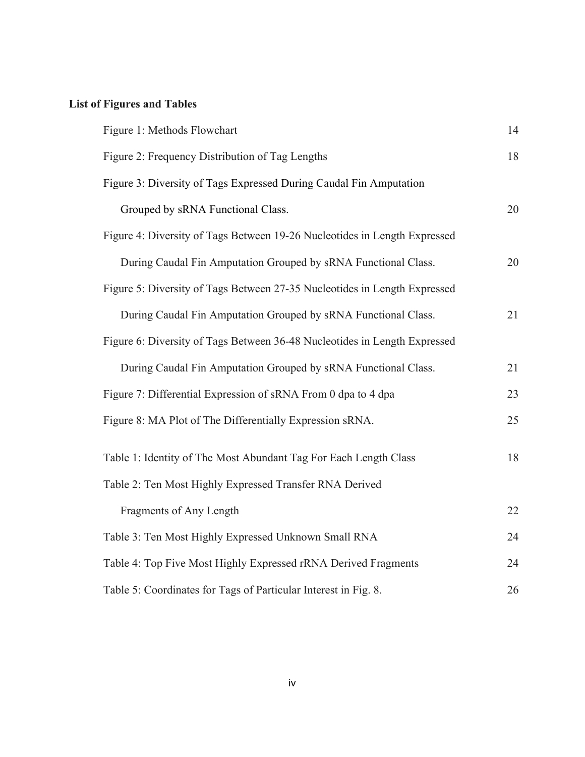**List of Figures and Tables**

| | |
|---|---|
| Figure 1: Methods Flowchart | 14 |
| Figure 2: Frequency Distribution of Tag Lengths | 18 |
| Figure 3: Diversity of Tags Expressed During Caudal Fin Amputation Grouped by sRNA Functional Class. | 20 |
| Figure 4: Diversity of Tags Between 19-26 Nucleotides in Length Expressed During Caudal Fin Amputation Grouped by sRNA Functional Class. | 20 |
| Figure 5: Diversity of Tags Between 27-35 Nucleotides in Length Expressed During Caudal Fin Amputation Grouped by sRNA Functional Class. | 21 |
| Figure 6: Diversity of Tags Between 36-48 Nucleotides in Length Expressed During Caudal Fin Amputation Grouped by sRNA Functional Class. | 21 |
| Figure 7: Differential Expression of sRNA From 0 dpa to 4 dpa | 23 |
| Figure 8: MA Plot of The Differentially Expression sRNA. | 25 |
| Table 1: Identity of The Most Abundant Tag For Each Length Class | 18 |
| Table 2: Ten Most Highly Expressed Transfer RNA Derived Fragments of Any Length | 22 |
| Table 3: Ten Most Highly Expressed Unknown Small RNA | 24 |
| Table 4: Top Five Most Highly Expressed rRNA Derived Fragments | 24 |
| Table 5: Coordinates for Tags of Particular Interest in Fig. 8. | 26 |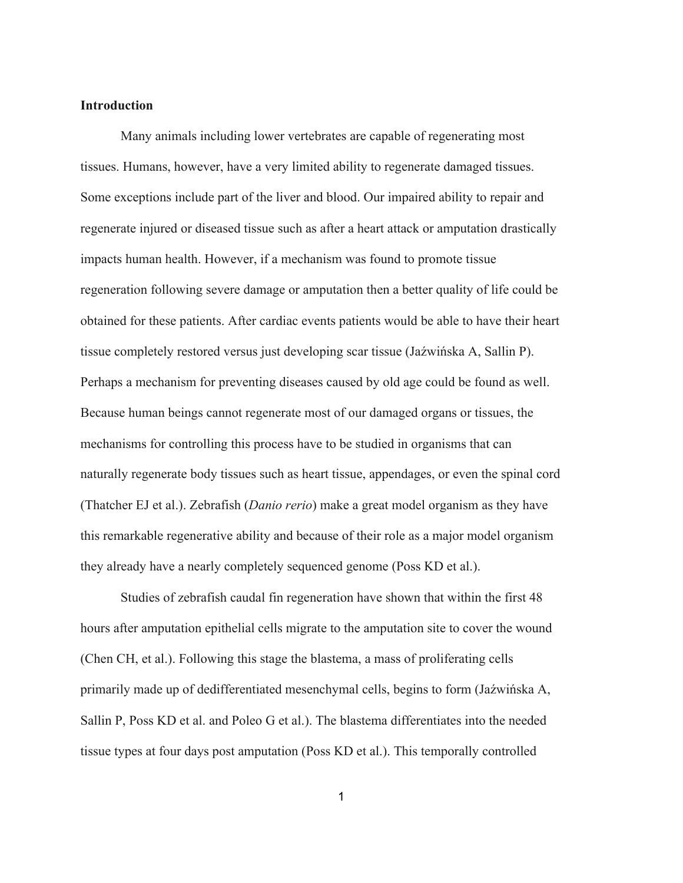## Introduction

Many animals including lower vertebrates are capable of regenerating most tissues. Humans, however, have a very limited ability to regenerate damaged tissues. Some exceptions include part of the liver and blood. Our impaired ability to repair and regenerate injured or diseased tissue such as after a heart attack or amputation drastically impacts human health. However, if a mechanism was found to promote tissue regeneration following severe damage or amputation then a better quality of life could be obtained for these patients. After cardiac events patients would be able to have their heart tissue completely restored versus just developing scar tissue (Jaźwińska A, Sallin P). Perhaps a mechanism for preventing diseases caused by old age could be found as well. Because human beings cannot regenerate most of our damaged organs or tissues, the mechanisms for controlling this process have to be studied in organisms that can naturally regenerate body tissues such as heart tissue, appendages, or even the spinal cord (Thatcher EJ et al.). Zebrafish (*Danio rerio*) make a great model organism as they have this remarkable regenerative ability and because of their role as a major model organism they already have a nearly completely sequenced genome (Poss KD et al.).

Studies of zebrafish caudal fin regeneration have shown that within the first 48 hours after amputation epithelial cells migrate to the amputation site to cover the wound (Chen CH, et al.). Following this stage the blastema, a mass of proliferating cells primarily made up of dedifferentiated mesenchymal cells, begins to form (Jaźwińska A, Sallin P, Poss KD et al. and Poleo G et al.). The blastema differentiates into the needed tissue types at four days post amputation (Poss KD et al.). This temporally controlled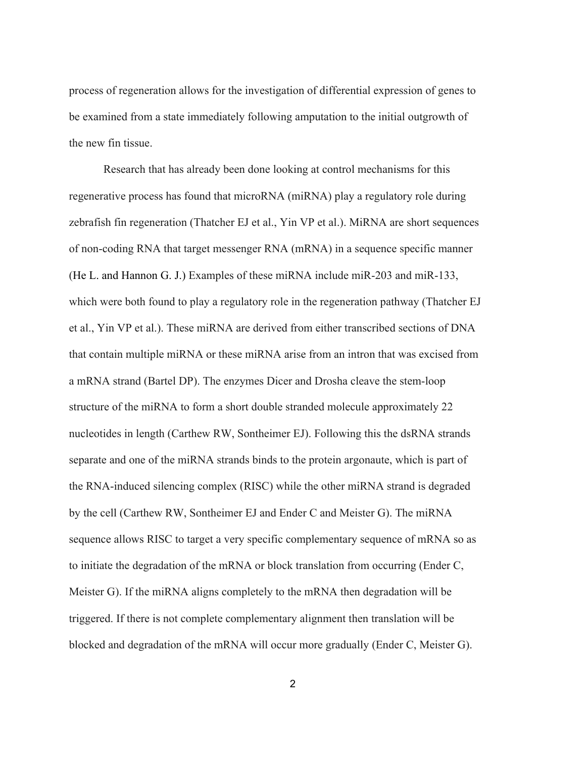process of regeneration allows for the investigation of differential expression of genes to be examined from a state immediately following amputation to the initial outgrowth of the new fin tissue.

Research that has already been done looking at control mechanisms for this regenerative process has found that microRNA (miRNA) play a regulatory role during zebrafish fin regeneration (Thatcher EJ et al., Yin VP et al.). MiRNA are short sequences of non-coding RNA that target messenger RNA (mRNA) in a sequence specific manner (He L. and Hannon G. J.) Examples of these miRNA include miR-203 and miR-133, which were both found to play a regulatory role in the regeneration pathway (Thatcher EJ et al., Yin VP et al.). These miRNA are derived from either transcribed sections of DNA that contain multiple miRNA or these miRNA arise from an intron that was excised from a mRNA strand (Bartel DP). The enzymes Dicer and Drosha cleave the stem-loop structure of the miRNA to form a short double stranded molecule approximately 22 nucleotides in length (Carthew RW, Sontheimer EJ). Following this the dsRNA strands separate and one of the miRNA strands binds to the protein argonaute, which is part of the RNA-induced silencing complex (RISC) while the other miRNA strand is degraded by the cell (Carthew RW, Sontheimer EJ and Ender C and Meister G). The miRNA sequence allows RISC to target a very specific complementary sequence of mRNA so as to initiate the degradation of the mRNA or block translation from occurring (Ender C, Meister G). If the miRNA aligns completely to the mRNA then degradation will be triggered. If there is not complete complementary alignment then translation will be blocked and degradation of the mRNA will occur more gradually (Ender C, Meister G).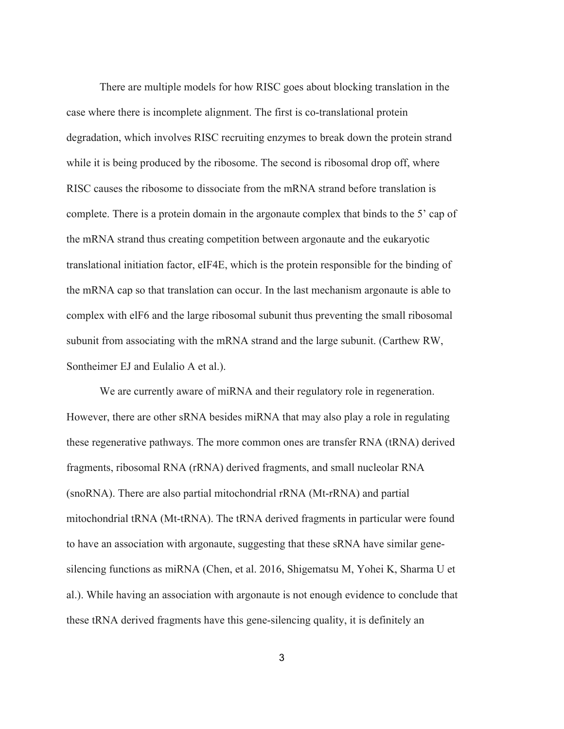There are multiple models for how RISC goes about blocking translation in the case where there is incomplete alignment. The first is co-translational protein degradation, which involves RISC recruiting enzymes to break down the protein strand while it is being produced by the ribosome. The second is ribosomal drop off, where RISC causes the ribosome to dissociate from the mRNA strand before translation is complete. There is a protein domain in the argonaute complex that binds to the 5' cap of the mRNA strand thus creating competition between argonaute and the eukaryotic translational initiation factor, eIF4E, which is the protein responsible for the binding of the mRNA cap so that translation can occur. In the last mechanism argonaute is able to complex with elF6 and the large ribosomal subunit thus preventing the small ribosomal subunit from associating with the mRNA strand and the large subunit. (Carthew RW, Sontheimer EJ and Eulalio A et al.).

We are currently aware of miRNA and their regulatory role in regeneration. However, there are other sRNA besides miRNA that may also play a role in regulating these regenerative pathways. The more common ones are transfer RNA (tRNA) derived fragments, ribosomal RNA (rRNA) derived fragments, and small nucleolar RNA (snoRNA). There are also partial mitochondrial rRNA (Mt-rRNA) and partial mitochondrial tRNA (Mt-tRNA). The tRNA derived fragments in particular were found to have an association with argonaute, suggesting that these sRNA have similar gene-silencing functions as miRNA (Chen, et al. 2016, Shigematsu M, Yohei K, Sharma U et al.). While having an association with argonaute is not enough evidence to conclude that these tRNA derived fragments have this gene-silencing quality, it is definitely an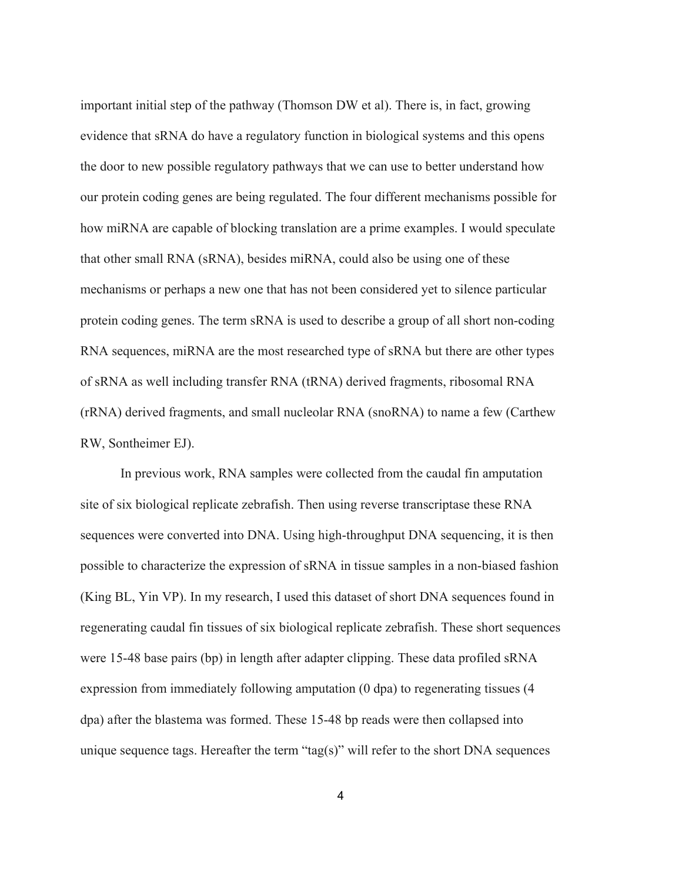important initial step of the pathway (Thomson DW et al). There is, in fact, growing evidence that sRNA do have a regulatory function in biological systems and this opens the door to new possible regulatory pathways that we can use to better understand how our protein coding genes are being regulated. The four different mechanisms possible for how miRNA are capable of blocking translation are a prime examples. I would speculate that other small RNA (sRNA), besides miRNA, could also be using one of these mechanisms or perhaps a new one that has not been considered yet to silence particular protein coding genes. The term sRNA is used to describe a group of all short non-coding RNA sequences, miRNA are the most researched type of sRNA but there are other types of sRNA as well including transfer RNA (tRNA) derived fragments, ribosomal RNA (rRNA) derived fragments, and small nucleolar RNA (snoRNA) to name a few (Carthew RW, Sontheimer EJ).

In previous work, RNA samples were collected from the caudal fin amputation site of six biological replicate zebrafish. Then using reverse transcriptase these RNA sequences were converted into DNA. Using high-throughput DNA sequencing, it is then possible to characterize the expression of sRNA in tissue samples in a non-biased fashion (King BL, Yin VP). In my research, I used this dataset of short DNA sequences found in regenerating caudal fin tissues of six biological replicate zebrafish. These short sequences were 15-48 base pairs (bp) in length after adapter clipping. These data profiled sRNA expression from immediately following amputation (0 dpa) to regenerating tissues (4 dpa) after the blastema was formed. These 15-48 bp reads were then collapsed into unique sequence tags. Hereafter the term "tag(s)" will refer to the short DNA sequences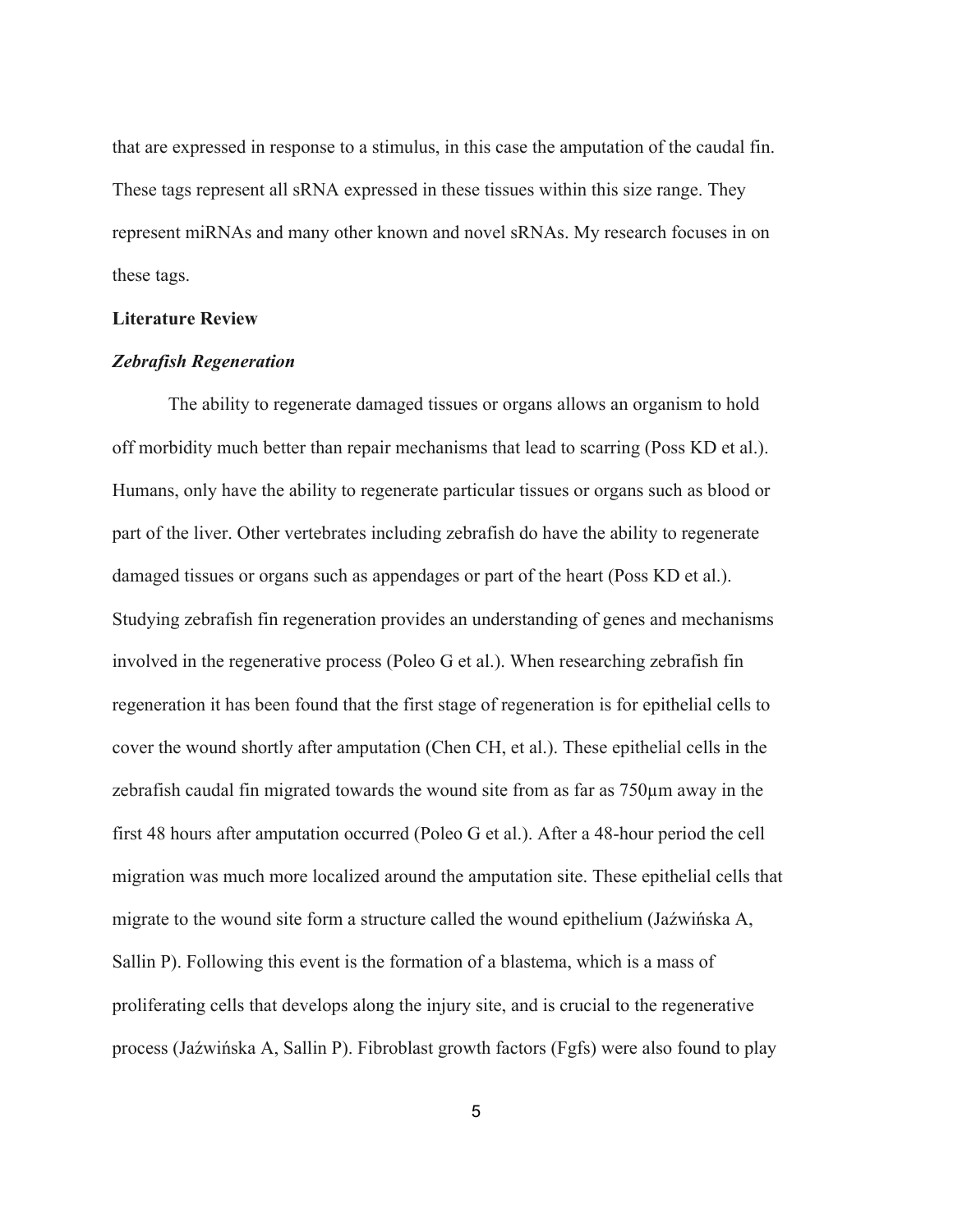that are expressed in response to a stimulus, in this case the amputation of the caudal fin. These tags represent all sRNA expressed in these tissues within this size range. They represent miRNAs and many other known and novel sRNAs. My research focuses in on these tags.

## Literature Review

### *Zebrafish Regeneration*

The ability to regenerate damaged tissues or organs allows an organism to hold off morbidity much better than repair mechanisms that lead to scarring (Poss KD et al.). Humans, only have the ability to regenerate particular tissues or organs such as blood or part of the liver. Other vertebrates including zebrafish do have the ability to regenerate damaged tissues or organs such as appendages or part of the heart (Poss KD et al.). Studying zebrafish fin regeneration provides an understanding of genes and mechanisms involved in the regenerative process (Poleo G et al.). When researching zebrafish fin regeneration it has been found that the first stage of regeneration is for epithelial cells to cover the wound shortly after amputation (Chen CH, et al.). These epithelial cells in the zebrafish caudal fin migrated towards the wound site from as far as 750µm away in the first 48 hours after amputation occurred (Poleo G et al.). After a 48-hour period the cell migration was much more localized around the amputation site. These epithelial cells that migrate to the wound site form a structure called the wound epithelium (Jaźwińska A, Sallin P). Following this event is the formation of a blastema, which is a mass of proliferating cells that develops along the injury site, and is crucial to the regenerative process (Jaźwińska A, Sallin P). Fibroblast growth factors (Fgfs) were also found to play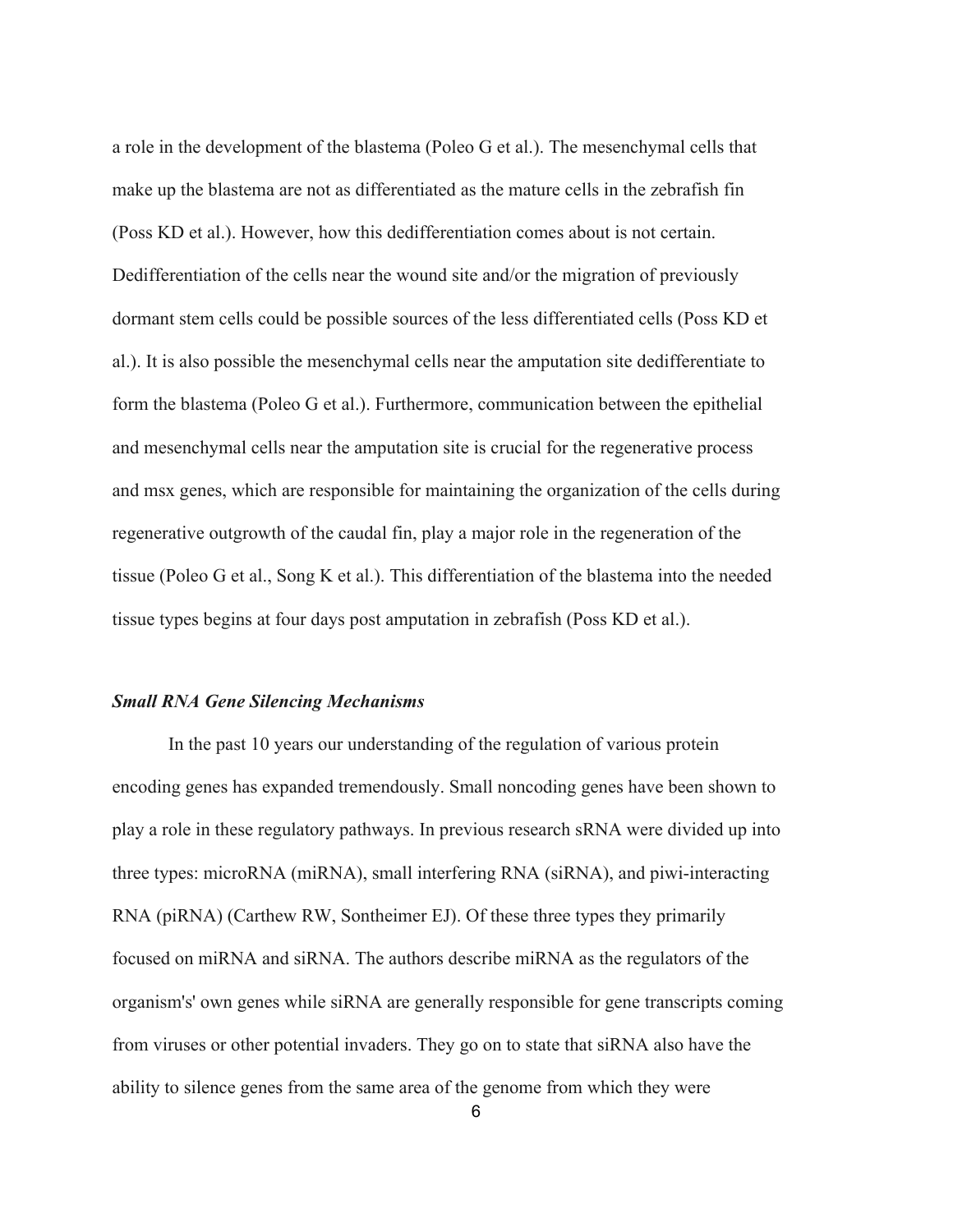a role in the development of the blastema (Poleo G et al.). The mesenchymal cells that make up the blastema are not as differentiated as the mature cells in the zebrafish fin (Poss KD et al.). However, how this dedifferentiation comes about is not certain. Dedifferentiation of the cells near the wound site and/or the migration of previously dormant stem cells could be possible sources of the less differentiated cells (Poss KD et al.). It is also possible the mesenchymal cells near the amputation site dedifferentiate to form the blastema (Poleo G et al.). Furthermore, communication between the epithelial and mesenchymal cells near the amputation site is crucial for the regenerative process and msx genes, which are responsible for maintaining the organization of the cells during regenerative outgrowth of the caudal fin, play a major role in the regeneration of the tissue (Poleo G et al., Song K et al.). This differentiation of the blastema into the needed tissue types begins at four days post amputation in zebrafish (Poss KD et al.).

### *Small RNA Gene Silencing Mechanisms*

In the past 10 years our understanding of the regulation of various protein encoding genes has expanded tremendously. Small noncoding genes have been shown to play a role in these regulatory pathways. In previous research sRNA were divided up into three types: microRNA (miRNA), small interfering RNA (siRNA), and piwi-interacting RNA (piRNA) (Carthew RW, Sontheimer EJ). Of these three types they primarily focused on miRNA and siRNA. The authors describe miRNA as the regulators of the organism's' own genes while siRNA are generally responsible for gene transcripts coming from viruses or other potential invaders. They go on to state that siRNA also have the ability to silence genes from the same area of the genome from which they were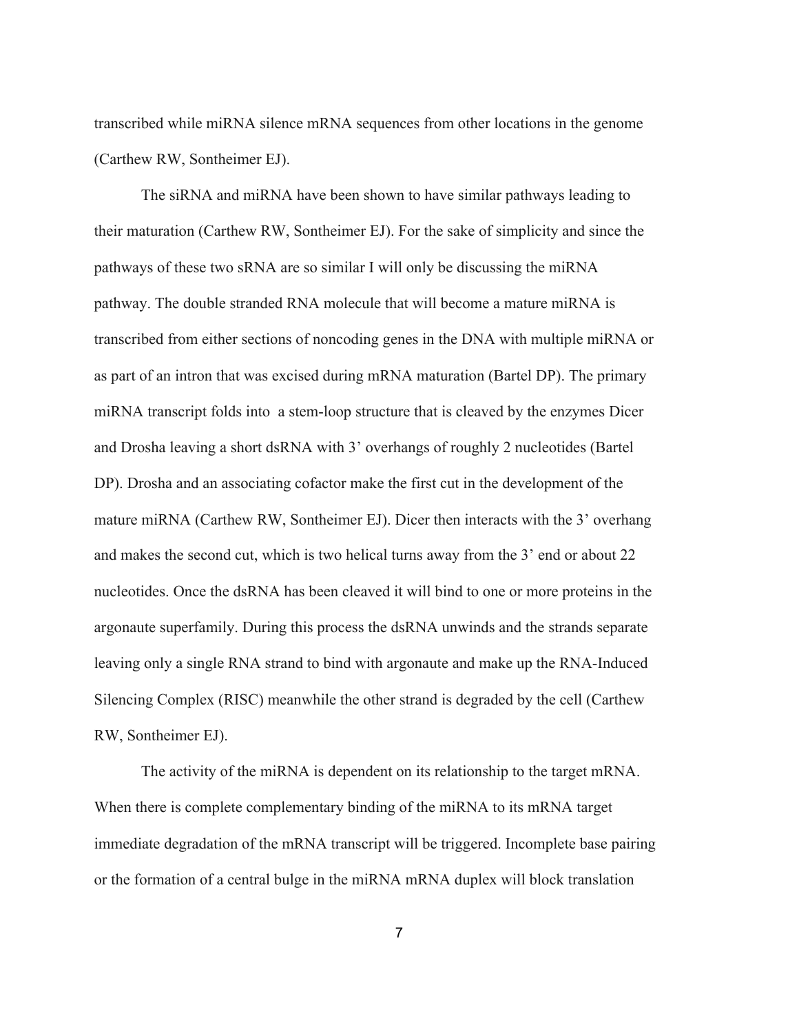transcribed while miRNA silence mRNA sequences from other locations in the genome (Carthew RW, Sontheimer EJ).

The siRNA and miRNA have been shown to have similar pathways leading to their maturation (Carthew RW, Sontheimer EJ). For the sake of simplicity and since the pathways of these two sRNA are so similar I will only be discussing the miRNA pathway. The double stranded RNA molecule that will become a mature miRNA is transcribed from either sections of noncoding genes in the DNA with multiple miRNA or as part of an intron that was excised during mRNA maturation (Bartel DP). The primary miRNA transcript folds into  a stem-loop structure that is cleaved by the enzymes Dicer and Drosha leaving a short dsRNA with 3' overhangs of roughly 2 nucleotides (Bartel DP). Drosha and an associating cofactor make the first cut in the development of the mature miRNA (Carthew RW, Sontheimer EJ). Dicer then interacts with the 3' overhang and makes the second cut, which is two helical turns away from the 3' end or about 22 nucleotides. Once the dsRNA has been cleaved it will bind to one or more proteins in the argonaute superfamily. During this process the dsRNA unwinds and the strands separate leaving only a single RNA strand to bind with argonaute and make up the RNA-Induced Silencing Complex (RISC) meanwhile the other strand is degraded by the cell (Carthew RW, Sontheimer EJ).

The activity of the miRNA is dependent on its relationship to the target mRNA. When there is complete complementary binding of the miRNA to its mRNA target immediate degradation of the mRNA transcript will be triggered. Incomplete base pairing or the formation of a central bulge in the miRNA mRNA duplex will block translation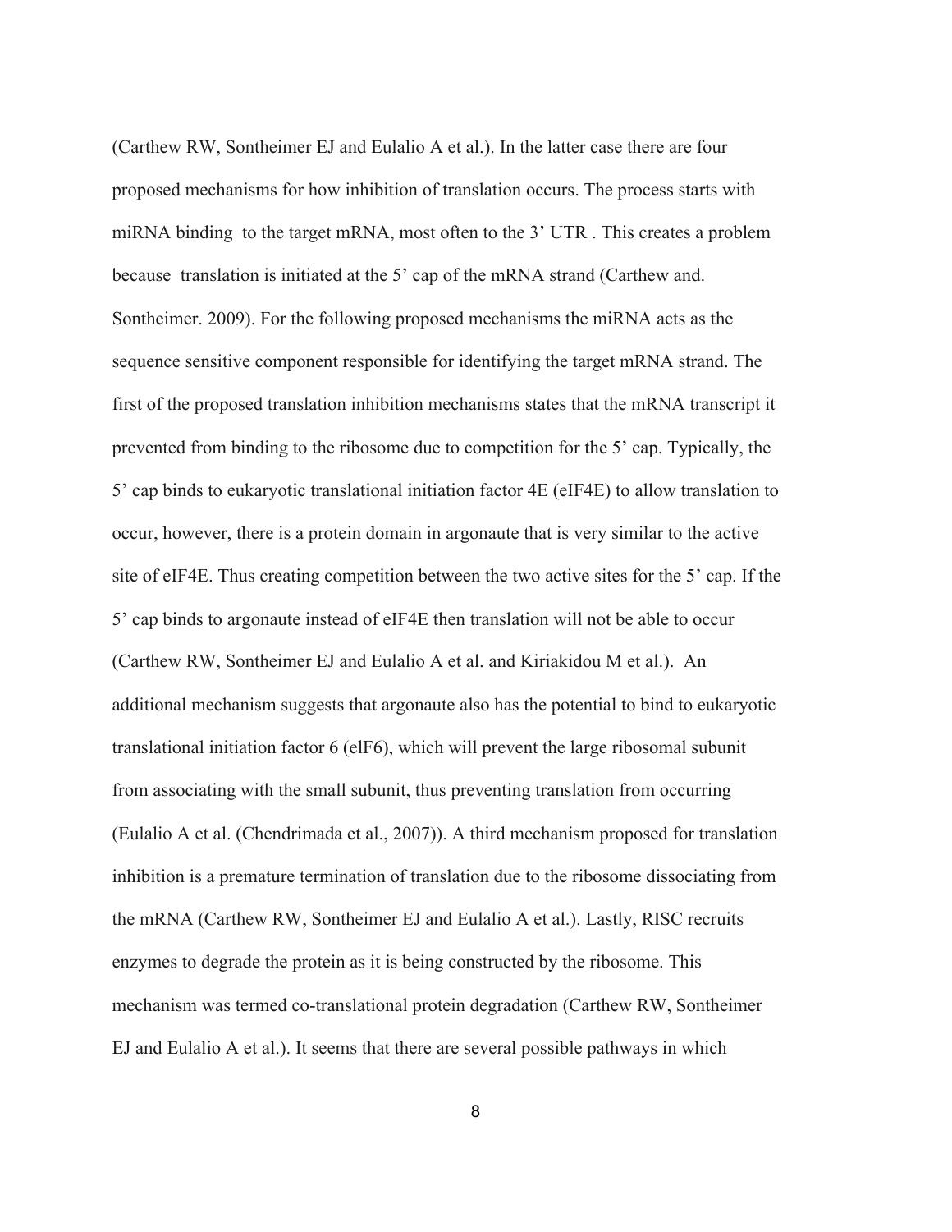(Carthew RW, Sontheimer EJ and Eulalio A et al.). In the latter case there are four proposed mechanisms for how inhibition of translation occurs. The process starts with miRNA binding to the target mRNA, most often to the 3' UTR . This creates a problem because translation is initiated at the 5' cap of the mRNA strand (Carthew and. Sontheimer. 2009). For the following proposed mechanisms the miRNA acts as the sequence sensitive component responsible for identifying the target mRNA strand. The first of the proposed translation inhibition mechanisms states that the mRNA transcript it prevented from binding to the ribosome due to competition for the 5' cap. Typically, the 5' cap binds to eukaryotic translational initiation factor 4E (eIF4E) to allow translation to occur, however, there is a protein domain in argonaute that is very similar to the active site of eIF4E. Thus creating competition between the two active sites for the 5' cap. If the 5' cap binds to argonaute instead of eIF4E then translation will not be able to occur (Carthew RW, Sontheimer EJ and Eulalio A et al. and Kiriakidou M et al.). An additional mechanism suggests that argonaute also has the potential to bind to eukaryotic translational initiation factor 6 (elF6), which will prevent the large ribosomal subunit from associating with the small subunit, thus preventing translation from occurring (Eulalio A et al. (Chendrimada et al., 2007)). A third mechanism proposed for translation inhibition is a premature termination of translation due to the ribosome dissociating from the mRNA (Carthew RW, Sontheimer EJ and Eulalio A et al.). Lastly, RISC recruits enzymes to degrade the protein as it is being constructed by the ribosome. This mechanism was termed co-translational protein degradation (Carthew RW, Sontheimer EJ and Eulalio A et al.). It seems that there are several possible pathways in which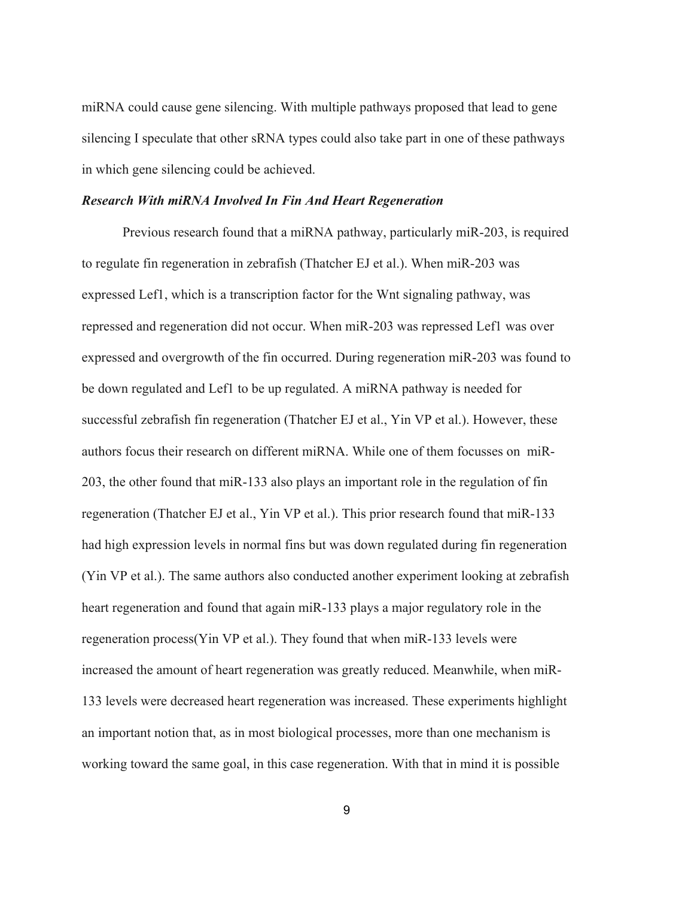miRNA could cause gene silencing. With multiple pathways proposed that lead to gene silencing I speculate that other sRNA types could also take part in one of these pathways in which gene silencing could be achieved.

### *Research With miRNA Involved In Fin And Heart Regeneration*

Previous research found that a miRNA pathway, particularly miR-203, is required to regulate fin regeneration in zebrafish (Thatcher EJ et al.). When miR-203 was expressed Lef1, which is a transcription factor for the Wnt signaling pathway, was repressed and regeneration did not occur. When miR-203 was repressed Lef1 was over expressed and overgrowth of the fin occurred. During regeneration miR-203 was found to be down regulated and Lef1 to be up regulated. A miRNA pathway is needed for successful zebrafish fin regeneration (Thatcher EJ et al., Yin VP et al.). However, these authors focus their research on different miRNA. While one of them focusses on miR-203, the other found that miR-133 also plays an important role in the regulation of fin regeneration (Thatcher EJ et al., Yin VP et al.). This prior research found that miR-133 had high expression levels in normal fins but was down regulated during fin regeneration (Yin VP et al.). The same authors also conducted another experiment looking at zebrafish heart regeneration and found that again miR-133 plays a major regulatory role in the regeneration process(Yin VP et al.). They found that when miR-133 levels were increased the amount of heart regeneration was greatly reduced. Meanwhile, when miR-133 levels were decreased heart regeneration was increased. These experiments highlight an important notion that, as in most biological processes, more than one mechanism is working toward the same goal, in this case regeneration. With that in mind it is possible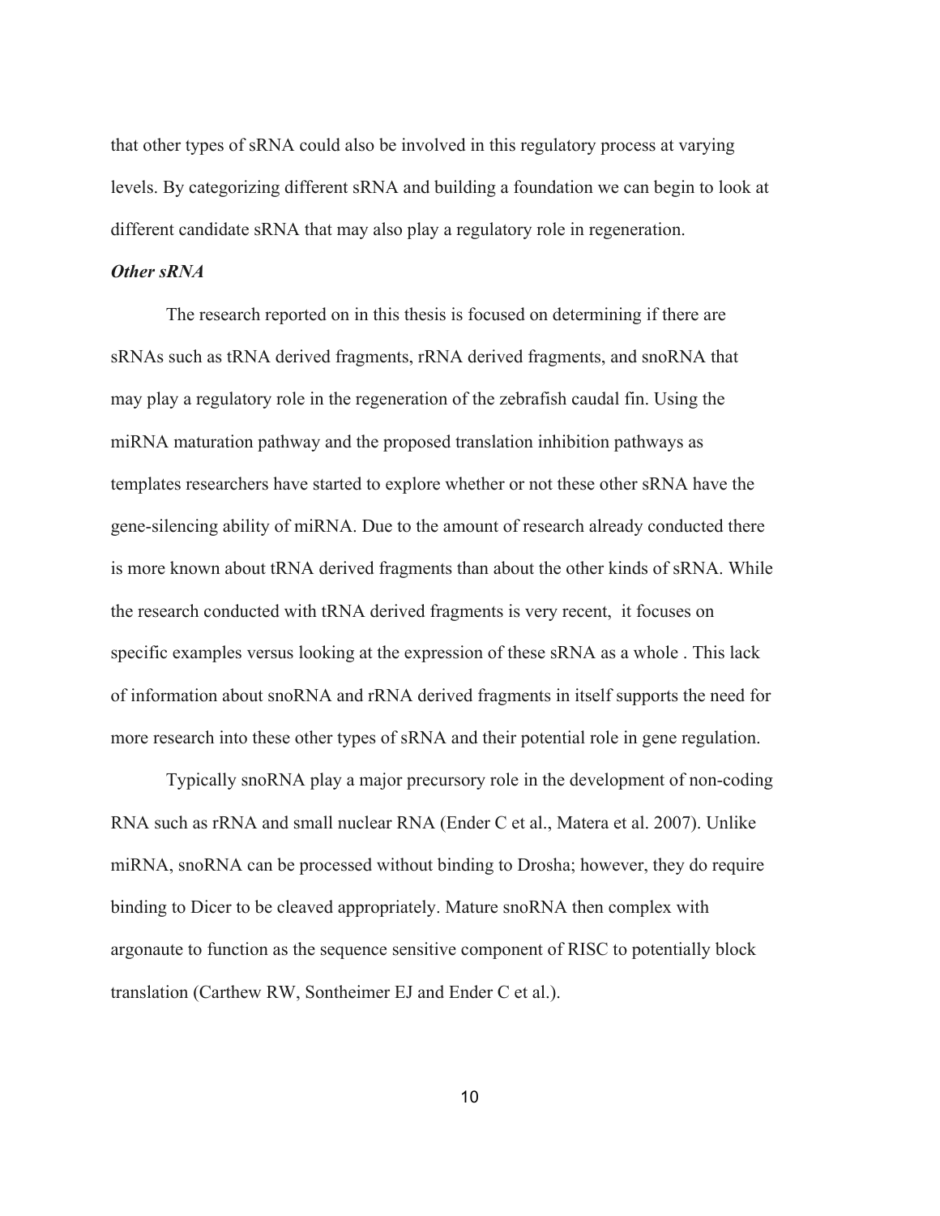that other types of sRNA could also be involved in this regulatory process at varying levels. By categorizing different sRNA and building a foundation we can begin to look at different candidate sRNA that may also play a regulatory role in regeneration.

***Other sRNA***

The research reported on in this thesis is focused on determining if there are sRNAs such as tRNA derived fragments, rRNA derived fragments, and snoRNA that may play a regulatory role in the regeneration of the zebrafish caudal fin. Using the miRNA maturation pathway and the proposed translation inhibition pathways as templates researchers have started to explore whether or not these other sRNA have the gene-silencing ability of miRNA. Due to the amount of research already conducted there is more known about tRNA derived fragments than about the other kinds of sRNA. While the research conducted with tRNA derived fragments is very recent, it focuses on specific examples versus looking at the expression of these sRNA as a whole . This lack of information about snoRNA and rRNA derived fragments in itself supports the need for more research into these other types of sRNA and their potential role in gene regulation.

Typically snoRNA play a major precursory role in the development of non-coding RNA such as rRNA and small nuclear RNA (Ender C et al., Matera et al. 2007). Unlike miRNA, snoRNA can be processed without binding to Drosha; however, they do require binding to Dicer to be cleaved appropriately. Mature snoRNA then complex with argonaute to function as the sequence sensitive component of RISC to potentially block translation (Carthew RW, Sontheimer EJ and Ender C et al.).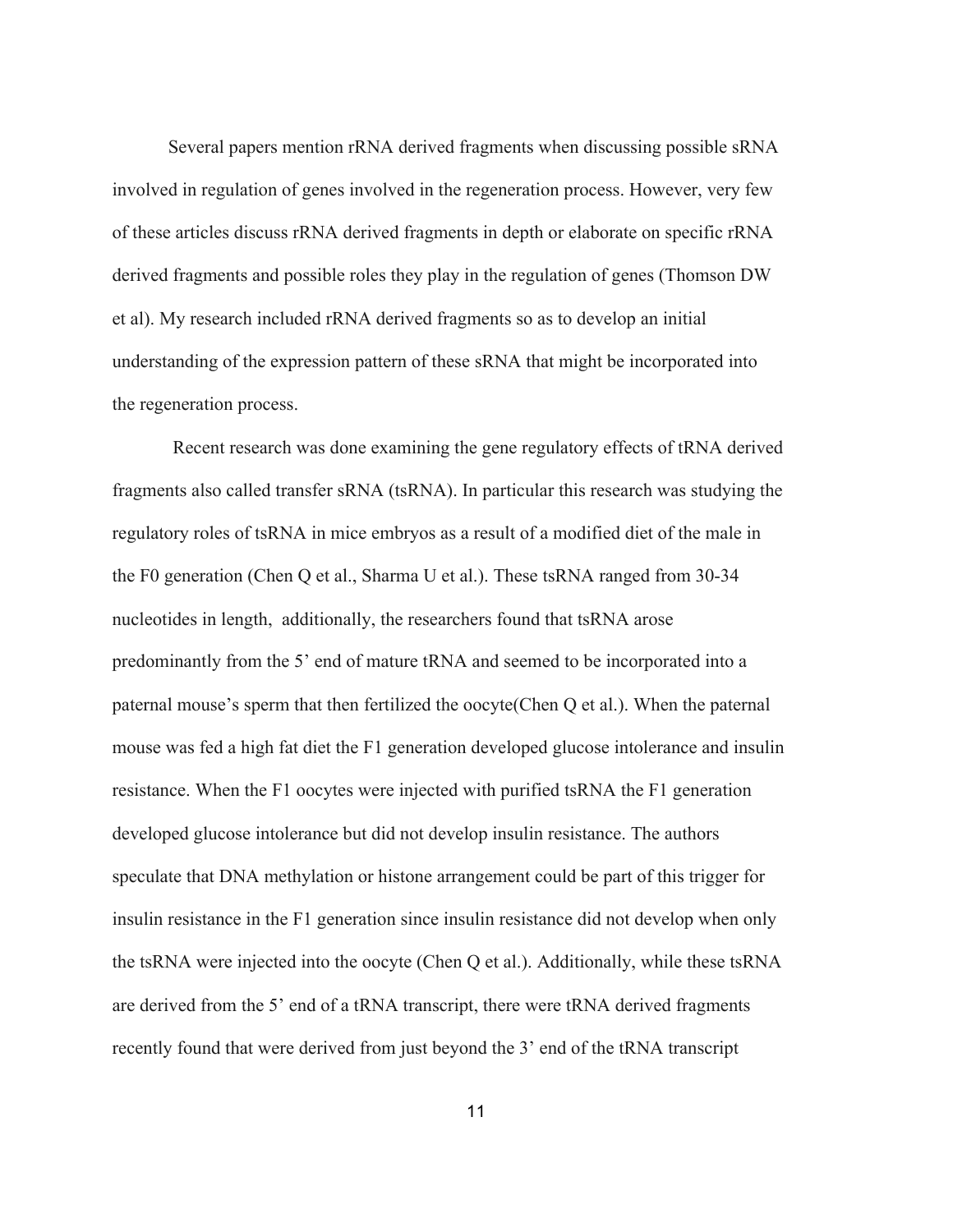Several papers mention rRNA derived fragments when discussing possible sRNA involved in regulation of genes involved in the regeneration process. However, very few of these articles discuss rRNA derived fragments in depth or elaborate on specific rRNA derived fragments and possible roles they play in the regulation of genes (Thomson DW et al). My research included rRNA derived fragments so as to develop an initial understanding of the expression pattern of these sRNA that might be incorporated into the regeneration process.

Recent research was done examining the gene regulatory effects of tRNA derived fragments also called transfer sRNA (tsRNA). In particular this research was studying the regulatory roles of tsRNA in mice embryos as a result of a modified diet of the male in the F0 generation (Chen Q et al., Sharma U et al.). These tsRNA ranged from 30-34 nucleotides in length, additionally, the researchers found that tsRNA arose predominantly from the 5' end of mature tRNA and seemed to be incorporated into a paternal mouse's sperm that then fertilized the oocyte(Chen Q et al.). When the paternal mouse was fed a high fat diet the F1 generation developed glucose intolerance and insulin resistance. When the F1 oocytes were injected with purified tsRNA the F1 generation developed glucose intolerance but did not develop insulin resistance. The authors speculate that DNA methylation or histone arrangement could be part of this trigger for insulin resistance in the F1 generation since insulin resistance did not develop when only the tsRNA were injected into the oocyte (Chen Q et al.). Additionally, while these tsRNA are derived from the 5' end of a tRNA transcript, there were tRNA derived fragments recently found that were derived from just beyond the 3' end of the tRNA transcript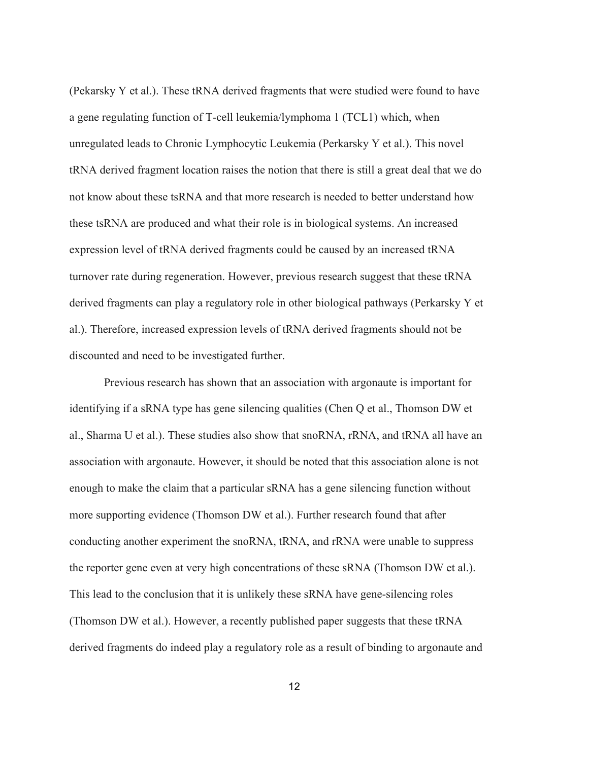(Pekarsky Y et al.). These tRNA derived fragments that were studied were found to have a gene regulating function of T-cell leukemia/lymphoma 1 (TCL1) which, when unregulated leads to Chronic Lymphocytic Leukemia (Perkarsky Y et al.). This novel tRNA derived fragment location raises the notion that there is still a great deal that we do not know about these tsRNA and that more research is needed to better understand how these tsRNA are produced and what their role is in biological systems. An increased expression level of tRNA derived fragments could be caused by an increased tRNA turnover rate during regeneration. However, previous research suggest that these tRNA derived fragments can play a regulatory role in other biological pathways (Perkarsky Y et al.). Therefore, increased expression levels of tRNA derived fragments should not be discounted and need to be investigated further.

Previous research has shown that an association with argonaute is important for identifying if a sRNA type has gene silencing qualities (Chen Q et al., Thomson DW et al., Sharma U et al.). These studies also show that snoRNA, rRNA, and tRNA all have an association with argonaute. However, it should be noted that this association alone is not enough to make the claim that a particular sRNA has a gene silencing function without more supporting evidence (Thomson DW et al.). Further research found that after conducting another experiment the snoRNA, tRNA, and rRNA were unable to suppress the reporter gene even at very high concentrations of these sRNA (Thomson DW et al.). This lead to the conclusion that it is unlikely these sRNA have gene-silencing roles (Thomson DW et al.). However, a recently published paper suggests that these tRNA derived fragments do indeed play a regulatory role as a result of binding to argonaute and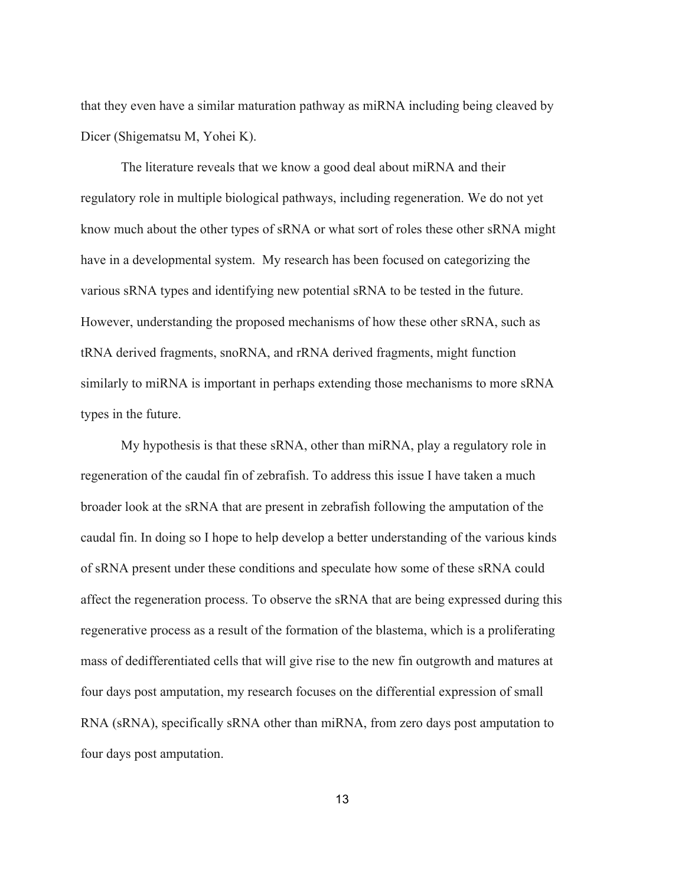that they even have a similar maturation pathway as miRNA including being cleaved by Dicer (Shigematsu M, Yohei K).

The literature reveals that we know a good deal about miRNA and their regulatory role in multiple biological pathways, including regeneration. We do not yet know much about the other types of sRNA or what sort of roles these other sRNA might have in a developmental system. My research has been focused on categorizing the various sRNA types and identifying new potential sRNA to be tested in the future. However, understanding the proposed mechanisms of how these other sRNA, such as tRNA derived fragments, snoRNA, and rRNA derived fragments, might function similarly to miRNA is important in perhaps extending those mechanisms to more sRNA types in the future.

My hypothesis is that these sRNA, other than miRNA, play a regulatory role in regeneration of the caudal fin of zebrafish. To address this issue I have taken a much broader look at the sRNA that are present in zebrafish following the amputation of the caudal fin. In doing so I hope to help develop a better understanding of the various kinds of sRNA present under these conditions and speculate how some of these sRNA could affect the regeneration process. To observe the sRNA that are being expressed during this regenerative process as a result of the formation of the blastema, which is a proliferating mass of dedifferentiated cells that will give rise to the new fin outgrowth and matures at four days post amputation, my research focuses on the differential expression of small RNA (sRNA), specifically sRNA other than miRNA, from zero days post amputation to four days post amputation.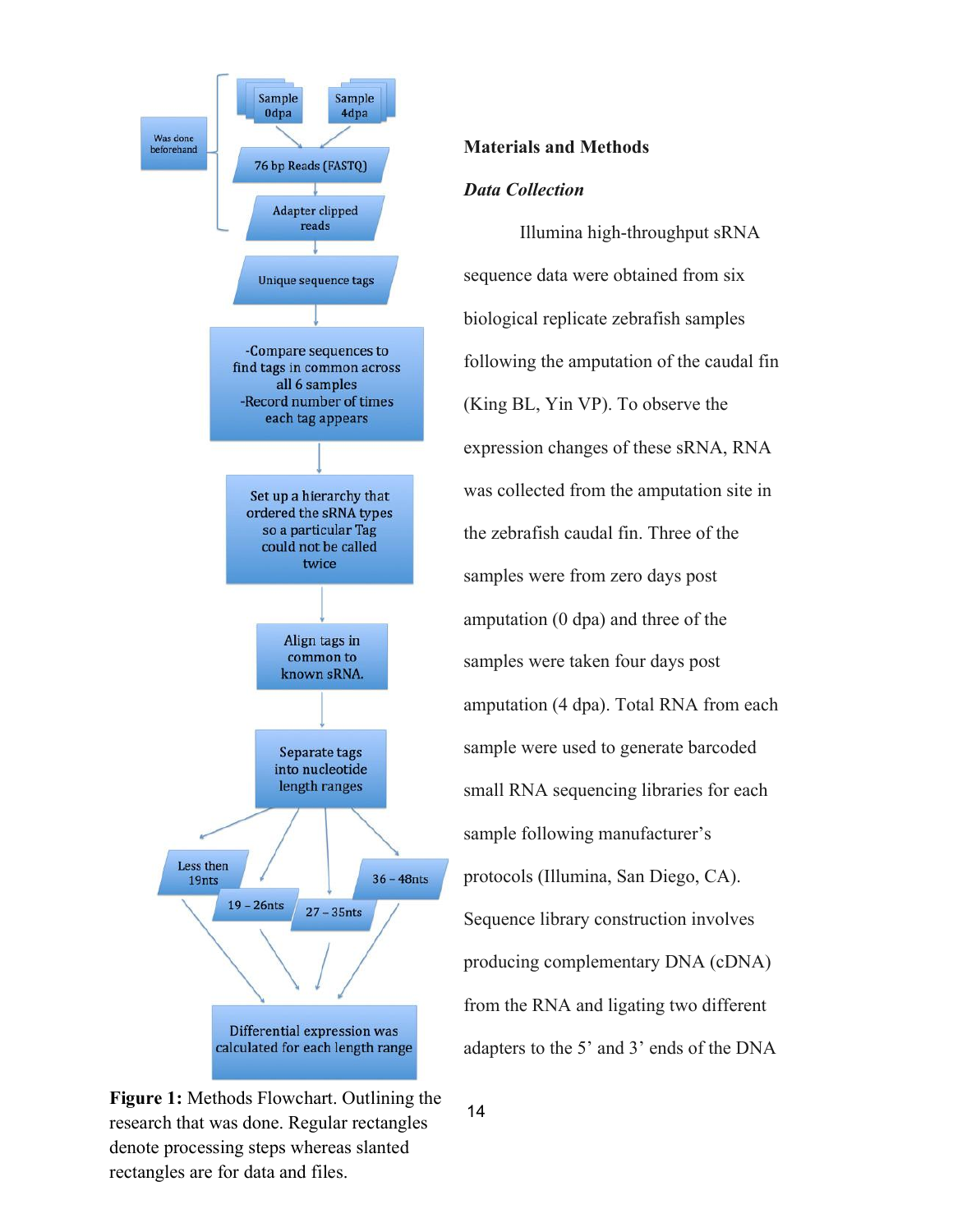Figure 1: Methods Flowchart. Outlining the research that was done. Regular rectangles denote processing steps whereas slanted rectangles are for data and files.

## Materials and Methods

### *Data Collection*

Illumina high-throughput sRNA sequence data were obtained from six biological replicate zebrafish samples following the amputation of the caudal fin (King BL, Yin VP). To observe the expression changes of these sRNA, RNA was collected from the amputation site in the zebrafish caudal fin. Three of the samples were from zero days post amputation (0 dpa) and three of the samples were taken four days post amputation (4 dpa). Total RNA from each sample were used to generate barcoded small RNA sequencing libraries for each sample following manufacturer's protocols (Illumina, San Diego, CA). Sequence library construction involves producing complementary DNA (cDNA) from the RNA and ligating two different adapters to the 5' and 3' ends of the DNA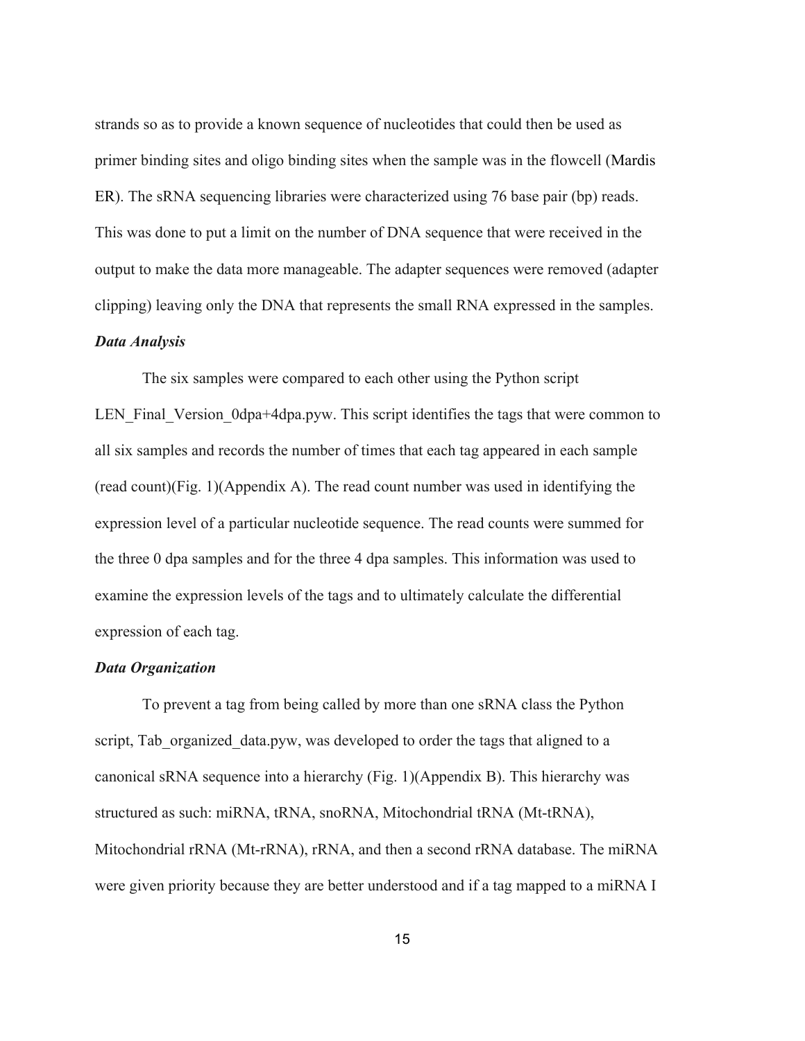strands so as to provide a known sequence of nucleotides that could then be used as primer binding sites and oligo binding sites when the sample was in the flowcell (Mardis ER). The sRNA sequencing libraries were characterized using 76 base pair (bp) reads. This was done to put a limit on the number of DNA sequence that were received in the output to make the data more manageable. The adapter sequences were removed (adapter clipping) leaving only the DNA that represents the small RNA expressed in the samples.

***Data Analysis***

The six samples were compared to each other using the Python script LEN_Final_Version_0dpa+4dpa.pyw. This script identifies the tags that were common to all six samples and records the number of times that each tag appeared in each sample (read count)(Fig. 1)(Appendix A). The read count number was used in identifying the expression level of a particular nucleotide sequence. The read counts were summed for the three 0 dpa samples and for the three 4 dpa samples. This information was used to examine the expression levels of the tags and to ultimately calculate the differential expression of each tag.

***Data Organization***

To prevent a tag from being called by more than one sRNA class the Python script, Tab_organized_data.pyw, was developed to order the tags that aligned to a canonical sRNA sequence into a hierarchy (Fig. 1)(Appendix B). This hierarchy was structured as such: miRNA, tRNA, snoRNA, Mitochondrial tRNA (Mt-tRNA), Mitochondrial rRNA (Mt-rRNA), rRNA, and then a second rRNA database. The miRNA were given priority because they are better understood and if a tag mapped to a miRNA I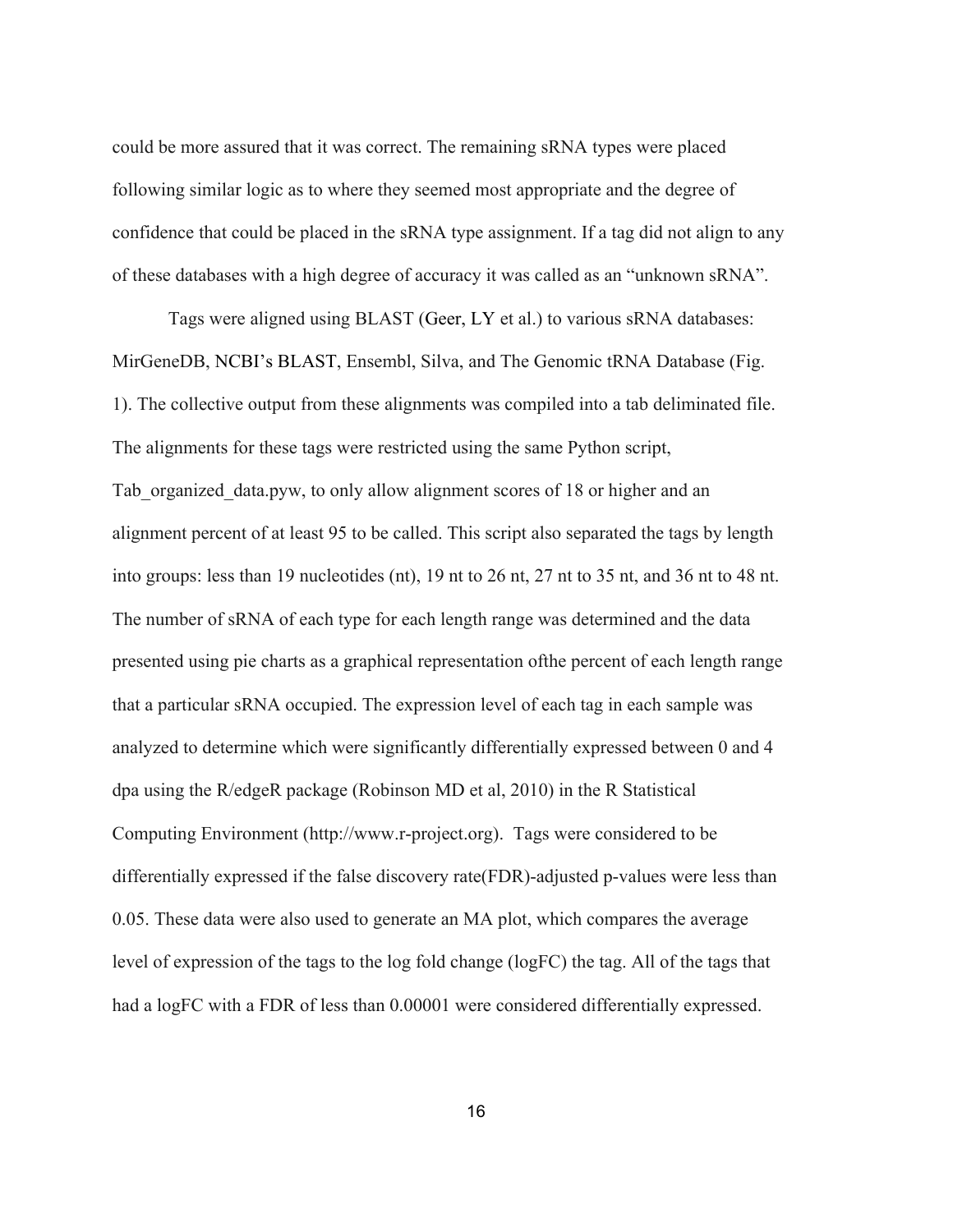could be more assured that it was correct. The remaining sRNA types were placed following similar logic as to where they seemed most appropriate and the degree of confidence that could be placed in the sRNA type assignment. If a tag did not align to any of these databases with a high degree of accuracy it was called as an "unknown sRNA".

Tags were aligned using BLAST (Geer, LY et al.) to various sRNA databases: MirGeneDB, NCBI's BLAST, Ensembl, Silva, and The Genomic tRNA Database (Fig. 1). The collective output from these alignments was compiled into a tab deliminated file. The alignments for these tags were restricted using the same Python script, Tab_organized_data.pyw, to only allow alignment scores of 18 or higher and an alignment percent of at least 95 to be called. This script also separated the tags by length into groups: less than 19 nucleotides (nt), 19 nt to 26 nt, 27 nt to 35 nt, and 36 nt to 48 nt. The number of sRNA of each type for each length range was determined and the data presented using pie charts as a graphical representation ofthe percent of each length range that a particular sRNA occupied. The expression level of each tag in each sample was analyzed to determine which were significantly differentially expressed between 0 and 4 dpa using the R/edgeR package (Robinson MD et al, 2010) in the R Statistical Computing Environment (http://www.r-project.org). Tags were considered to be differentially expressed if the false discovery rate(FDR)-adjusted p-values were less than 0.05. These data were also used to generate an MA plot, which compares the average level of expression of the tags to the log fold change (logFC) the tag. All of the tags that had a logFC with a FDR of less than 0.00001 were considered differentially expressed.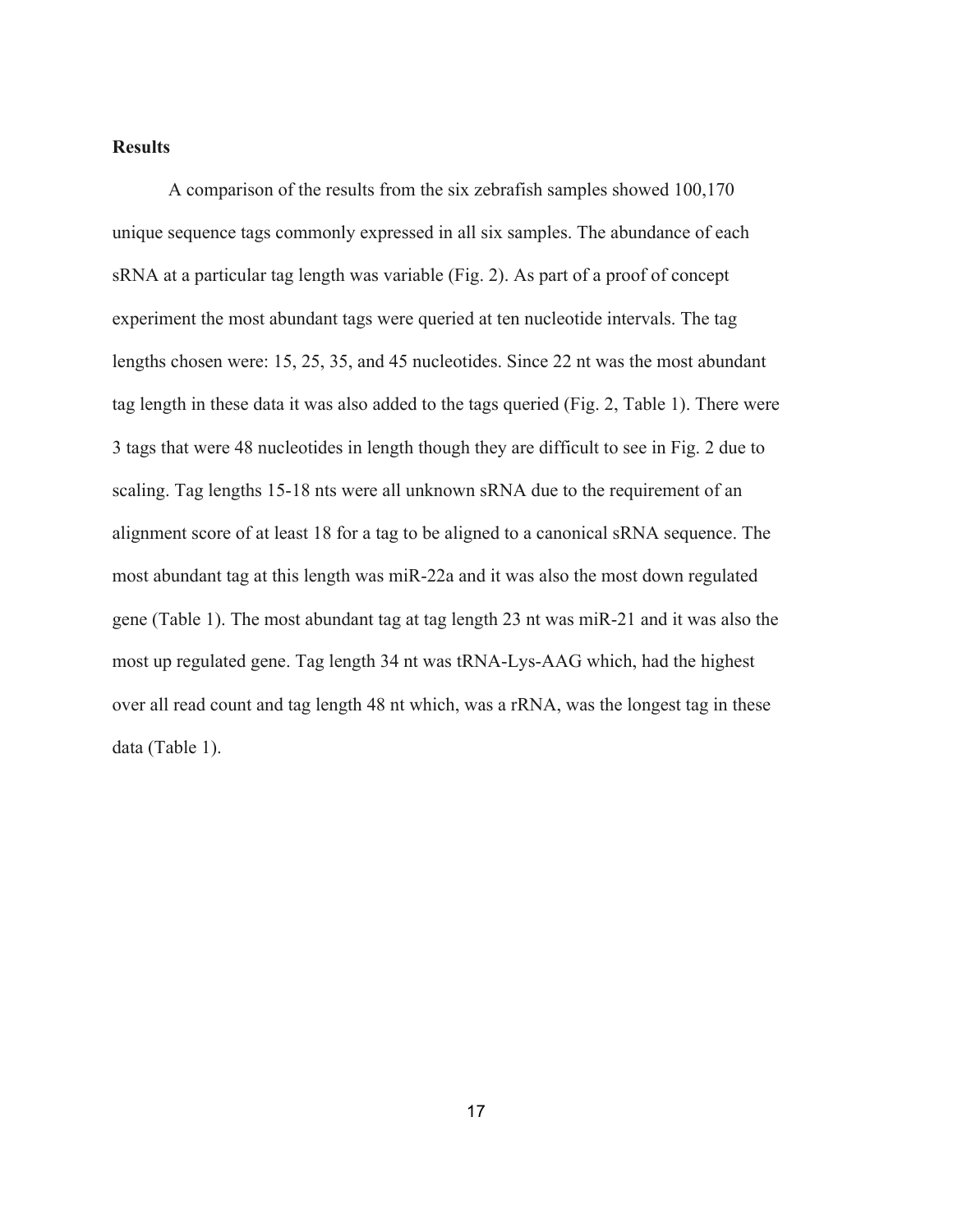**Results**

A comparison of the results from the six zebrafish samples showed 100,170 unique sequence tags commonly expressed in all six samples. The abundance of each sRNA at a particular tag length was variable (Fig. 2). As part of a proof of concept experiment the most abundant tags were queried at ten nucleotide intervals. The tag lengths chosen were: 15, 25, 35, and 45 nucleotides. Since 22 nt was the most abundant tag length in these data it was also added to the tags queried (Fig. 2, Table 1). There were 3 tags that were 48 nucleotides in length though they are difficult to see in Fig. 2 due to scaling. Tag lengths 15-18 nts were all unknown sRNA due to the requirement of an alignment score of at least 18 for a tag to be aligned to a canonical sRNA sequence. The most abundant tag at this length was miR-22a and it was also the most down regulated gene (Table 1). The most abundant tag at tag length 23 nt was miR-21 and it was also the most up regulated gene. Tag length 34 nt was tRNA-Lys-AAG which, had the highest over all read count and tag length 48 nt which, was a rRNA, was the longest tag in these data (Table 1).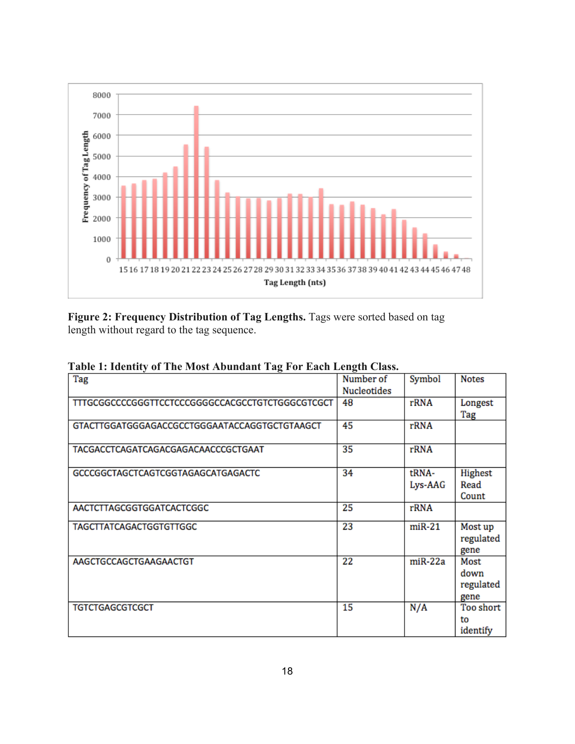**Figure 2: Frequency Distribution of Tag Lengths.** Tags were sorted based on tag length without regard to the tag sequence.

**Table 1: Identity of The Most Abundant Tag For Each Length Class.**

| Tag | Number of Nucleotides | Symbol | Notes |
|---|---|---|---|
| TTTGCGGCCCCGGGTTCCTCCCGGGGCCACGCCTGTCTGGGCGTCGCT | 48 | rRNA | Longest Tag |
| GTACTTGGATGGGAGACCGCCTGGGAATACCAGGTGCTGTAAGCT | 45 | rRNA | |
| TACGACCTCAGATCAGACGAGACAACCCGCTGAAT | 35 | rRNA | |
| GCCCGGCTAGCTCAGTCGGTAGAGCATGAGACTC | 34 | tRNA-Lys-AAG | Highest Read Count |
| AACTCTTAGCGGTGGATCACTCGGC | 25 | rRNA | |
| TAGCTTATCAGACTGGTGTTGGC | 23 | miR-21 | Most up regulated gene |
| AAGCTGCCAGCTGAAGAACTGT | 22 | miR-22a | Most down regulated gene |
| TGTCTGAGCGTCGCT | 15 | N/A | Too short to identify |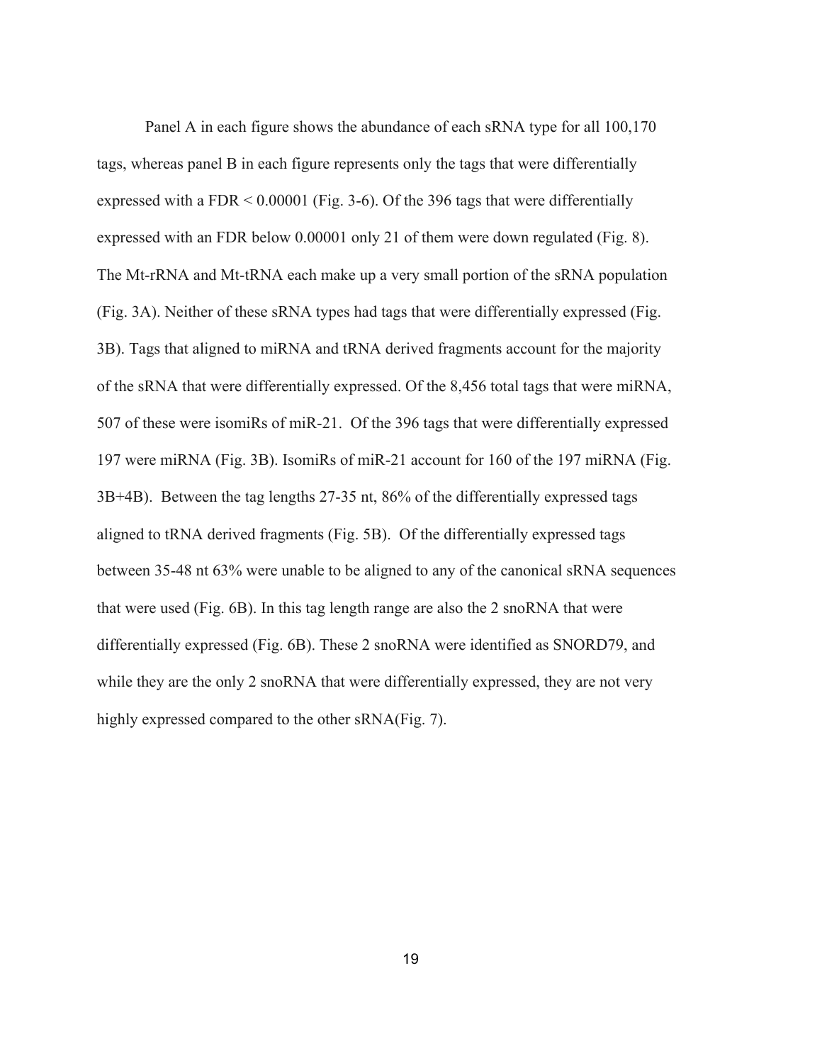Panel A in each figure shows the abundance of each sRNA type for all 100,170 tags, whereas panel B in each figure represents only the tags that were differentially expressed with a FDR < 0.00001 (Fig. 3-6). Of the 396 tags that were differentially expressed with an FDR below 0.00001 only 21 of them were down regulated (Fig. 8). The Mt-rRNA and Mt-tRNA each make up a very small portion of the sRNA population (Fig. 3A). Neither of these sRNA types had tags that were differentially expressed (Fig. 3B). Tags that aligned to miRNA and tRNA derived fragments account for the majority of the sRNA that were differentially expressed. Of the 8,456 total tags that were miRNA, 507 of these were isomiRs of miR-21. Of the 396 tags that were differentially expressed 197 were miRNA (Fig. 3B). IsomiRs of miR-21 account for 160 of the 197 miRNA (Fig. 3B+4B). Between the tag lengths 27-35 nt, 86% of the differentially expressed tags aligned to tRNA derived fragments (Fig. 5B). Of the differentially expressed tags between 35-48 nt 63% were unable to be aligned to any of the canonical sRNA sequences that were used (Fig. 6B). In this tag length range are also the 2 snoRNA that were differentially expressed (Fig. 6B). These 2 snoRNA were identified as SNORD79, and while they are the only 2 snoRNA that were differentially expressed, they are not very highly expressed compared to the other sRNA(Fig. 7).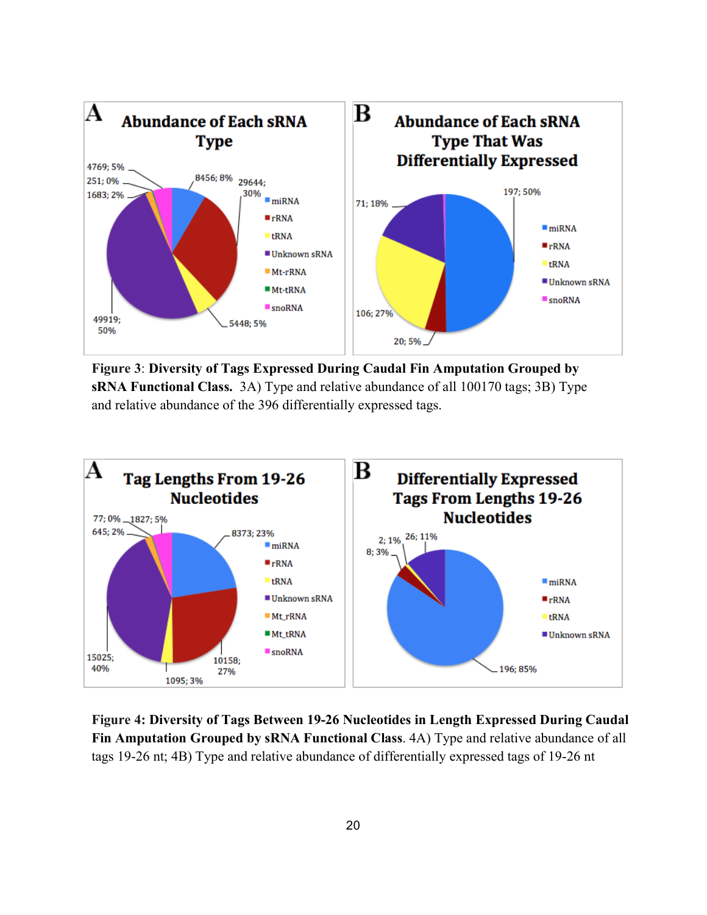**Figure 3**: **Diversity of Tags Expressed During Caudal Fin Amputation Grouped by sRNA Functional Class.** 3A) Type and relative abundance of all 100170 tags; 3B) Type and relative abundance of the 396 differentially expressed tags.

**Figure 4: Diversity of Tags Between 19-26 Nucleotides in Length Expressed During Caudal Fin Amputation Grouped by sRNA Functional Class**. 4A) Type and relative abundance of all tags 19-26 nt; 4B) Type and relative abundance of differentially expressed tags of 19-26 nt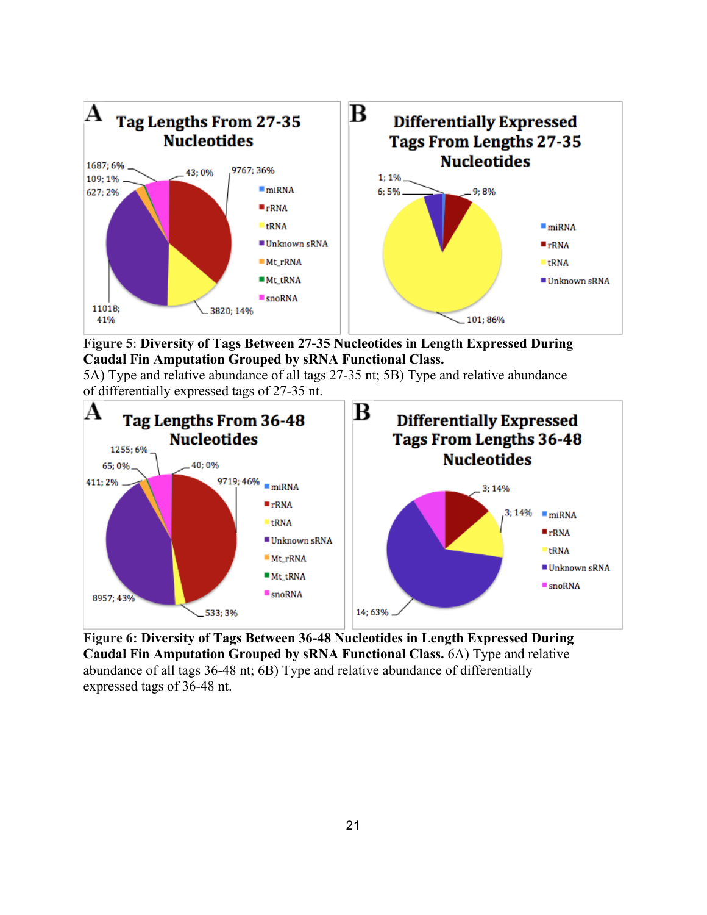**Figure 5**: **Diversity of Tags Between 27-35 Nucleotides in Length Expressed During Caudal Fin Amputation Grouped by sRNA Functional Class.**
5A) Type and relative abundance of all tags 27-35 nt; 5B) Type and relative abundance of differentially expressed tags of 27-35 nt.

**Figure 6: Diversity of Tags Between 36-48 Nucleotides in Length Expressed During Caudal Fin Amputation Grouped by sRNA Functional Class.** 6A) Type and relative abundance of all tags 36-48 nt; 6B) Type and relative abundance of differentially expressed tags of 36-48 nt.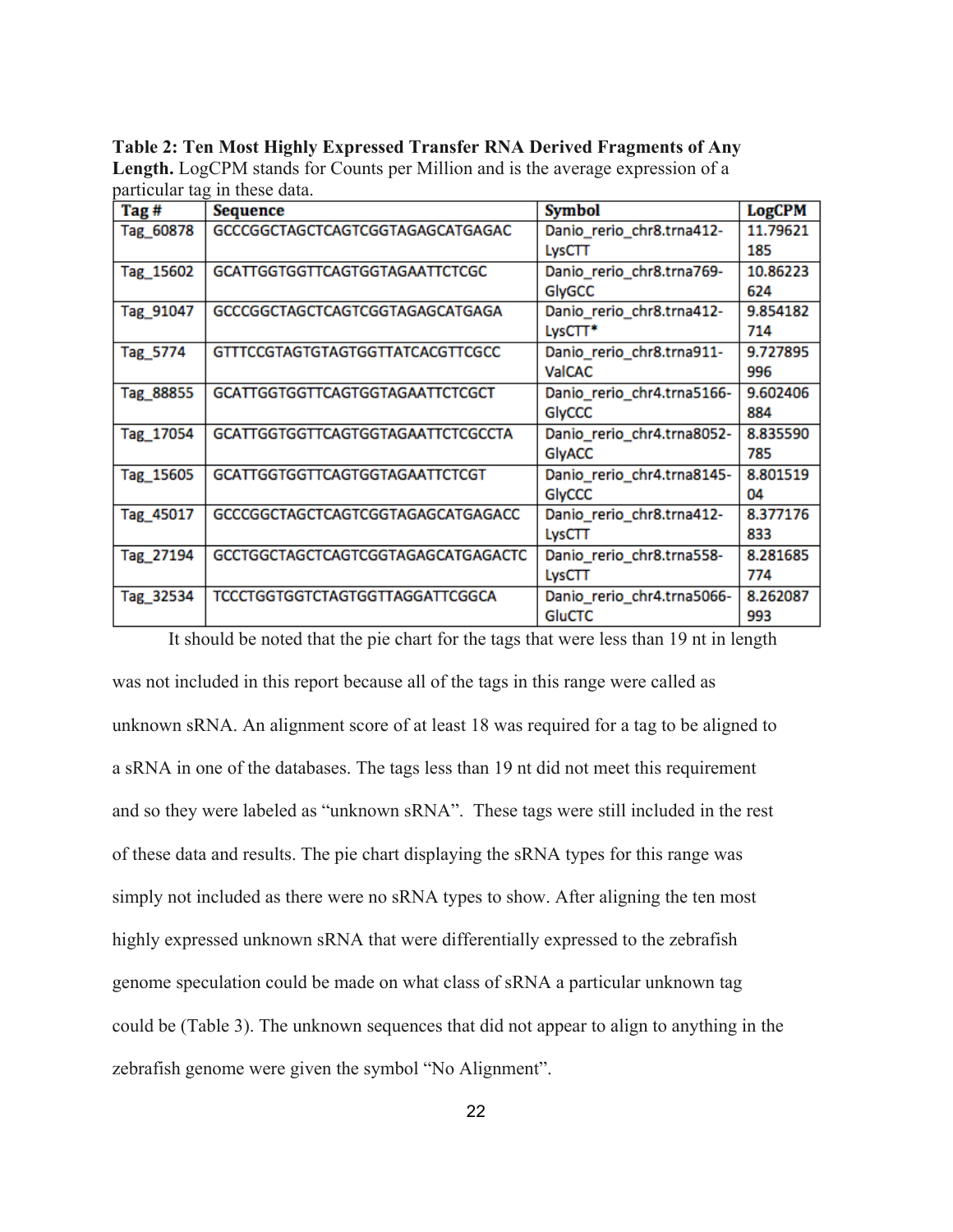**Table 2: Ten Most Highly Expressed Transfer RNA Derived Fragments of Any Length.** LogCPM stands for Counts per Million and is the average expression of a particular tag in these data.

| Tag # | Sequence | Symbol | LogCPM |
|---|---|---|---|
| Tag_60878 | GCCCGGCTAGCTCAGTCGGTAGAGCATGAGAC | Danio_rerio_chr8.trna412-LysCTT | 11.79621185 |
| Tag_15602 | GCATTGGTGGTTCAGTGGTAGAATTCTCGC | Danio_rerio_chr8.trna769-GlyGCC | 10.86223624 |
| Tag_91047 | GCCCGGCTAGCTCAGTCGGTAGAGCATGAGA | Danio_rerio_chr8.trna412-LysCTT* | 9.854182714 |
| Tag_5774 | GTTTCCGTAGTGTAGTGGTTATCACGTTCGCC | Danio_rerio_chr8.trna911-ValCAC | 9.727895996 |
| Tag_88855 | GCATTGGTGGTTCAGTGGTAGAATTCTCGCT | Danio_rerio_chr4.trna5166-GlyCCC | 9.602406884 |
| Tag_17054 | GCATTGGTGGTTCAGTGGTAGAATTCTCGCCTA | Danio_rerio_chr4.trna8052-GlyACC | 8.835590785 |
| Tag_15605 | GCATTGGTGGTTCAGTGGTAGAATTCTCGT | Danio_rerio_chr4.trna8145-GlyCCC | 8.80151904 |
| Tag_45017 | GCCCGGCTAGCTCAGTCGGTAGAGCATGAGACC | Danio_rerio_chr8.trna412-LysCTT | 8.377176833 |
| Tag_27194 | GCCTGGCTAGCTCAGTCGGTAGAGCATGAGACTC | Danio_rerio_chr8.trna558-LysCTT | 8.281685774 |
| Tag_32534 | TCCCTGGTGGTCTAGTGGTTAGGATTCGGCA | Danio_rerio_chr4.trna5066-GluCTC | 8.262087993 |

It should be noted that the pie chart for the tags that were less than 19 nt in length was not included in this report because all of the tags in this range were called as unknown sRNA. An alignment score of at least 18 was required for a tag to be aligned to a sRNA in one of the databases. The tags less than 19 nt did not meet this requirement and so they were labeled as "unknown sRNA". These tags were still included in the rest of these data and results. The pie chart displaying the sRNA types for this range was simply not included as there were no sRNA types to show. After aligning the ten most highly expressed unknown sRNA that were differentially expressed to the zebrafish genome speculation could be made on what class of sRNA a particular unknown tag could be (Table 3). The unknown sequences that did not appear to align to anything in the zebrafish genome were given the symbol "No Alignment".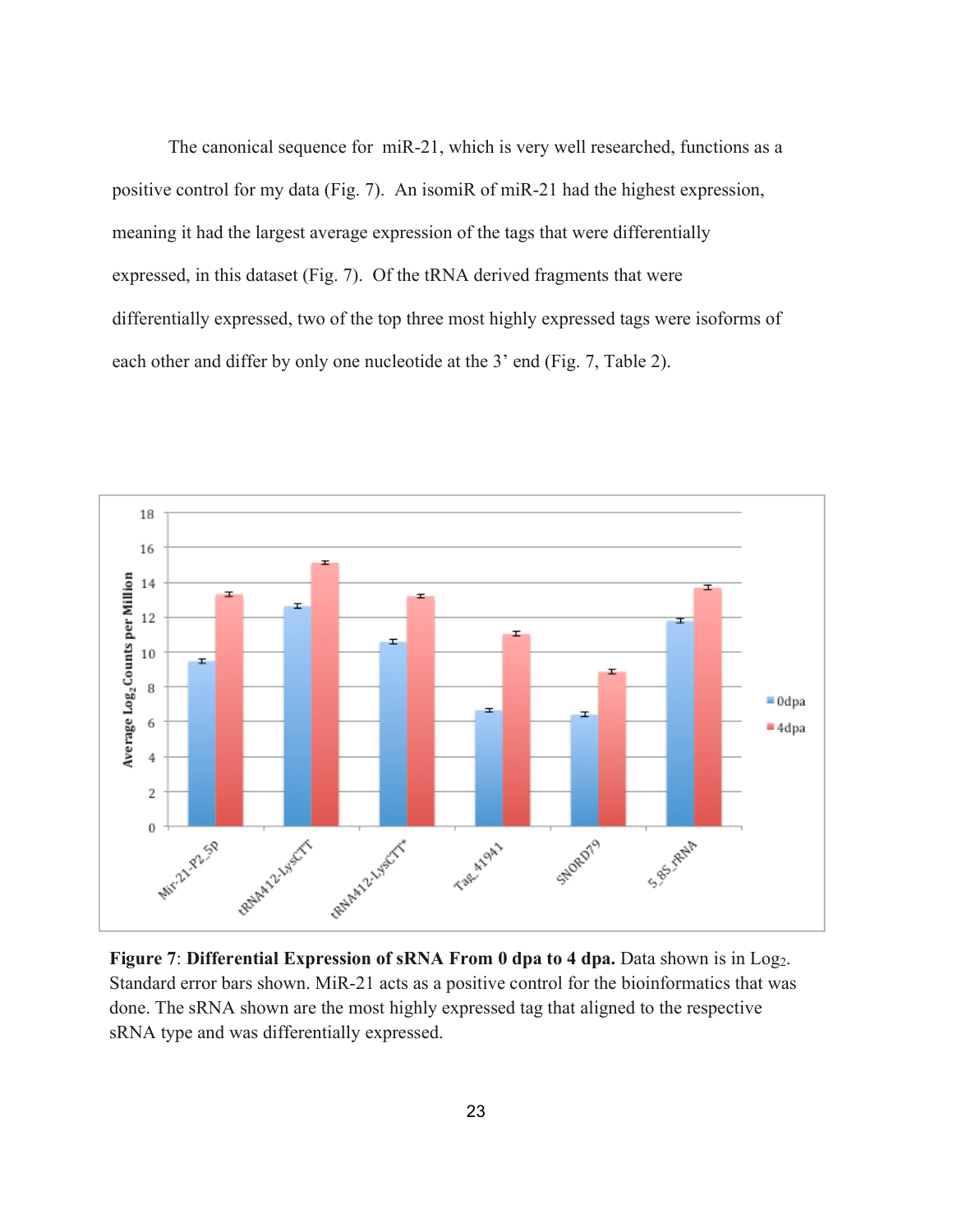The canonical sequence for miR-21, which is very well researched, functions as a positive control for my data (Fig. 7). An isomiR of miR-21 had the highest expression, meaning it had the largest average expression of the tags that were differentially expressed, in this dataset (Fig. 7). Of the tRNA derived fragments that were differentially expressed, two of the top three most highly expressed tags were isoforms of each other and differ by only one nucleotide at the 3' end (Fig. 7, Table 2).

**Figure 7**: **Differential Expression of sRNA From 0 dpa to 4 dpa.** Data shown is in $Log_2$. Standard error bars shown. MiR-21 acts as a positive control for the bioinformatics that was done. The sRNA shown are the most highly expressed tag that aligned to the respective sRNA type and was differentially expressed.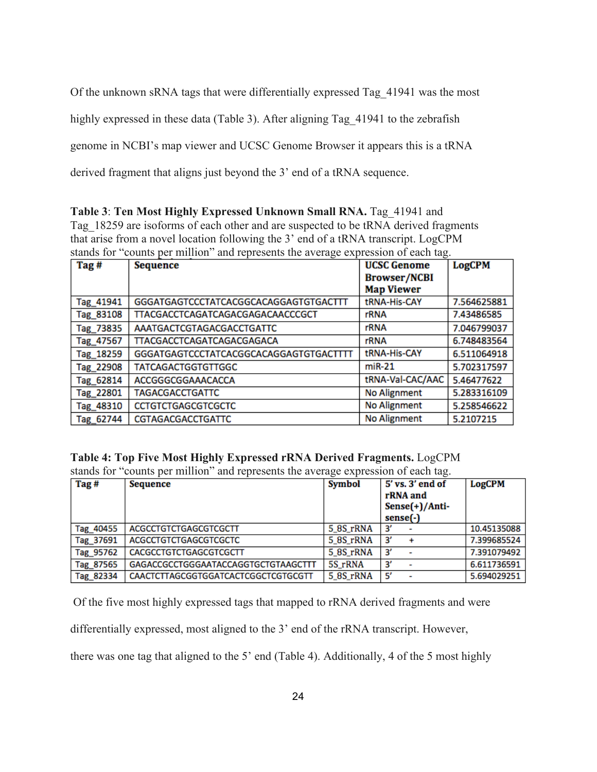Of the unknown sRNA tags that were differentially expressed Tag_41941 was the most highly expressed in these data (Table 3). After aligning Tag_41941 to the zebrafish genome in NCBI's map viewer and UCSC Genome Browser it appears this is a tRNA derived fragment that aligns just beyond the 3' end of a tRNA sequence.

**Table 3**: **Ten Most Highly Expressed Unknown Small RNA.** Tag_41941 and Tag_18259 are isoforms of each other and are suspected to be tRNA derived fragments that arise from a novel location following the 3' end of a tRNA transcript. LogCPM stands for "counts per million" and represents the average expression of each tag.

| Tag # | Sequence | UCSC Genome Browser/NCBI Map Viewer | LogCPM |
|---|---|---|---|
| Tag_41941 | GGGATGAGTCCCTATCACGGCACAGGAGTGTGACTTT | tRNA-His-CAY | 7.564625881 |
| Tag_83108 | TTACGACCTCAGATCAGACGAGACAACCCGCT | rRNA | 7.43486585 |
| Tag_73835 | AAATGACTCGTAGACGACCTGATTC | rRNA | 7.046799037 |
| Tag_47567 | TTACGACCTCAGATCAGACGAGACA | rRNA | 6.748483564 |
| Tag_18259 | GGGATGAGTCCCTATCACGGCACAGGAGTGTGACTTTT | tRNA-His-CAY | 6.511064918 |
| Tag_22908 | TATCAGACTGGTGTTGGC | miR-21 | 5.702317597 |
| Tag_62814 | ACCGGGCGGAAACACCA | tRNA-Val-CAC/AAC | 5.46477622 |
| Tag_22801 | TAGACGACCTGATTC | No Alignment | 5.283316109 |
| Tag_48310 | CCTGTCTGAGCGTCGCTC | No Alignment | 5.258546622 |
| Tag_62744 | CGTAGACGACCTGATTC | No Alignment | 5.2107215 |

**Table 4: Top Five Most Highly Expressed rRNA Derived Fragments.** LogCPM stands for "counts per million" and represents the average expression of each tag.

| Tag # | Sequence | Symbol | 5' vs. 3' end of rRNA and Sense(+)/Anti-sense(-) | LogCPM |
|---|---|---|---|---|
| Tag_40455 | ACGCCTGTCTGAGCGTCGCTT | 5_8S_rRNA | 3' - | 10.45135088 |
| Tag_37691 | ACGCCTGTCTGAGCGTCGCTC | 5_8S_rRNA | 3' + | 7.399685524 |
| Tag_95762 | CACGCCTGTCTGAGCGTCGCTT | 5_8S_rRNA | 3' - | 7.391079492 |
| Tag_87565 | GAGACCGCCTGGGAATACCAGGTGCTGTAAGCTTT | 5S_rRNA | 3' - | 6.611736591 |
| Tag_82334 | CAACTCTTAGCGGTGGATCACTCGGCTCGTGCGTT | 5_8S_rRNA | 5' - | 5.694029251 |

Of the five most highly expressed tags that mapped to rRNA derived fragments and were differentially expressed, most aligned to the 3' end of the rRNA transcript. However, there was one tag that aligned to the 5' end (Table 4). Additionally, 4 of the 5 most highly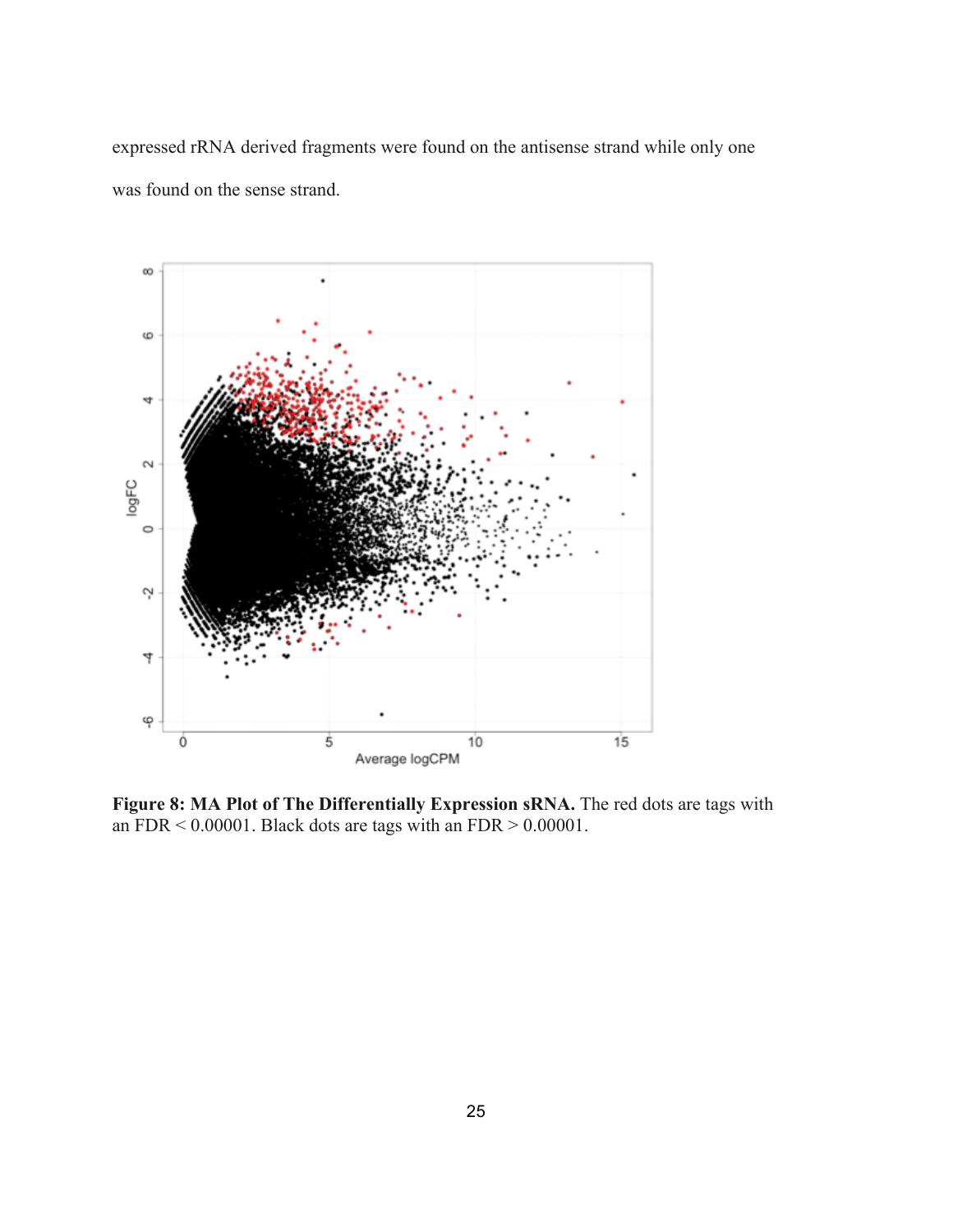expressed rRNA derived fragments were found on the antisense strand while only one was found on the sense strand.

**Figure 8: MA Plot of The Differentially Expression sRNA.** The red dots are tags with an FDR < 0.00001. Black dots are tags with an FDR > 0.00001.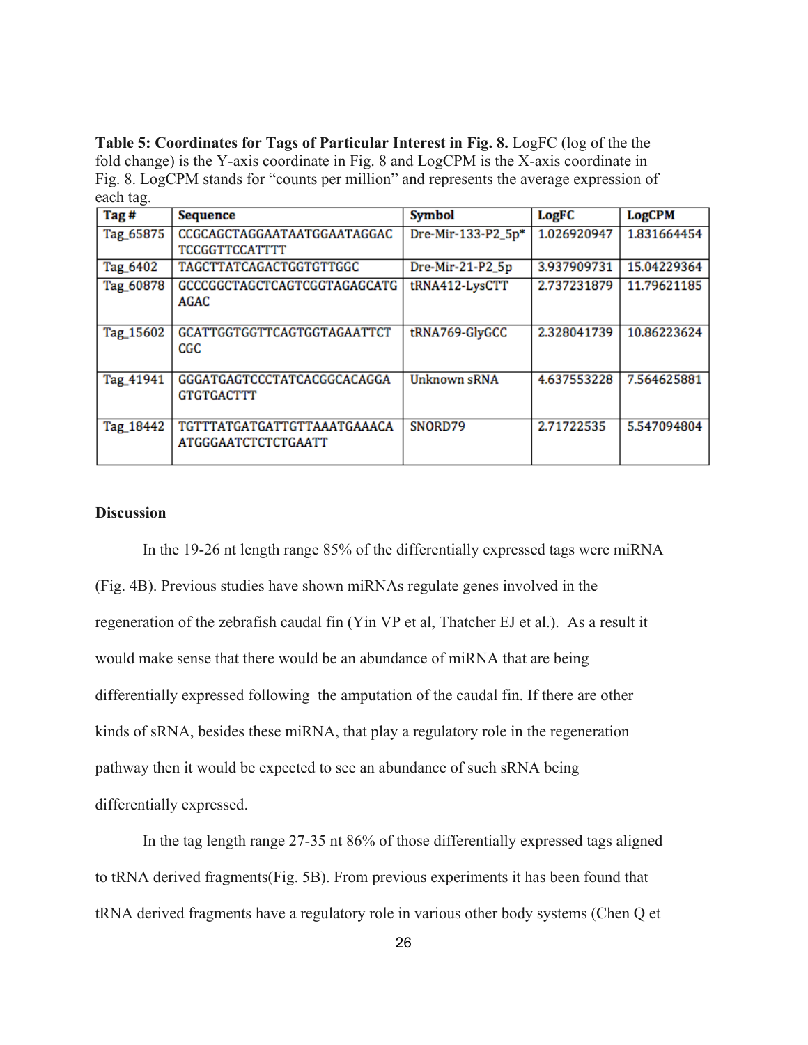**Table 5: Coordinates for Tags of Particular Interest in Fig. 8.** LogFC (log of the the fold change) is the Y-axis coordinate in Fig. 8 and LogCPM is the X-axis coordinate in Fig. 8. LogCPM stands for "counts per million" and represents the average expression of each tag.

| Tag # | Sequence | Symbol | LogFC | LogCPM |
|---|---|---|---|---|
| Tag_65875 | CCGCAGCTAGGAATAATGGAATAGGACTCCGGTTCCATTTT | Dre-Mir-133-P2_5p* | 1.026920947 | 1.831664454 |
| Tag_6402 | TAGCTTATCAGACTGGTGTTGGC | Dre-Mir-21-P2_5p | 3.937909731 | 15.04229364 |
| Tag_60878 | GCCCGGCTAGCTCAGTCGGTAGAGCATGAGAC | tRNA412-LysCTT | 2.737231879 | 11.79621185 |
| Tag_15602 | GCATTGGTGGTTCAGTGGTAGAATTCTCGC | tRNA769-GlyGCC | 2.328041739 | 10.86223624 |
| Tag_41941 | GGGATGAGTCCCTATCACGGCACAGGAGTGTGACTTT | Unknown sRNA | 4.637553228 | 7.564625881 |
| Tag_18442 | TGTTTATGATGATTGTTAAATGAAACAATGGGAATCTCTCTGAATT | SNORD79 | 2.71722535 | 5.547094804 |

## Discussion

In the 19-26 nt length range 85% of the differentially expressed tags were miRNA (Fig. 4B). Previous studies have shown miRNAs regulate genes involved in the regeneration of the zebrafish caudal fin (Yin VP et al, Thatcher EJ et al.). As a result it would make sense that there would be an abundance of miRNA that are being differentially expressed following the amputation of the caudal fin. If there are other kinds of sRNA, besides these miRNA, that play a regulatory role in the regeneration pathway then it would be expected to see an abundance of such sRNA being differentially expressed.

In the tag length range 27-35 nt 86% of those differentially expressed tags aligned to tRNA derived fragments(Fig. 5B). From previous experiments it has been found that tRNA derived fragments have a regulatory role in various other body systems (Chen Q et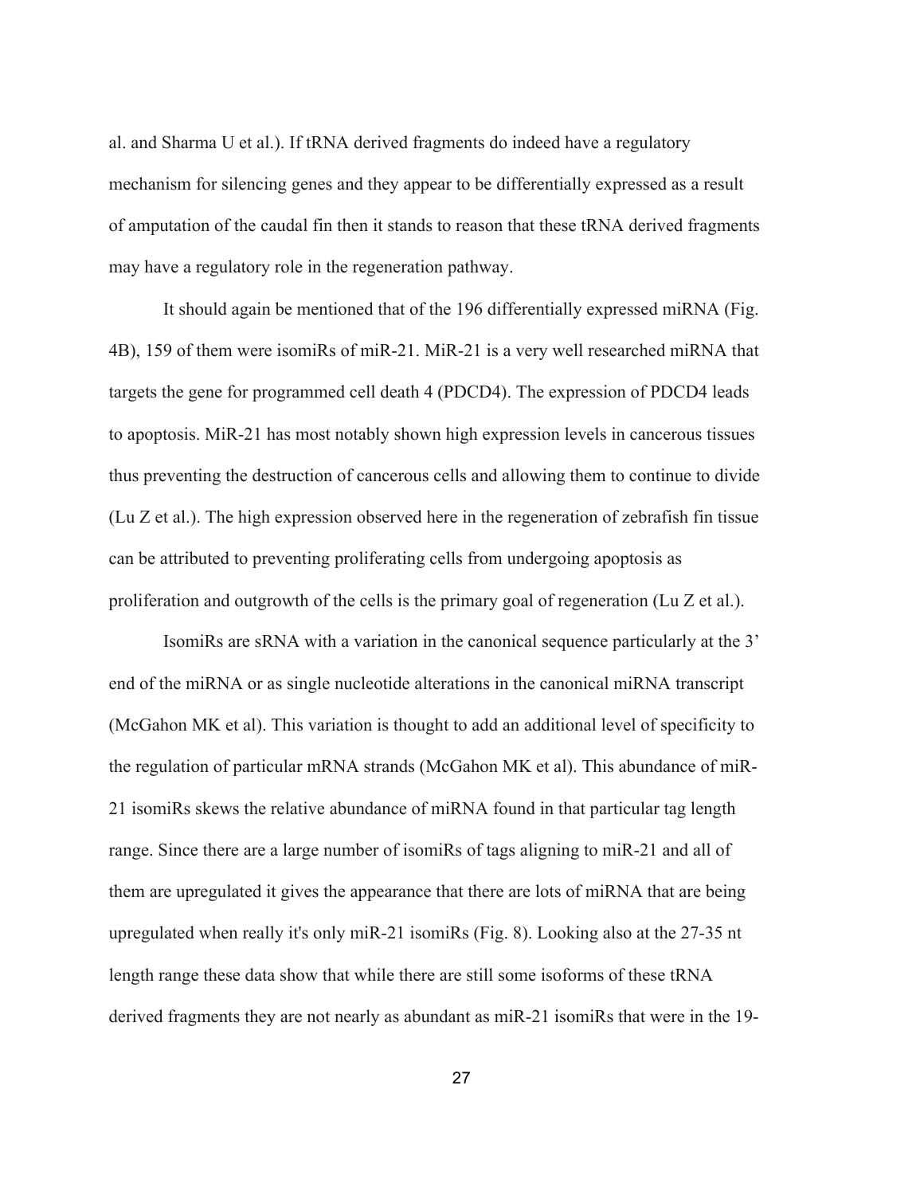al. and Sharma U et al.). If tRNA derived fragments do indeed have a regulatory mechanism for silencing genes and they appear to be differentially expressed as a result of amputation of the caudal fin then it stands to reason that these tRNA derived fragments may have a regulatory role in the regeneration pathway.

It should again be mentioned that of the 196 differentially expressed miRNA (Fig. 4B), 159 of them were isomiRs of miR-21. MiR-21 is a very well researched miRNA that targets the gene for programmed cell death 4 (PDCD4). The expression of PDCD4 leads to apoptosis. MiR-21 has most notably shown high expression levels in cancerous tissues thus preventing the destruction of cancerous cells and allowing them to continue to divide (Lu Z et al.). The high expression observed here in the regeneration of zebrafish fin tissue can be attributed to preventing proliferating cells from undergoing apoptosis as proliferation and outgrowth of the cells is the primary goal of regeneration (Lu Z et al.).

IsomiRs are sRNA with a variation in the canonical sequence particularly at the 3' end of the miRNA or as single nucleotide alterations in the canonical miRNA transcript (McGahon MK et al). This variation is thought to add an additional level of specificity to the regulation of particular mRNA strands (McGahon MK et al). This abundance of miR-21 isomiRs skews the relative abundance of miRNA found in that particular tag length range. Since there are a large number of isomiRs of tags aligning to miR-21 and all of them are upregulated it gives the appearance that there are lots of miRNA that are being upregulated when really it's only miR-21 isomiRs (Fig. 8). Looking also at the 27-35 nt length range these data show that while there are still some isoforms of these tRNA derived fragments they are not nearly as abundant as miR-21 isomiRs that were in the 19-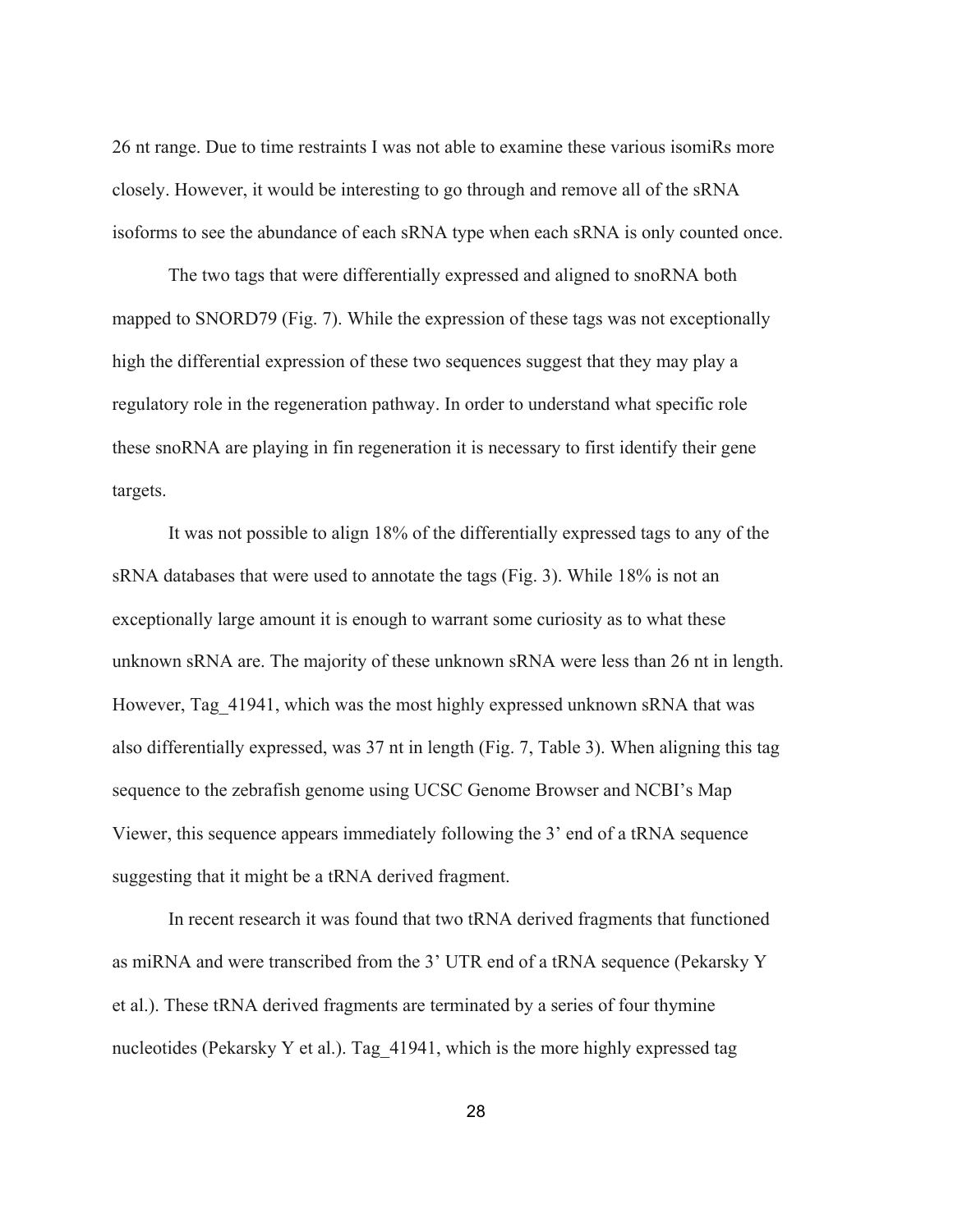26 nt range. Due to time restraints I was not able to examine these various isomiRs more closely. However, it would be interesting to go through and remove all of the sRNA isoforms to see the abundance of each sRNA type when each sRNA is only counted once.

The two tags that were differentially expressed and aligned to snoRNA both mapped to SNORD79 (Fig. 7). While the expression of these tags was not exceptionally high the differential expression of these two sequences suggest that they may play a regulatory role in the regeneration pathway. In order to understand what specific role these snoRNA are playing in fin regeneration it is necessary to first identify their gene targets.

It was not possible to align 18% of the differentially expressed tags to any of the sRNA databases that were used to annotate the tags (Fig. 3). While 18% is not an exceptionally large amount it is enough to warrant some curiosity as to what these unknown sRNA are. The majority of these unknown sRNA were less than 26 nt in length. However, Tag_41941, which was the most highly expressed unknown sRNA that was also differentially expressed, was 37 nt in length (Fig. 7, Table 3). When aligning this tag sequence to the zebrafish genome using UCSC Genome Browser and NCBI's Map Viewer, this sequence appears immediately following the 3' end of a tRNA sequence suggesting that it might be a tRNA derived fragment.

In recent research it was found that two tRNA derived fragments that functioned as miRNA and were transcribed from the 3' UTR end of a tRNA sequence (Pekarsky Y et al.). These tRNA derived fragments are terminated by a series of four thymine nucleotides (Pekarsky Y et al.). Tag_41941, which is the more highly expressed tag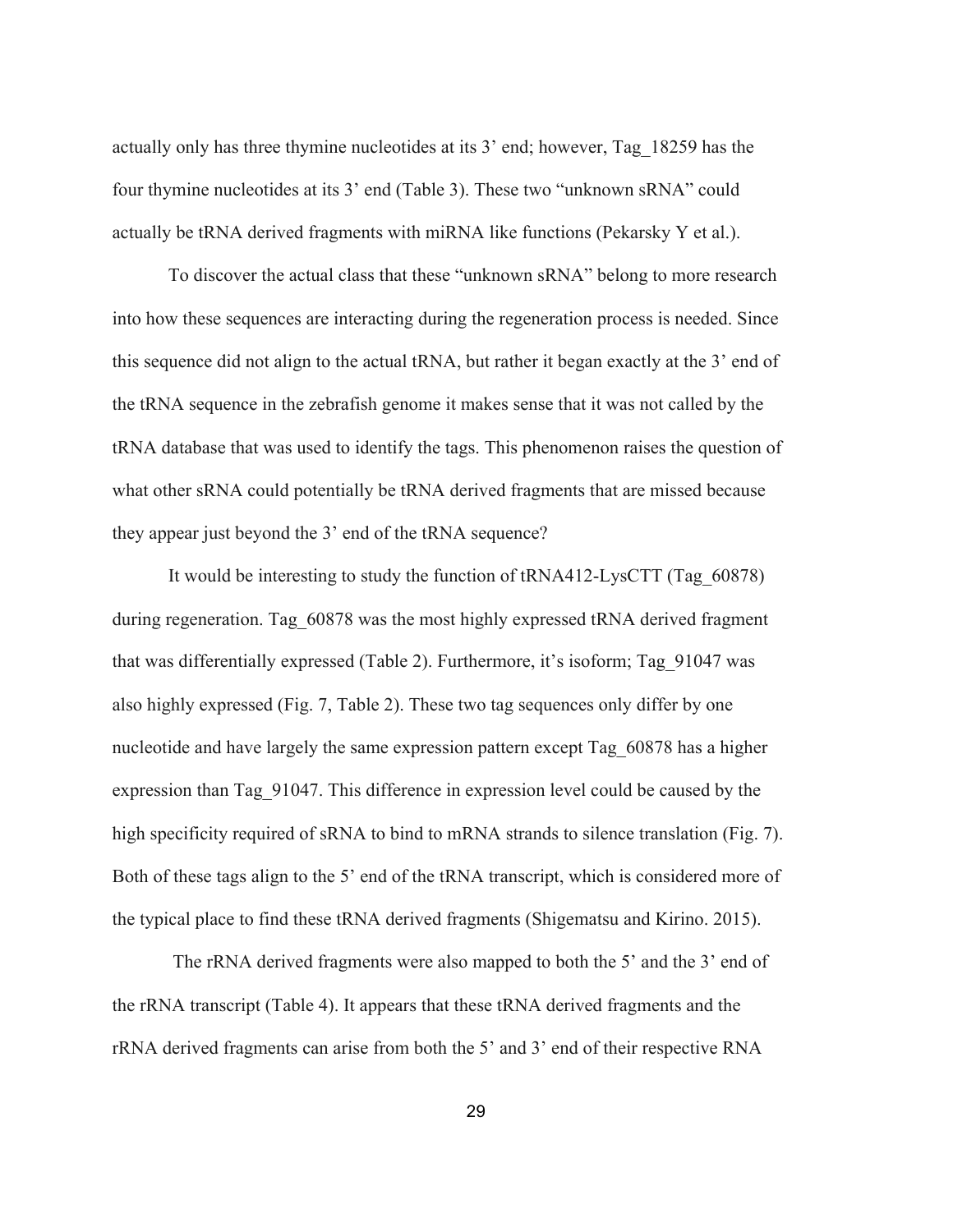actually only has three thymine nucleotides at its 3' end; however, Tag_18259 has the four thymine nucleotides at its 3' end (Table 3). These two "unknown sRNA" could actually be tRNA derived fragments with miRNA like functions (Pekarsky Y et al.).

To discover the actual class that these "unknown sRNA" belong to more research into how these sequences are interacting during the regeneration process is needed. Since this sequence did not align to the actual tRNA, but rather it began exactly at the 3' end of the tRNA sequence in the zebrafish genome it makes sense that it was not called by the tRNA database that was used to identify the tags. This phenomenon raises the question of what other sRNA could potentially be tRNA derived fragments that are missed because they appear just beyond the 3' end of the tRNA sequence?

It would be interesting to study the function of tRNA412-LysCTT (Tag_60878) during regeneration. Tag_60878 was the most highly expressed tRNA derived fragment that was differentially expressed (Table 2). Furthermore, it's isoform; Tag_91047 was also highly expressed (Fig. 7, Table 2). These two tag sequences only differ by one nucleotide and have largely the same expression pattern except Tag_60878 has a higher expression than Tag_91047. This difference in expression level could be caused by the high specificity required of sRNA to bind to mRNA strands to silence translation (Fig. 7). Both of these tags align to the 5' end of the tRNA transcript, which is considered more of the typical place to find these tRNA derived fragments (Shigematsu and Kirino. 2015).

The rRNA derived fragments were also mapped to both the 5' and the 3' end of the rRNA transcript (Table 4). It appears that these tRNA derived fragments and the rRNA derived fragments can arise from both the 5' and 3' end of their respective RNA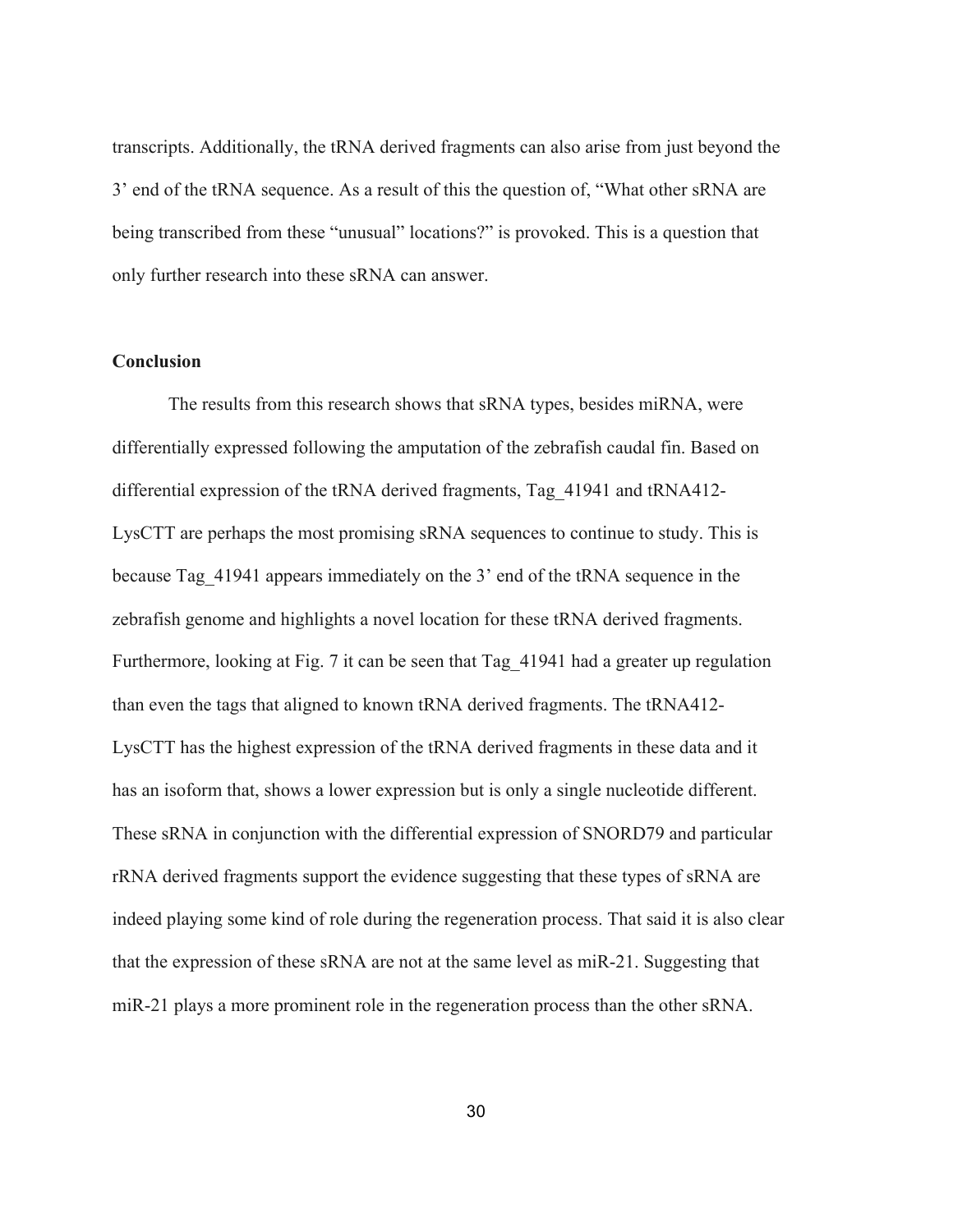transcripts. Additionally, the tRNA derived fragments can also arise from just beyond the 3' end of the tRNA sequence. As a result of this the question of, "What other sRNA are being transcribed from these "unusual" locations?" is provoked. This is a question that only further research into these sRNA can answer.

## Conclusion

The results from this research shows that sRNA types, besides miRNA, were differentially expressed following the amputation of the zebrafish caudal fin. Based on differential expression of the tRNA derived fragments, Tag_41941 and tRNA412-LysCTT are perhaps the most promising sRNA sequences to continue to study. This is because Tag_41941 appears immediately on the 3' end of the tRNA sequence in the zebrafish genome and highlights a novel location for these tRNA derived fragments. Furthermore, looking at Fig. 7 it can be seen that Tag_41941 had a greater up regulation than even the tags that aligned to known tRNA derived fragments. The tRNA412-LysCTT has the highest expression of the tRNA derived fragments in these data and it has an isoform that, shows a lower expression but is only a single nucleotide different. These sRNA in conjunction with the differential expression of SNORD79 and particular rRNA derived fragments support the evidence suggesting that these types of sRNA are indeed playing some kind of role during the regeneration process. That said it is also clear that the expression of these sRNA are not at the same level as miR-21. Suggesting that miR-21 plays a more prominent role in the regeneration process than the other sRNA.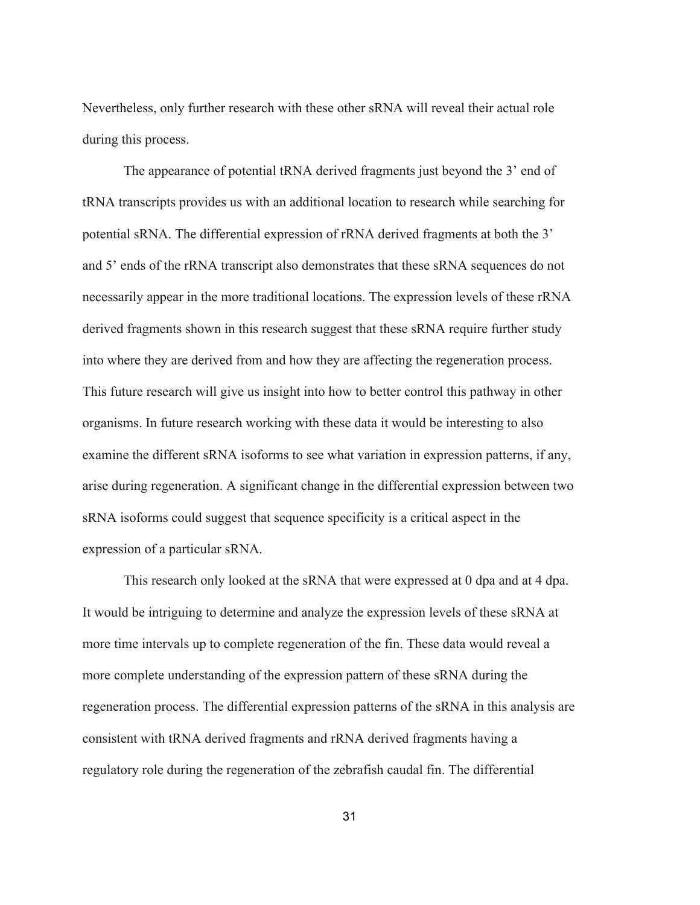Nevertheless, only further research with these other sRNA will reveal their actual role during this process.

The appearance of potential tRNA derived fragments just beyond the 3' end of tRNA transcripts provides us with an additional location to research while searching for potential sRNA. The differential expression of rRNA derived fragments at both the 3' and 5' ends of the rRNA transcript also demonstrates that these sRNA sequences do not necessarily appear in the more traditional locations. The expression levels of these rRNA derived fragments shown in this research suggest that these sRNA require further study into where they are derived from and how they are affecting the regeneration process. This future research will give us insight into how to better control this pathway in other organisms. In future research working with these data it would be interesting to also examine the different sRNA isoforms to see what variation in expression patterns, if any, arise during regeneration. A significant change in the differential expression between two sRNA isoforms could suggest that sequence specificity is a critical aspect in the expression of a particular sRNA.

This research only looked at the sRNA that were expressed at 0 dpa and at 4 dpa. It would be intriguing to determine and analyze the expression levels of these sRNA at more time intervals up to complete regeneration of the fin. These data would reveal a more complete understanding of the expression pattern of these sRNA during the regeneration process. The differential expression patterns of the sRNA in this analysis are consistent with tRNA derived fragments and rRNA derived fragments having a regulatory role during the regeneration of the zebrafish caudal fin. The differential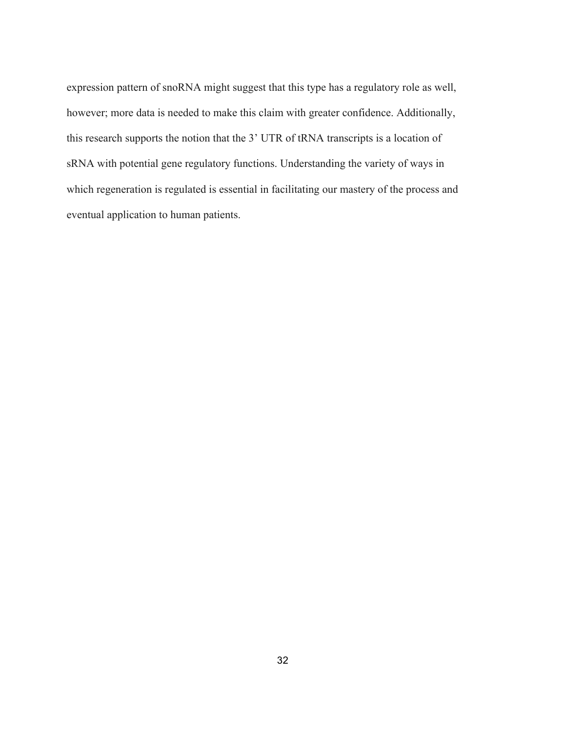expression pattern of snoRNA might suggest that this type has a regulatory role as well, however; more data is needed to make this claim with greater confidence. Additionally, this research supports the notion that the 3’ UTR of tRNA transcripts is a location of sRNA with potential gene regulatory functions. Understanding the variety of ways in which regeneration is regulated is essential in facilitating our mastery of the process and eventual application to human patients.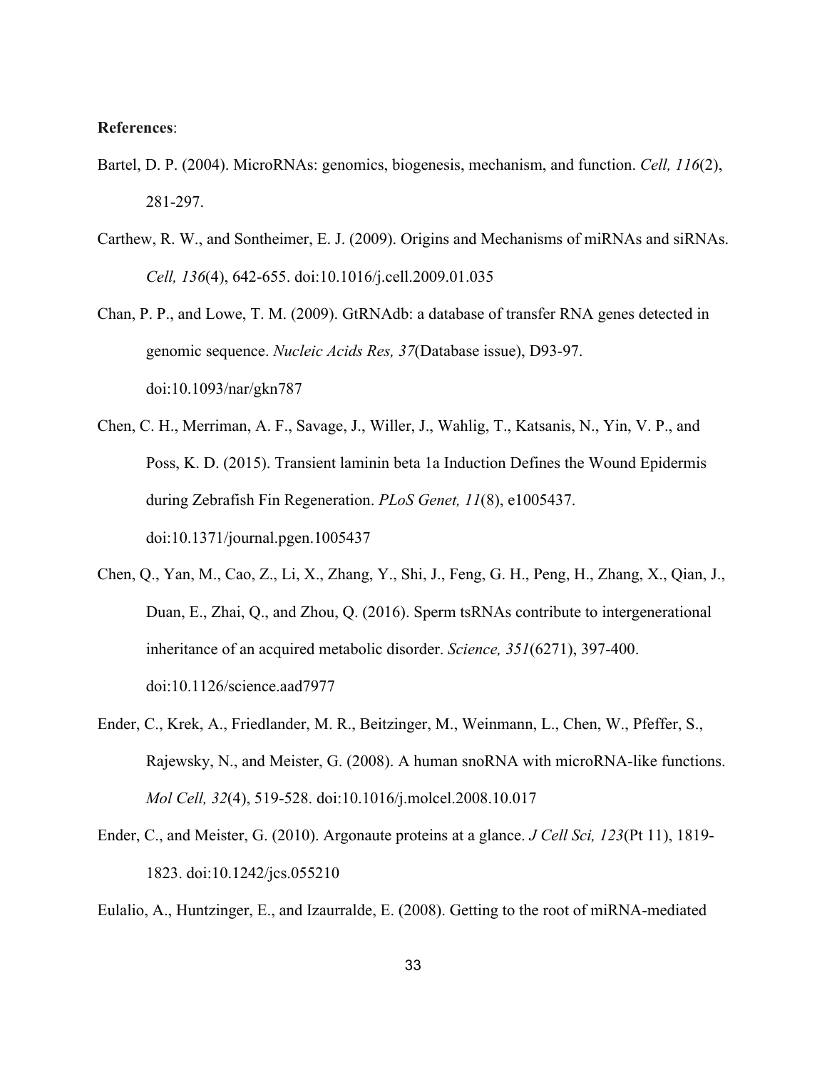**References**:

Bartel, D. P. (2004). MicroRNAs: genomics, biogenesis, mechanism, and function. *Cell, 116*(2), 281-297.

Carthew, R. W., and Sontheimer, E. J. (2009). Origins and Mechanisms of miRNAs and siRNAs. *Cell, 136*(4), 642-655. doi:10.1016/j.cell.2009.01.035

Chan, P. P., and Lowe, T. M. (2009). GtRNAdb: a database of transfer RNA genes detected in genomic sequence. *Nucleic Acids Res, 37*(Database issue), D93-97. doi:10.1093/nar/gkn787

Chen, C. H., Merriman, A. F., Savage, J., Willer, J., Wahlig, T., Katsanis, N., Yin, V. P., and Poss, K. D. (2015). Transient laminin beta 1a Induction Defines the Wound Epidermis during Zebrafish Fin Regeneration. *PLoS Genet, 11*(8), e1005437. doi:10.1371/journal.pgen.1005437

Chen, Q., Yan, M., Cao, Z., Li, X., Zhang, Y., Shi, J., Feng, G. H., Peng, H., Zhang, X., Qian, J., Duan, E., Zhai, Q., and Zhou, Q. (2016). Sperm tsRNAs contribute to intergenerational inheritance of an acquired metabolic disorder. *Science, 351*(6271), 397-400. doi:10.1126/science.aad7977

Ender, C., Krek, A., Friedlander, M. R., Beitzinger, M., Weinmann, L., Chen, W., Pfeffer, S., Rajewsky, N., and Meister, G. (2008). A human snoRNA with microRNA-like functions. *Mol Cell, 32*(4), 519-528. doi:10.1016/j.molcel.2008.10.017

Ender, C., and Meister, G. (2010). Argonaute proteins at a glance. *J Cell Sci, 123*(Pt 11), 1819-1823. doi:10.1242/jcs.055210

Eulalio, A., Huntzinger, E., and Izaurralde, E. (2008). Getting to the root of miRNA-mediated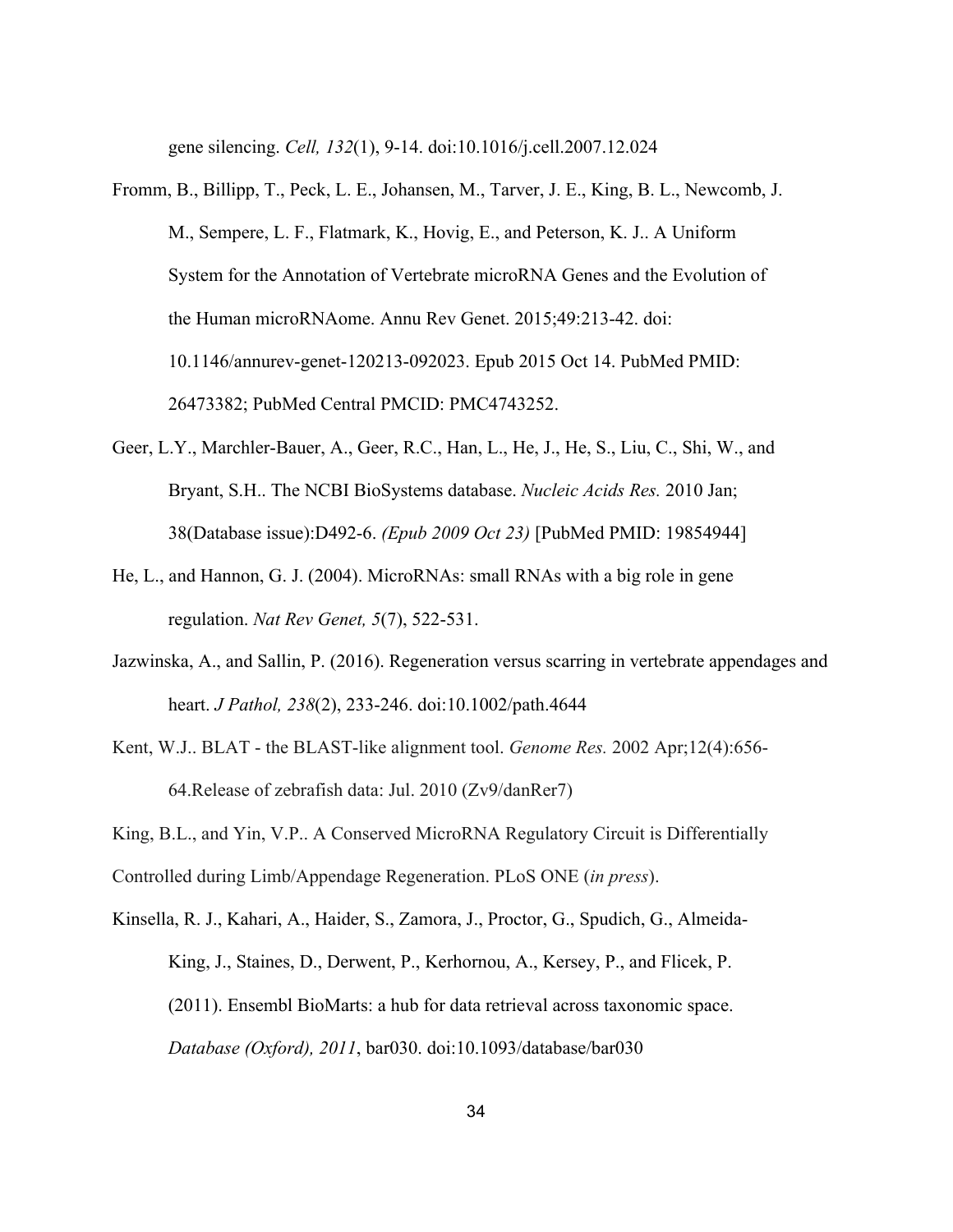gene silencing. *Cell, 132*(1), 9-14. doi:10.1016/j.cell.2007.12.024

Fromm, B., Billipp, T., Peck, L. E., Johansen, M., Tarver, J. E., King, B. L., Newcomb, J. M., Sempere, L. F., Flatmark, K., Hovig, E., and Peterson, K. J.. A Uniform System for the Annotation of Vertebrate microRNA Genes and the Evolution of the Human microRNAome. Annu Rev Genet. 2015;49:213-42. doi: 10.1146/annurev-genet-120213-092023. Epub 2015 Oct 14. PubMed PMID: 26473382; PubMed Central PMCID: PMC4743252.

Geer, L.Y., Marchler-Bauer, A., Geer, R.C., Han, L., He, J., He, S., Liu, C., Shi, W., and Bryant, S.H.. The NCBI BioSystems database. *Nucleic Acids Res.* 2010 Jan; 38(Database issue):D492-6. *(Epub 2009 Oct 23)* [PubMed PMID: 19854944]

He, L., and Hannon, G. J. (2004). MicroRNAs: small RNAs with a big role in gene regulation. *Nat Rev Genet, 5*(7), 522-531.

Jazwinska, A., and Sallin, P. (2016). Regeneration versus scarring in vertebrate appendages and heart. *J Pathol, 238*(2), 233-246. doi:10.1002/path.4644

Kent, W.J.. BLAT - the BLAST-like alignment tool. *Genome Res.* 2002 Apr;12(4):656-64.Release of zebrafish data: Jul. 2010 (Zv9/danRer7)

King, B.L., and Yin, V.P.. A Conserved MicroRNA Regulatory Circuit is Differentially Controlled during Limb/Appendage Regeneration. PLoS ONE (*in press*).

Kinsella, R. J., Kahari, A., Haider, S., Zamora, J., Proctor, G., Spudich, G., Almeida-King, J., Staines, D., Derwent, P., Kerhornou, A., Kersey, P., and Flicek, P. (2011). Ensembl BioMarts: a hub for data retrieval across taxonomic space. *Database (Oxford), 2011*, bar030. doi:10.1093/database/bar030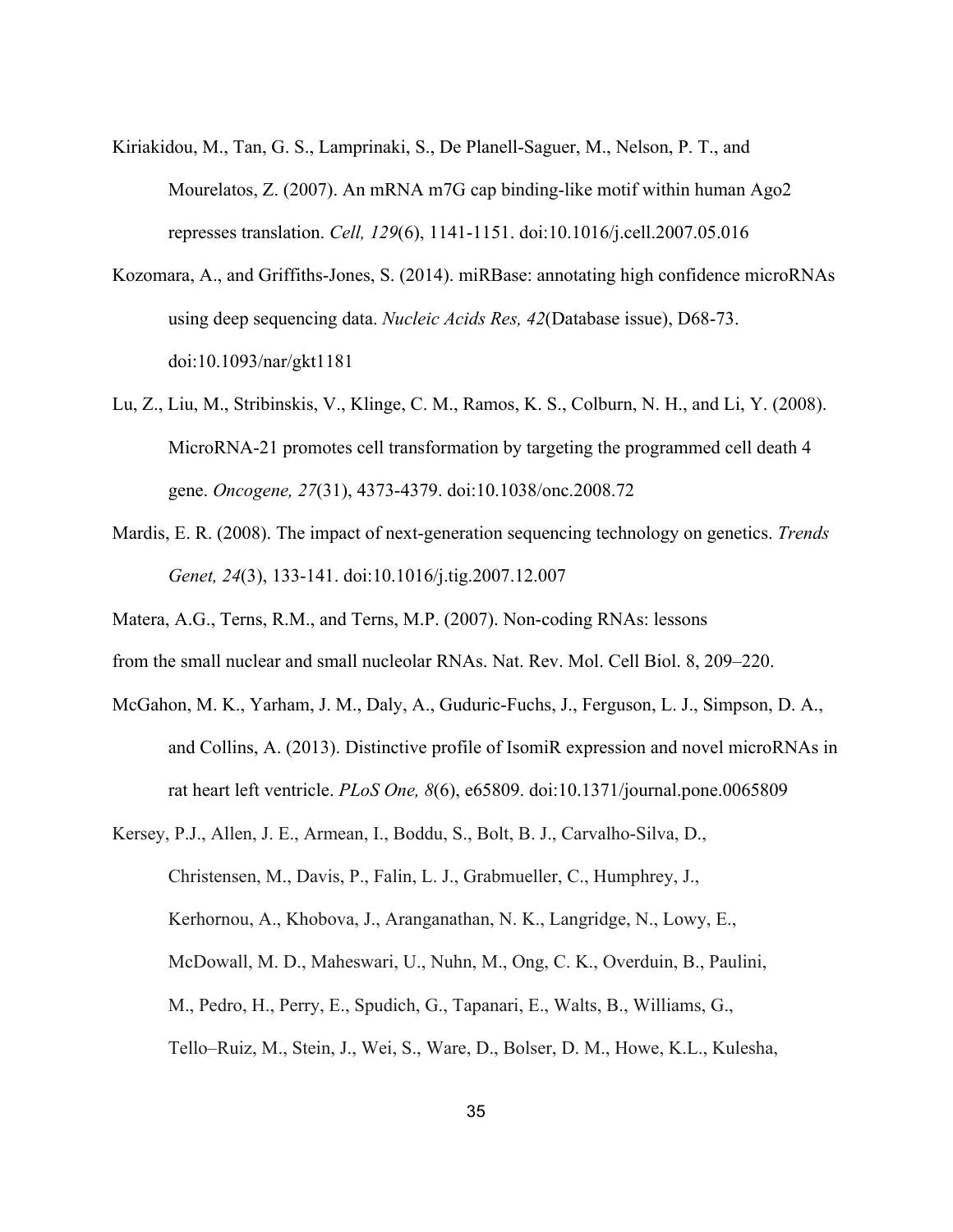Kiriakidou, M., Tan, G. S., Lamprinaki, S., De Planell-Saguer, M., Nelson, P. T., and Mourelatos, Z. (2007). An mRNA m7G cap binding-like motif within human Ago2 represses translation. *Cell, 129*(6), 1141-1151. doi:10.1016/j.cell.2007.05.016

Kozomara, A., and Griffiths-Jones, S. (2014). miRBase: annotating high confidence microRNAs using deep sequencing data. *Nucleic Acids Res, 42*(Database issue), D68-73. doi:10.1093/nar/gkt1181

Lu, Z., Liu, M., Stribinskis, V., Klinge, C. M., Ramos, K. S., Colburn, N. H., and Li, Y. (2008). MicroRNA-21 promotes cell transformation by targeting the programmed cell death 4 gene. *Oncogene, 27*(31), 4373-4379. doi:10.1038/onc.2008.72

Mardis, E. R. (2008). The impact of next-generation sequencing technology on genetics. *Trends Genet, 24*(3), 133-141. doi:10.1016/j.tig.2007.12.007

Matera, A.G., Terns, R.M., and Terns, M.P. (2007). Non-coding RNAs: lessons from the small nuclear and small nucleolar RNAs. Nat. Rev. Mol. Cell Biol. 8, 209–220.

McGahon, M. K., Yarham, J. M., Daly, A., Guduric-Fuchs, J., Ferguson, L. J., Simpson, D. A., and Collins, A. (2013). Distinctive profile of IsomiR expression and novel microRNAs in rat heart left ventricle. *PLoS One, 8*(6), e65809. doi:10.1371/journal.pone.0065809

Kersey, P.J., Allen, J. E., Armean, I., Boddu, S., Bolt, B. J., Carvalho-Silva, D., Christensen, M., Davis, P., Falin, L. J., Grabmueller, C., Humphrey, J., Kerhornou, A., Khobova, J., Aranganathan, N. K., Langridge, N., Lowy, E., McDowall, M. D., Maheswari, U., Nuhn, M., Ong, C. K., Overduin, B., Paulini, M., Pedro, H., Perry, E., Spudich, G., Tapanari, E., Walts, B., Williams, G., Tello–Ruiz, M., Stein, J., Wei, S., Ware, D., Bolser, D. M., Howe, K.L., Kulesha,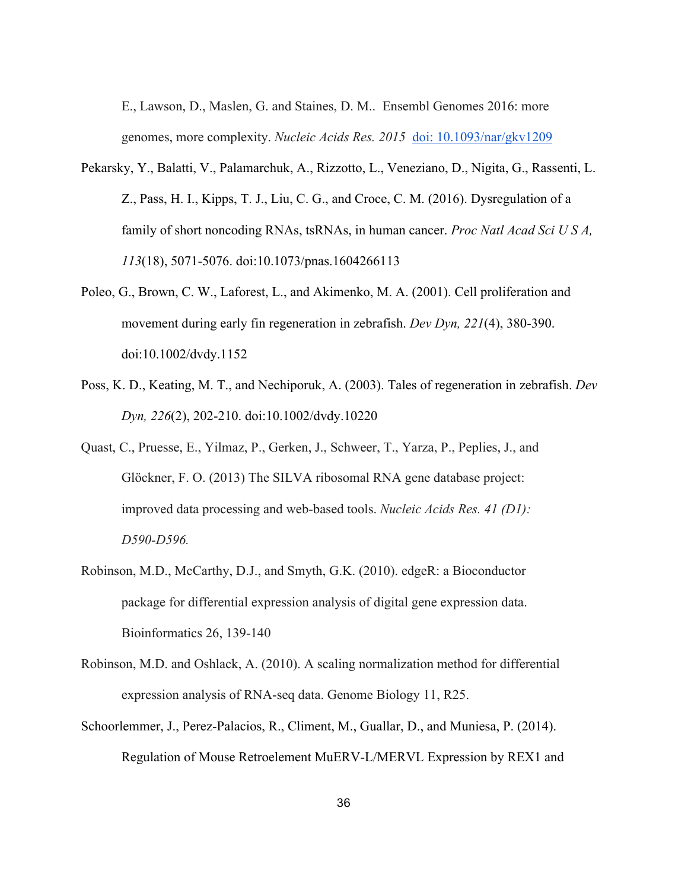E., Lawson, D., Maslen, G. and Staines, D. M.. Ensembl Genomes 2016: more genomes, more complexity. *Nucleic Acids Res. 2015* [doi: 10.1093/nar/gkv1209](https://doi.org/10.1093/nar/gkv1209)

Pekarsky, Y., Balatti, V., Palamarchuk, A., Rizzotto, L., Veneziano, D., Nigita, G., Rassenti, L. Z., Pass, H. I., Kipps, T. J., Liu, C. G., and Croce, C. M. (2016). Dysregulation of a family of short noncoding RNAs, tsRNAs, in human cancer. *Proc Natl Acad Sci U S A, 113*(18), 5071-5076. doi:10.1073/pnas.1604266113

Poleo, G., Brown, C. W., Laforest, L., and Akimenko, M. A. (2001). Cell proliferation and movement during early fin regeneration in zebrafish. *Dev Dyn, 221*(4), 380-390. doi:10.1002/dvdy.1152

Poss, K. D., Keating, M. T., and Nechiporuk, A. (2003). Tales of regeneration in zebrafish. *Dev Dyn, 226*(2), 202-210. doi:10.1002/dvdy.10220

Quast, C., Pruesse, E., Yilmaz, P., Gerken, J., Schweer, T., Yarza, P., Peplies, J., and Glöckner, F. O. (2013) The SILVA ribosomal RNA gene database project: improved data processing and web-based tools. *Nucleic Acids Res. 41 (D1): D590-D596.*

Robinson, M.D., McCarthy, D.J., and Smyth, G.K. (2010). edgeR: a Bioconductor package for differential expression analysis of digital gene expression data. Bioinformatics 26, 139-140

Robinson, M.D. and Oshlack, A. (2010). A scaling normalization method for differential expression analysis of RNA-seq data. Genome Biology 11, R25.

Schoorlemmer, J., Perez-Palacios, R., Climent, M., Guallar, D., and Muniesa, P. (2014). Regulation of Mouse Retroelement MuERV-L/MERVL Expression by REX1 and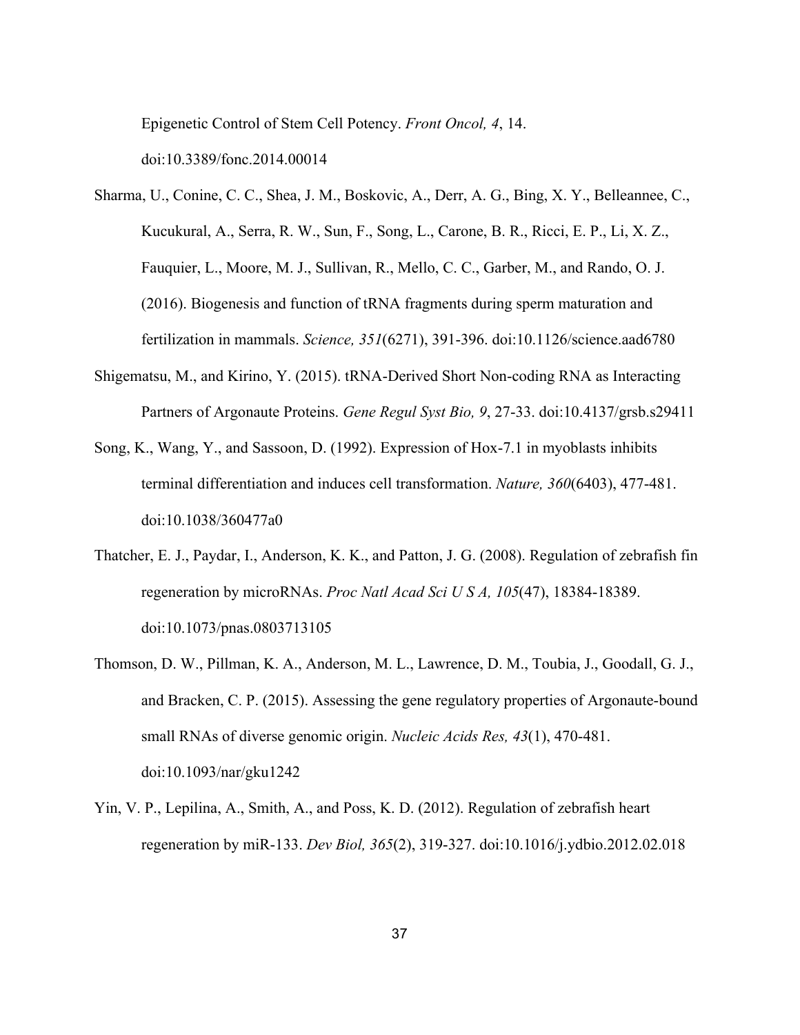Epigenetic Control of Stem Cell Potency. *Front Oncol, 4*, 14. doi:10.3389/fonc.2014.00014

Sharma, U., Conine, C. C., Shea, J. M., Boskovic, A., Derr, A. G., Bing, X. Y., Belleannee, C., Kucukural, A., Serra, R. W., Sun, F., Song, L., Carone, B. R., Ricci, E. P., Li, X. Z., Fauquier, L., Moore, M. J., Sullivan, R., Mello, C. C., Garber, M., and Rando, O. J. (2016). Biogenesis and function of tRNA fragments during sperm maturation and fertilization in mammals. *Science, 351*(6271), 391-396. doi:10.1126/science.aad6780

Shigematsu, M., and Kirino, Y. (2015). tRNA-Derived Short Non-coding RNA as Interacting Partners of Argonaute Proteins. *Gene Regul Syst Bio, 9*, 27-33. doi:10.4137/grsb.s29411

Song, K., Wang, Y., and Sassoon, D. (1992). Expression of Hox-7.1 in myoblasts inhibits terminal differentiation and induces cell transformation. *Nature, 360*(6403), 477-481. doi:10.1038/360477a0

Thatcher, E. J., Paydar, I., Anderson, K. K., and Patton, J. G. (2008). Regulation of zebrafish fin regeneration by microRNAs. *Proc Natl Acad Sci U S A, 105*(47), 18384-18389. doi:10.1073/pnas.0803713105

Thomson, D. W., Pillman, K. A., Anderson, M. L., Lawrence, D. M., Toubia, J., Goodall, G. J., and Bracken, C. P. (2015). Assessing the gene regulatory properties of Argonaute-bound small RNAs of diverse genomic origin. *Nucleic Acids Res, 43*(1), 470-481. doi:10.1093/nar/gku1242

Yin, V. P., Lepilina, A., Smith, A., and Poss, K. D. (2012). Regulation of zebrafish heart regeneration by miR-133. *Dev Biol, 365*(2), 319-327. doi:10.1016/j.ydbio.2012.02.018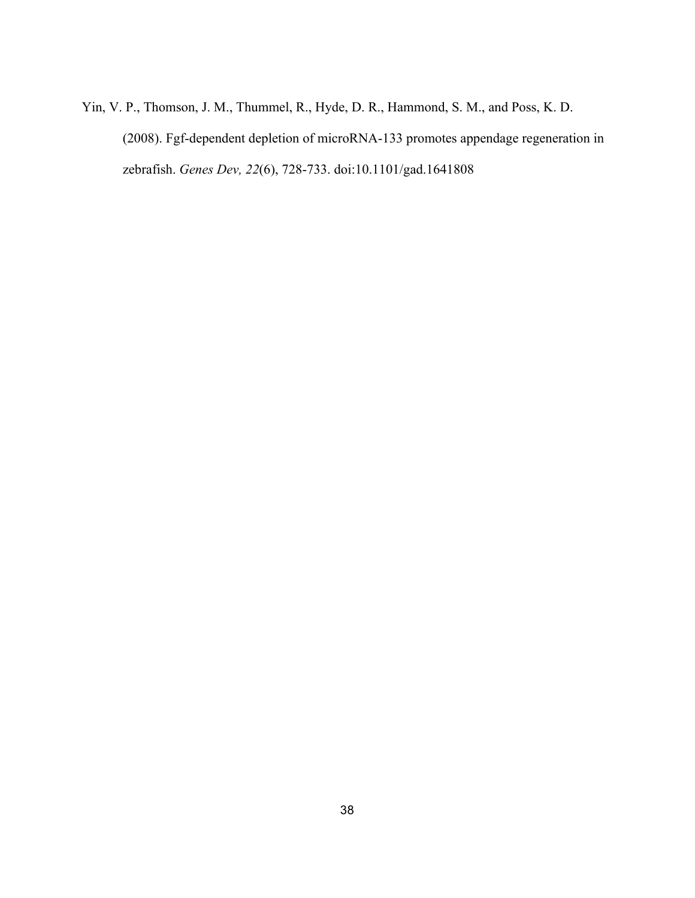Yin, V. P., Thomson, J. M., Thummel, R., Hyde, D. R., Hammond, S. M., and Poss, K. D. (2008). Fgf-dependent depletion of microRNA-133 promotes appendage regeneration in zebrafish. *Genes Dev, 22*(6), 728-733. doi:10.1101/gad.1641808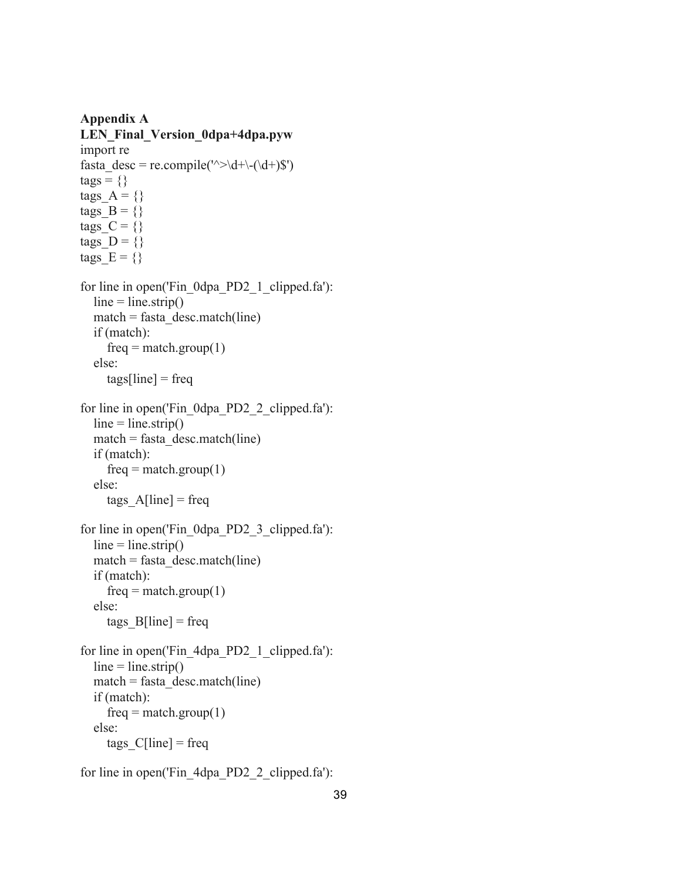**Appendix A**

**LEN_Final_Version_0dpa+4dpa.pyw**

```
import re
fasta_desc = re.compile('^>\d+\-(\d+)$')
tags = {}
tags_A = {}
tags_B = {}
tags_C = {}
tags_D = {}
tags_E = {}

for line in open('Fin_0dpa_PD2_1_clipped.fa'):
    line = line.strip()
    match = fasta_desc.match(line)
    if (match):
        freq = match.group(1)
    else:
        tags[line] = freq

for line in open('Fin_0dpa_PD2_2_clipped.fa'):
    line = line.strip()
    match = fasta_desc.match(line)
    if (match):
        freq = match.group(1)
    else:
        tags_A[line] = freq

for line in open('Fin_0dpa_PD2_3_clipped.fa'):
    line = line.strip()
    match = fasta_desc.match(line)
    if (match):
        freq = match.group(1)
    else:
        tags_B[line] = freq

for line in open('Fin_4dpa_PD2_1_clipped.fa'):
    line = line.strip()
    match = fasta_desc.match(line)
    if (match):
        freq = match.group(1)
    else:
        tags_C[line] = freq

for line in open('Fin_4dpa_PD2_2_clipped.fa'):
```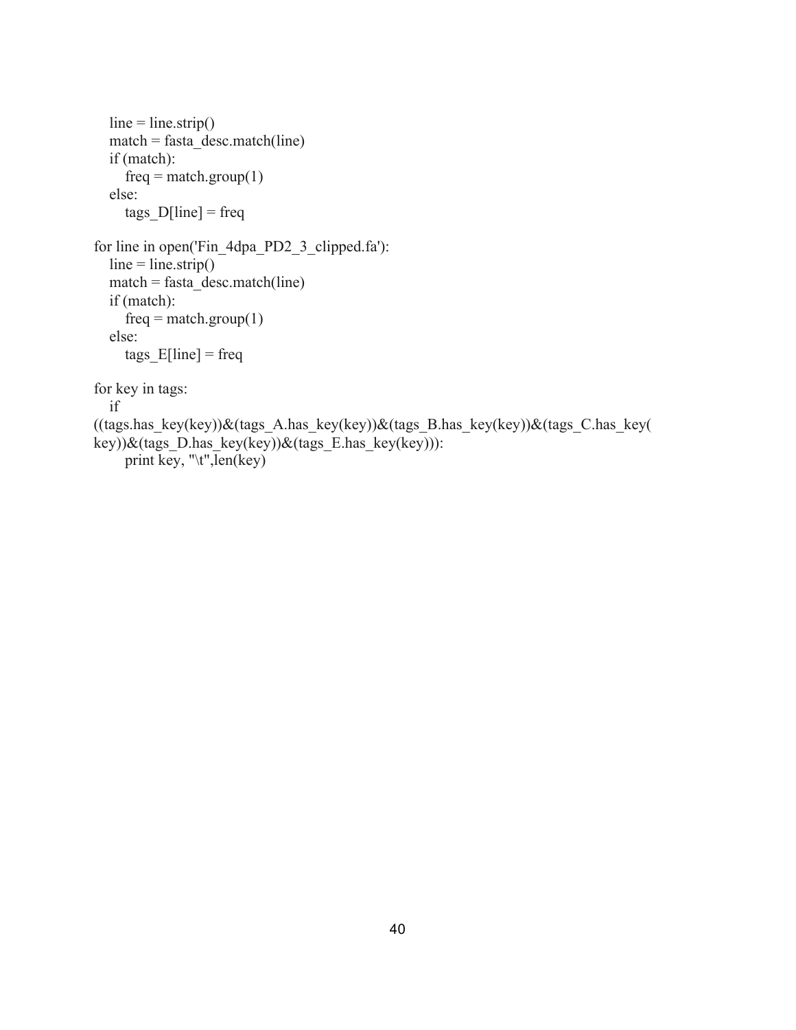```
    line = line.strip()
    match = fasta_desc.match(line)
    if (match):
        freq = match.group(1)
    else:
        tags_D[line] = freq

for line in open('Fin_4dpa_PD2_3_clipped.fa'):
    line = line.strip()
    match = fasta_desc.match(line)
    if (match):
        freq = match.group(1)
    else:
        tags_E[line] = freq

for key in tags:
    if
((tags.has_key(key))&(tags_A.has_key(key))&(tags_B.has_key(key))&(tags_C.has_key(
key))&(tags_D.has_key(key))&(tags_E.has_key(key))):
        print key, "\t",len(key)
```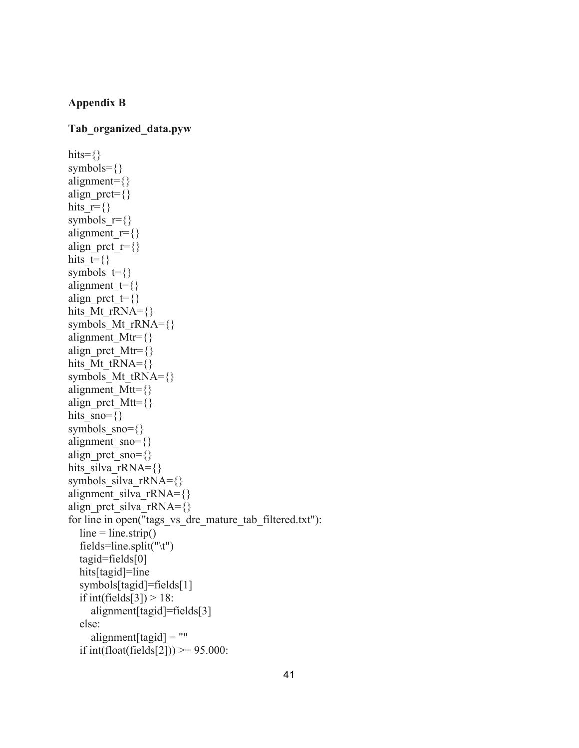**Appendix B**

**Tab_organized_data.pyw**

```
hits={}
symbols={}
alignment={}
align_prct={}
hits_r={}
symbols_r={}
alignment_r={}
align_prct_r={}
hits_t={}
symbols_t={}
alignment_t={}
align_prct_t={}
hits_Mt_rRNA={}
symbols_Mt_rRNA={}
alignment_Mtr={}
align_prct_Mtr={}
hits_Mt_tRNA={}
symbols_Mt_tRNA={}
alignment_Mtt={}
align_prct_Mtt={}
hits_sno={}
symbols_sno={}
alignment_sno={}
align_prct_sno={}
hits_silva_rRNA={}
symbols_silva_rRNA={}
alignment_silva_rRNA={}
align_prct_silva_rRNA={}
for line in open("tags_vs_dre_mature_tab_filtered.txt"):
    line = line.strip()
    fields=line.split("\t")
    tagid=fields[0]
    hits[tagid]=line
    symbols[tagid]=fields[1]
    if int(fields[3]) > 18:
        alignment[tagid]=fields[3]
    else:
        alignment[tagid] = ""
    if int(float(fields[2])) >= 95.000:
```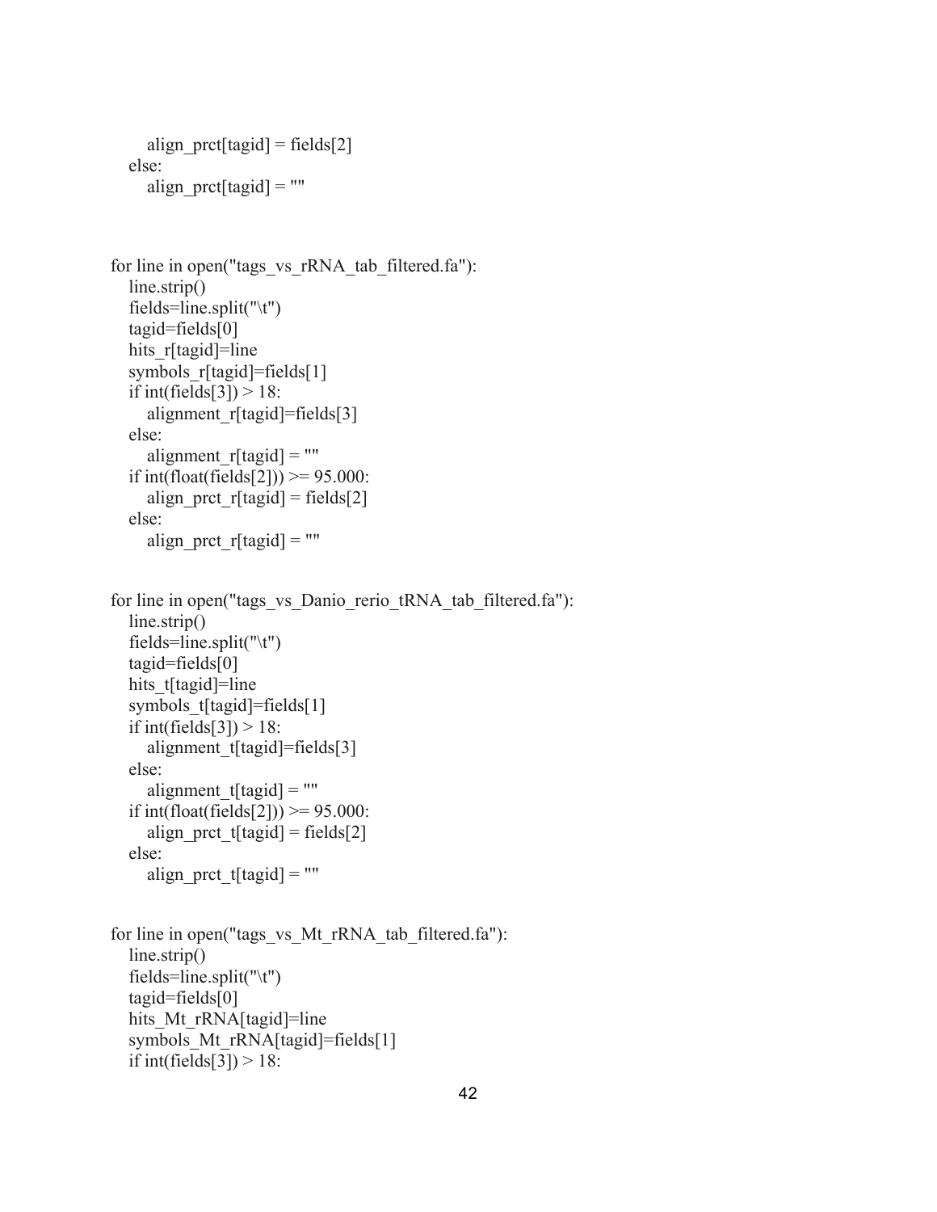```
        align_prct[tagid] = fields[2]
    else:
        align_prct[tagid] = ""


for line in open("tags_vs_rRNA_tab_filtered.fa"):
    line.strip()
    fields=line.split("\t")
    tagid=fields[0]
    hits_r[tagid]=line
    symbols_r[tagid]=fields[1]
    if int(fields[3]) > 18:
        alignment_r[tagid]=fields[3]
    else:
        alignment_r[tagid] = ""
    if int(float(fields[2])) >= 95.000:
        align_prct_r[tagid] = fields[2]
    else:
        align_prct_r[tagid] = ""


for line in open("tags_vs_Danio_rerio_tRNA_tab_filtered.fa"):
    line.strip()
    fields=line.split("\t")
    tagid=fields[0]
    hits_t[tagid]=line
    symbols_t[tagid]=fields[1]
    if int(fields[3]) > 18:
        alignment_t[tagid]=fields[3]
    else:
        alignment_t[tagid] = ""
    if int(float(fields[2])) >= 95.000:
        align_prct_t[tagid] = fields[2]
    else:
        align_prct_t[tagid] = ""


for line in open("tags_vs_Mt_rRNA_tab_filtered.fa"):
    line.strip()
    fields=line.split("\t")
    tagid=fields[0]
    hits_Mt_rRNA[tagid]=line
    symbols_Mt_rRNA[tagid]=fields[1]
    if int(fields[3]) > 18:
```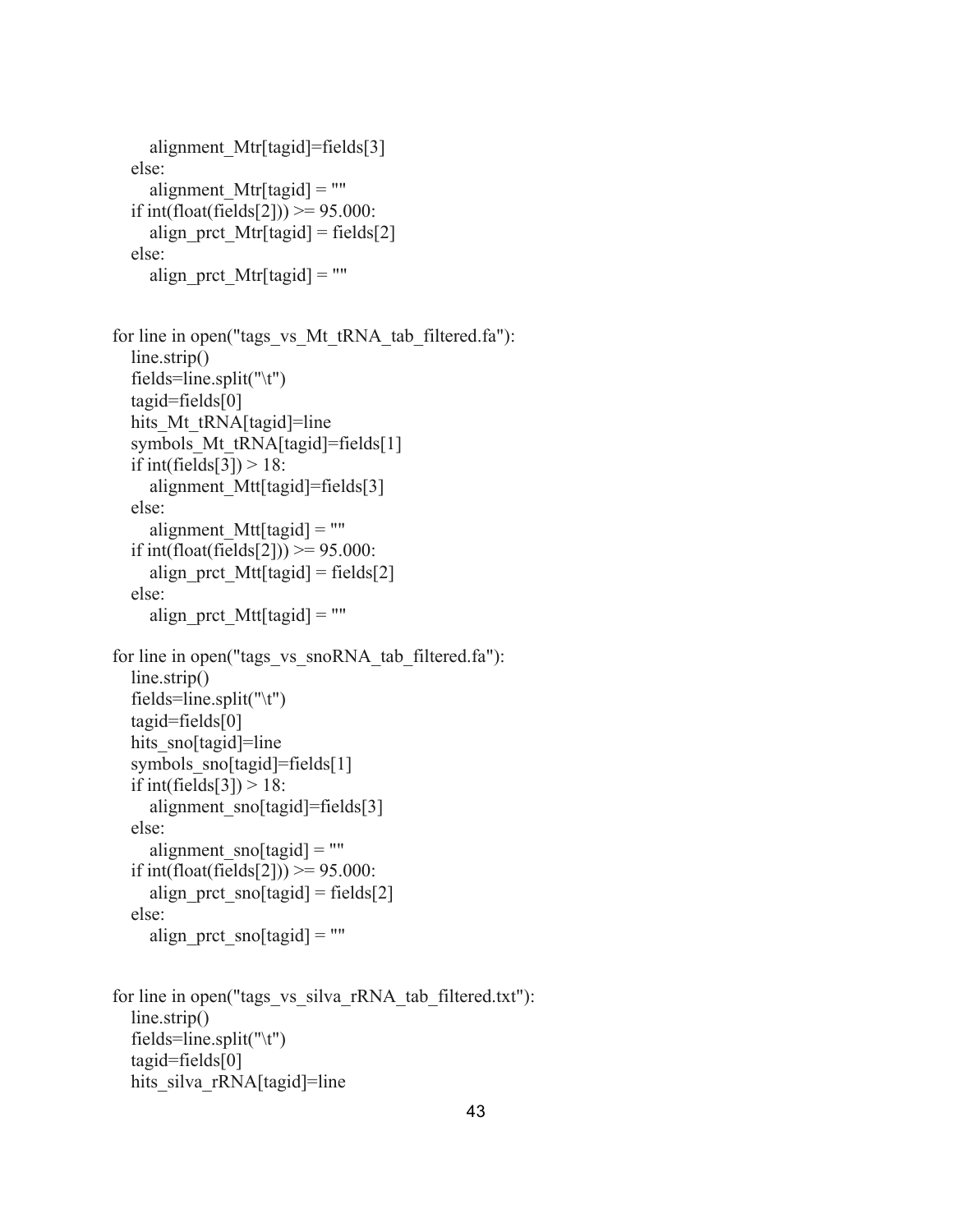```
        alignment_Mtr[tagid]=fields[3]
    else:
        alignment_Mtr[tagid] = ""
    if int(float(fields[2])) >= 95.000:
        align_prct_Mtr[tagid] = fields[2]
    else:
        align_prct_Mtr[tagid] = ""


for line in open("tags_vs_Mt_tRNA_tab_filtered.fa"):
    line.strip()
    fields=line.split("\t")
    tagid=fields[0]
    hits_Mt_tRNA[tagid]=line
    symbols_Mt_tRNA[tagid]=fields[1]
    if int(fields[3]) > 18:
        alignment_Mtt[tagid]=fields[3]
    else:
        alignment_Mtt[tagid] = ""
    if int(float(fields[2])) >= 95.000:
        align_prct_Mtt[tagid] = fields[2]
    else:
        align_prct_Mtt[tagid] = ""

for line in open("tags_vs_snoRNA_tab_filtered.fa"):
    line.strip()
    fields=line.split("\t")
    tagid=fields[0]
    hits_sno[tagid]=line
    symbols_sno[tagid]=fields[1]
    if int(fields[3]) > 18:
        alignment_sno[tagid]=fields[3]
    else:
        alignment_sno[tagid] = ""
    if int(float(fields[2])) >= 95.000:
        align_prct_sno[tagid] = fields[2]
    else:
        align_prct_sno[tagid] = ""


for line in open("tags_vs_silva_rRNA_tab_filtered.txt"):
    line.strip()
    fields=line.split("\t")
    tagid=fields[0]
    hits_silva_rRNA[tagid]=line
```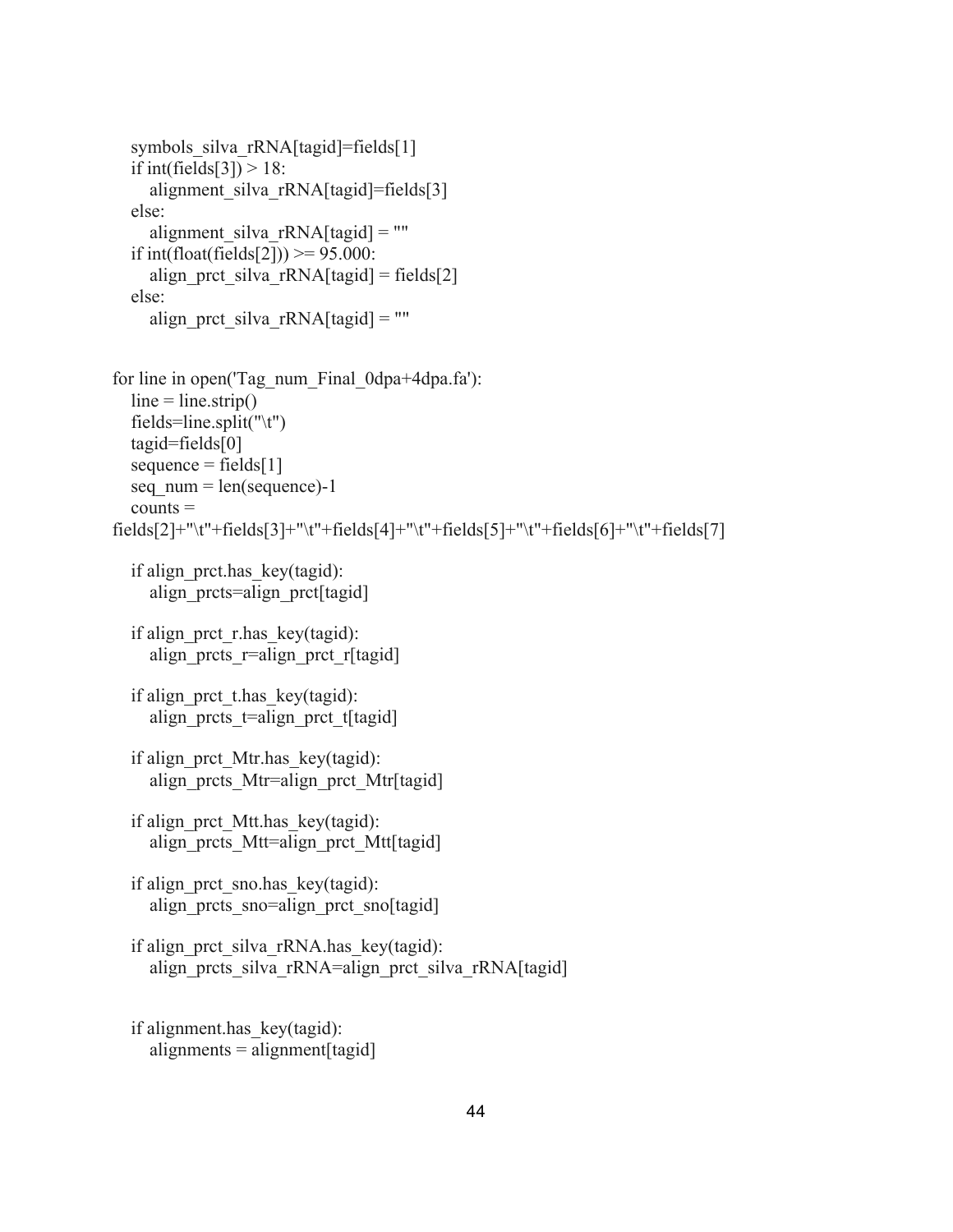```
    symbols_silva_rRNA[tagid]=fields[1]
    if int(fields[3]) > 18:
        alignment_silva_rRNA[tagid]=fields[3]
    else:
        alignment_silva_rRNA[tagid] = ""
    if int(float(fields[2])) >= 95.000:
        align_prct_silva_rRNA[tagid] = fields[2]
    else:
        align_prct_silva_rRNA[tagid] = ""


for line in open('Tag_num_Final_0dpa+4dpa.fa'):
    line = line.strip()
    fields=line.split("\t")
    tagid=fields[0]
    sequence = fields[1]
    seq_num = len(sequence)-1
    counts =
fields[2]+"\t"+fields[3]+"\t"+fields[4]+"\t"+fields[5]+"\t"+fields[6]+"\t"+fields[7]

    if align_prct.has_key(tagid):
        align_prcts=align_prct[tagid]

    if align_prct_r.has_key(tagid):
        align_prcts_r=align_prct_r[tagid]

    if align_prct_t.has_key(tagid):
        align_prcts_t=align_prct_t[tagid]

    if align_prct_Mtr.has_key(tagid):
        align_prcts_Mtr=align_prct_Mtr[tagid]

    if align_prct_Mtt.has_key(tagid):
        align_prcts_Mtt=align_prct_Mtt[tagid]

    if align_prct_sno.has_key(tagid):
        align_prcts_sno=align_prct_sno[tagid]

    if align_prct_silva_rRNA.has_key(tagid):
        align_prcts_silva_rRNA=align_prct_silva_rRNA[tagid]


    if alignment.has_key(tagid):
        alignments = alignment[tagid]
```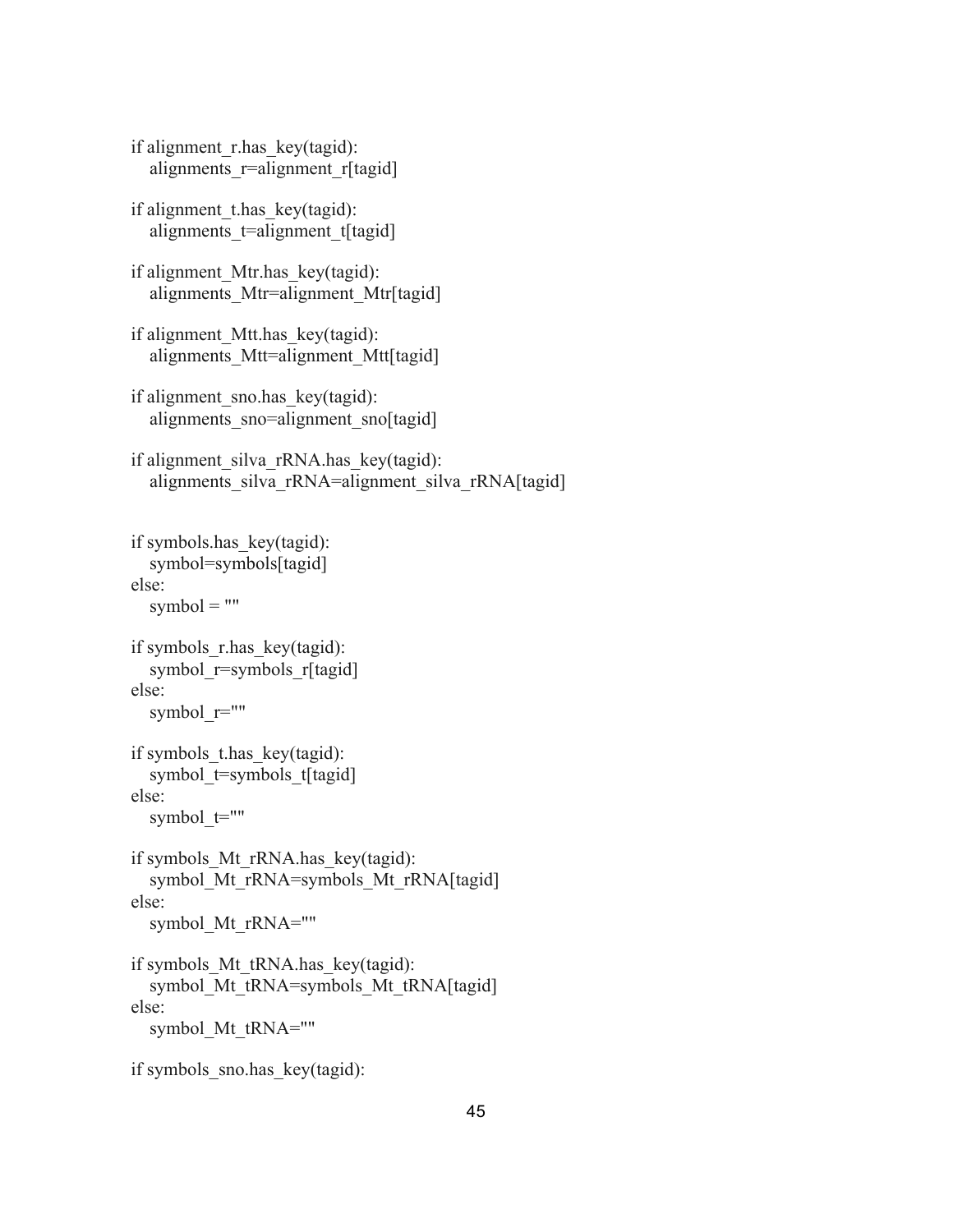```
if alignment_r.has_key(tagid):
    alignments_r=alignment_r[tagid]

if alignment_t.has_key(tagid):
    alignments_t=alignment_t[tagid]

if alignment_Mtr.has_key(tagid):
    alignments_Mtr=alignment_Mtr[tagid]

if alignment_Mtt.has_key(tagid):
    alignments_Mtt=alignment_Mtt[tagid]

if alignment_sno.has_key(tagid):
    alignments_sno=alignment_sno[tagid]

if alignment_silva_rRNA.has_key(tagid):
    alignments_silva_rRNA=alignment_silva_rRNA[tagid]


if symbols.has_key(tagid):
    symbol=symbols[tagid]
else:
    symbol = ""

if symbols_r.has_key(tagid):
    symbol_r=symbols_r[tagid]
else:
    symbol_r=""

if symbols_t.has_key(tagid):
    symbol_t=symbols_t[tagid]
else:
    symbol_t=""

if symbols_Mt_rRNA.has_key(tagid):
    symbol_Mt_rRNA=symbols_Mt_rRNA[tagid]
else:
    symbol_Mt_rRNA=""

if symbols_Mt_tRNA.has_key(tagid):
    symbol_Mt_tRNA=symbols_Mt_tRNA[tagid]
else:
    symbol_Mt_tRNA=""

if symbols_sno.has_key(tagid):
```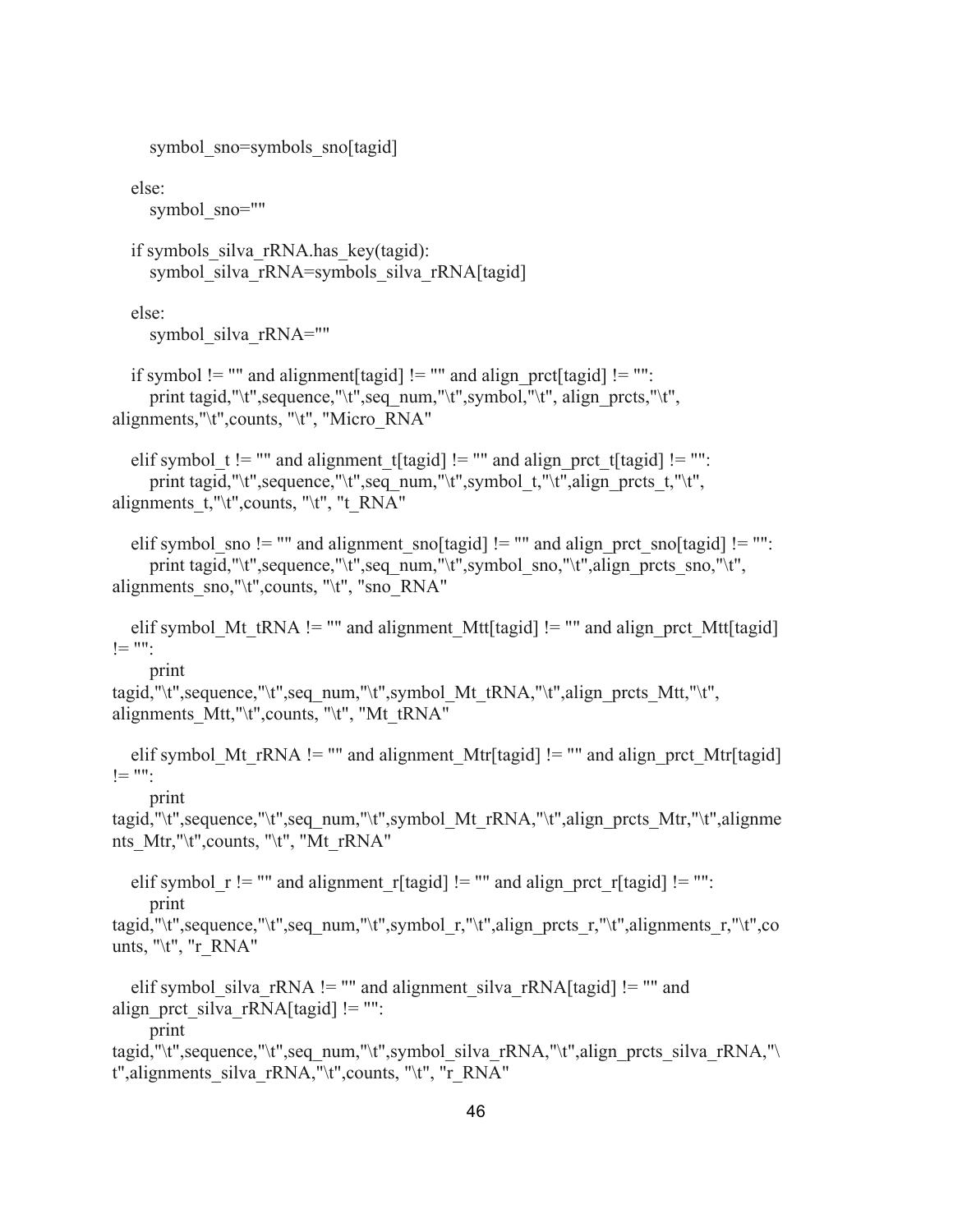```
        symbol_sno=symbols_sno[tagid]

    else:
        symbol_sno=""

    if symbols_silva_rRNA.has_key(tagid):
        symbol_silva_rRNA=symbols_silva_rRNA[tagid]

    else:
        symbol_silva_rRNA=""

    if symbol != "" and alignment[tagid] != "" and align_prct[tagid] != "":
        print tagid,"\t",sequence,"\t",seq_num,"\t",symbol,"\t", align_prcts,"\t",
alignments,"\t",counts, "\t", "Micro_RNA"

    elif symbol_t != "" and alignment_t[tagid] != "" and align_prct_t[tagid] != "":
        print tagid,"\t",sequence,"\t",seq_num,"\t",symbol_t,"\t",align_prcts_t,"\t",
alignments_t,"\t",counts, "\t", "t_RNA"

    elif symbol_sno != "" and alignment_sno[tagid] != "" and align_prct_sno[tagid] != "":
        print tagid,"\t",sequence,"\t",seq_num,"\t",symbol_sno,"\t",align_prcts_sno,"\t",
alignments_sno,"\t",counts, "\t", "sno_RNA"

    elif symbol_Mt_tRNA != "" and alignment_Mtt[tagid] != "" and align_prct_Mtt[tagid]
!= "":
        print
tagid,"\t",sequence,"\t",seq_num,"\t",symbol_Mt_tRNA,"\t",align_prcts_Mtt,"\t",
alignments_Mtt,"\t",counts, "\t", "Mt_tRNA"

    elif symbol_Mt_rRNA != "" and alignment_Mtr[tagid] != "" and align_prct_Mtr[tagid]
!= "":
        print
tagid,"\t",sequence,"\t",seq_num,"\t",symbol_Mt_rRNA,"\t",align_prcts_Mtr,"\t",alignme
nts_Mtr,"\t",counts, "\t", "Mt_rRNA"

    elif symbol_r != "" and alignment_r[tagid] != "" and align_prct_r[tagid] != "":
        print
tagid,"\t",sequence,"\t",seq_num,"\t",symbol_r,"\t",align_prcts_r,"\t",alignments_r,"\t",co
unts, "\t", "r_RNA"

    elif symbol_silva_rRNA != "" and alignment_silva_rRNA[tagid] != "" and
align_prct_silva_rRNA[tagid] != "":
        print
tagid,"\t",sequence,"\t",seq_num,"\t",symbol_silva_rRNA,"\t",align_prcts_silva_rRNA,"\
t",alignments_silva_rRNA,"\t",counts, "\t", "r_RNA"
```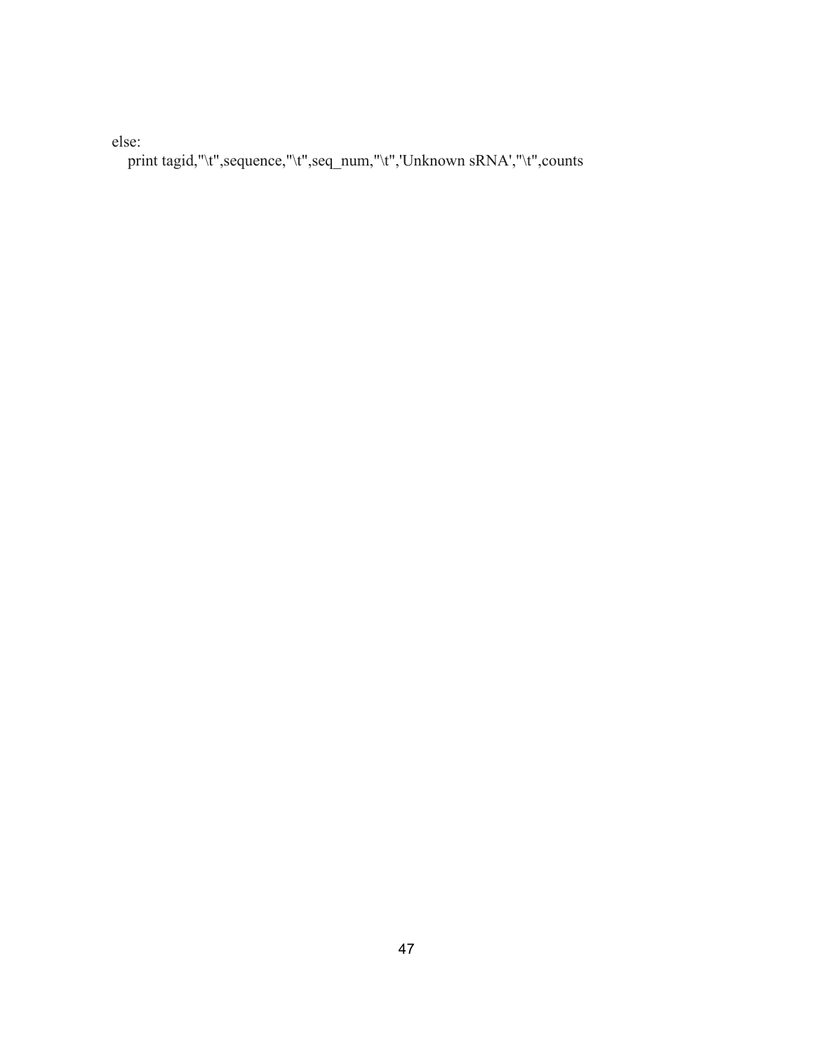```
else:
    print tagid,"\t",sequence,"\t",seq_num,"\t",'Unknown sRNA',"\t",counts
```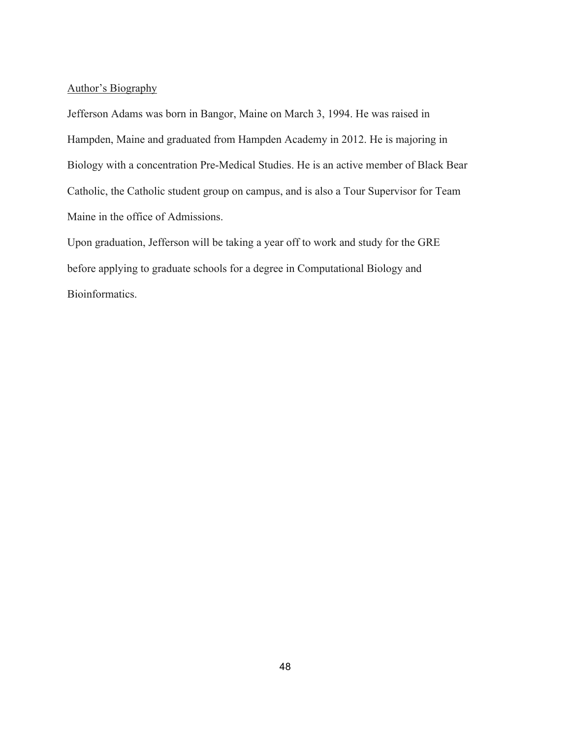## Author's Biography

Jefferson Adams was born in Bangor, Maine on March 3, 1994. He was raised in Hampden, Maine and graduated from Hampden Academy in 2012. He is majoring in Biology with a concentration Pre-Medical Studies. He is an active member of Black Bear Catholic, the Catholic student group on campus, and is also a Tour Supervisor for Team Maine in the office of Admissions.

Upon graduation, Jefferson will be taking a year off to work and study for the GRE before applying to graduate schools for a degree in Computational Biology and Bioinformatics.